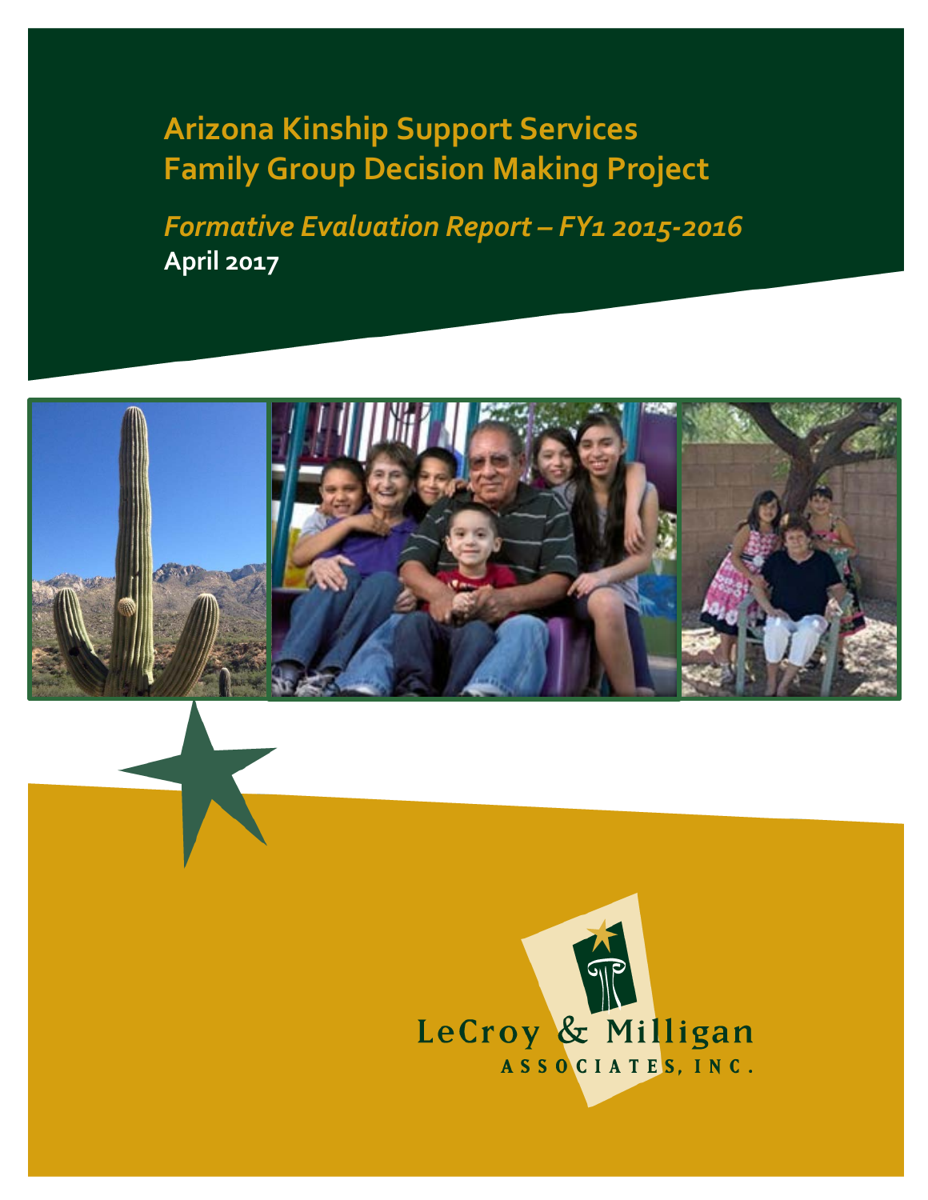# Arizona Kinship Support Services Family Group Decision Making Project

*Formative Evaluation Report – FY1 2015-2016*

**April 2017**

LeCroy & Milligan Associates, Inc.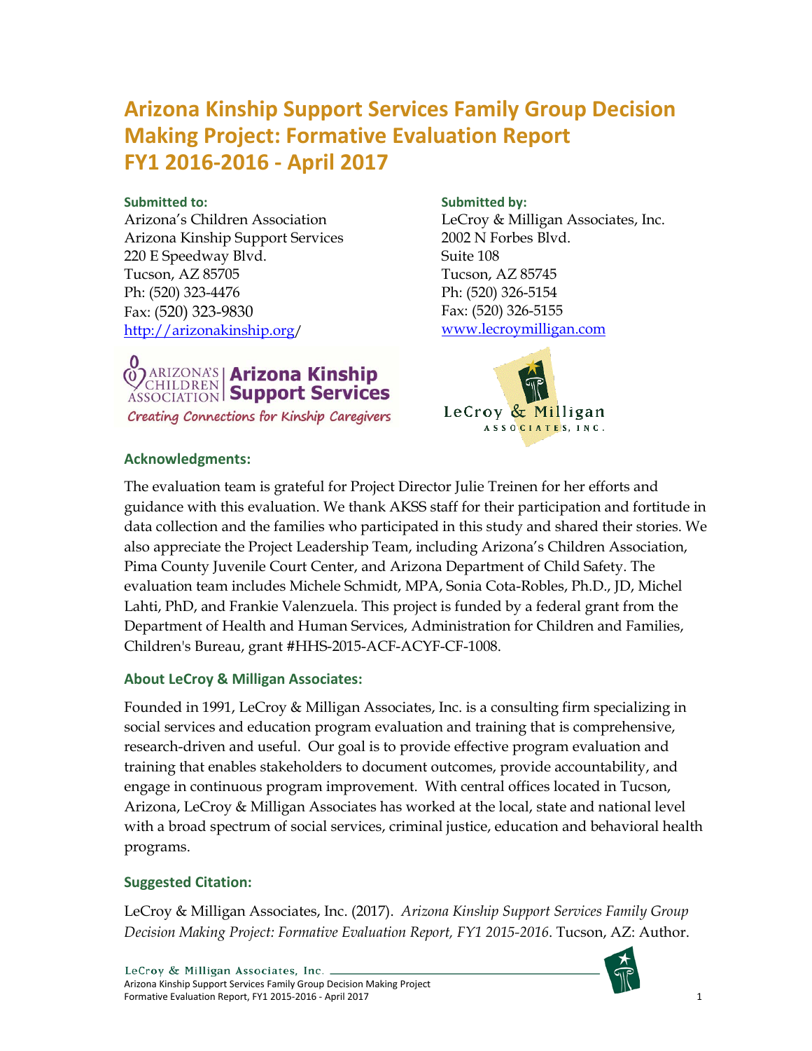# Arizona Kinship Support Services Family Group Decision Making Project: Formative Evaluation Report FY1 2016-2016 - April 2017

**Submitted to:**
Arizona's Children Association
Arizona Kinship Support Services
220 E Speedway Blvd.
Tucson, AZ 85705
Ph: (520) 323-4476
Fax: (520) 323-9830
http://arizonakinship.org/

**Submitted by:**
LeCroy & Milligan Associates, Inc.
2002 N Forbes Blvd.
Suite 108
Tucson, AZ 85745
Ph: (520) 326-5154
Fax: (520) 326-5155
www.lecroymilligan.com

## Acknowledgments:

The evaluation team is grateful for Project Director Julie Treinen for her efforts and guidance with this evaluation. We thank AKSS staff for their participation and fortitude in data collection and the families who participated in this study and shared their stories. We also appreciate the Project Leadership Team, including Arizona's Children Association, Pima County Juvenile Court Center, and Arizona Department of Child Safety. The evaluation team includes Michele Schmidt, MPA, Sonia Cota-Robles, Ph.D., JD, Michel Lahti, PhD, and Frankie Valenzuela. This project is funded by a federal grant from the Department of Health and Human Services, Administration for Children and Families, Children's Bureau, grant #HHS-2015-ACF-ACYF-CF-1008.

## About LeCroy & Milligan Associates:

Founded in 1991, LeCroy & Milligan Associates, Inc. is a consulting firm specializing in social services and education program evaluation and training that is comprehensive, research-driven and useful. Our goal is to provide effective program evaluation and training that enables stakeholders to document outcomes, provide accountability, and engage in continuous program improvement. With central offices located in Tucson, Arizona, LeCroy & Milligan Associates has worked at the local, state and national level with a broad spectrum of social services, criminal justice, education and behavioral health programs.

## Suggested Citation:

LeCroy & Milligan Associates, Inc. (2017). *Arizona Kinship Support Services Family Group Decision Making Project: Formative Evaluation Report, FY1 2015-2016*. Tucson, AZ: Author.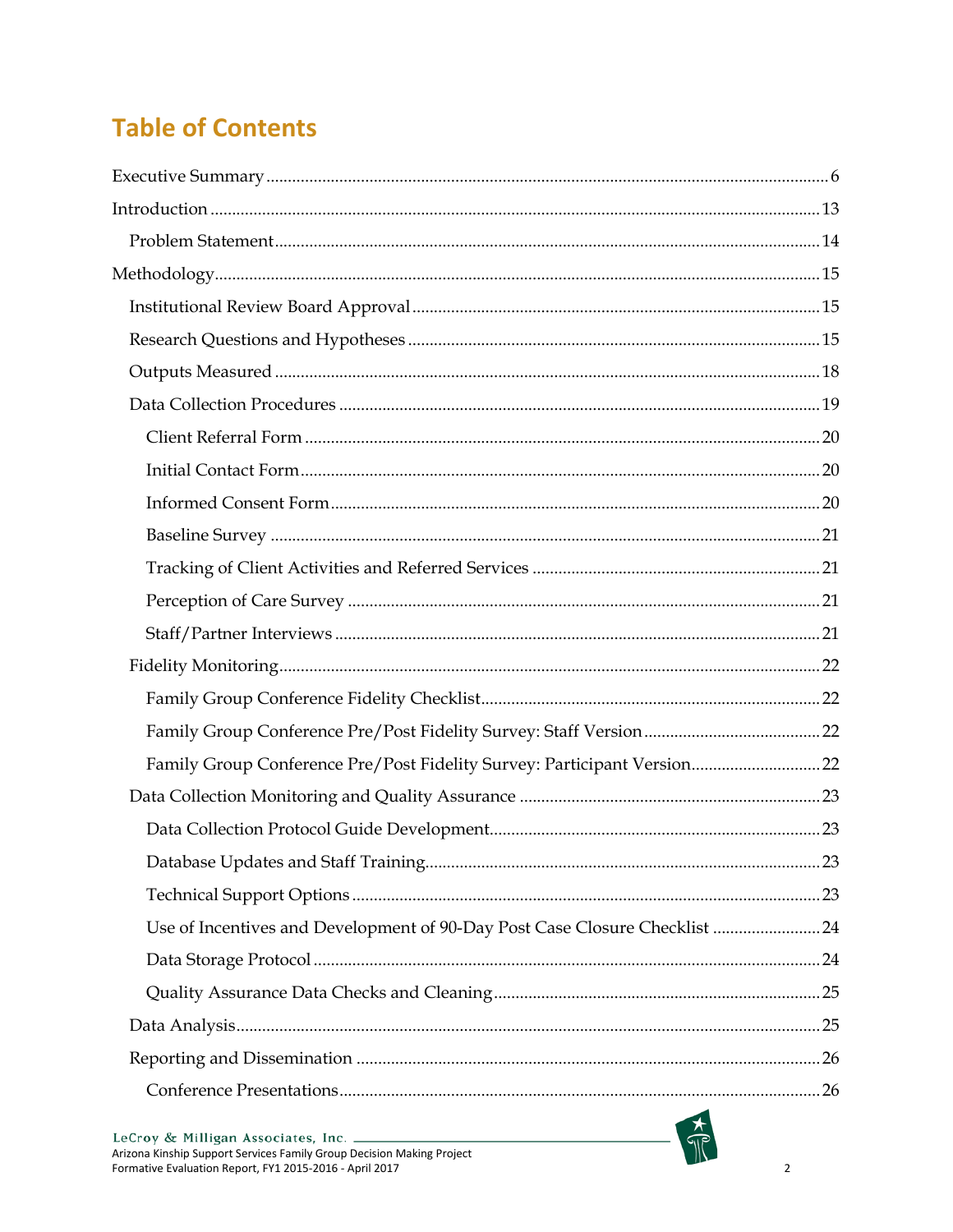# Table of Contents

Executive Summary .......... 6

Introduction .......... 13

- Problem Statement .......... 14

Methodology .......... 15

- Institutional Review Board Approval .......... 15
- Research Questions and Hypotheses .......... 15
- Outputs Measured .......... 18
- Data Collection Procedures .......... 19
  - Client Referral Form .......... 20
  - Initial Contact Form .......... 20
  - Informed Consent Form .......... 20
  - Baseline Survey .......... 21
  - Tracking of Client Activities and Referred Services .......... 21
  - Perception of Care Survey .......... 21
  - Staff/Partner Interviews .......... 21
- Fidelity Monitoring .......... 22
  - Family Group Conference Fidelity Checklist .......... 22
  - Family Group Conference Pre/Post Fidelity Survey: Staff Version .......... 22
  - Family Group Conference Pre/Post Fidelity Survey: Participant Version .......... 22
- Data Collection Monitoring and Quality Assurance .......... 23
  - Data Collection Protocol Guide Development .......... 23
  - Database Updates and Staff Training .......... 23
  - Technical Support Options .......... 23
  - Use of Incentives and Development of 90-Day Post Case Closure Checklist .......... 24
  - Data Storage Protocol .......... 24
  - Quality Assurance Data Checks and Cleaning .......... 25
- Data Analysis .......... 25
- Reporting and Dissemination .......... 26
  - Conference Presentations .......... 26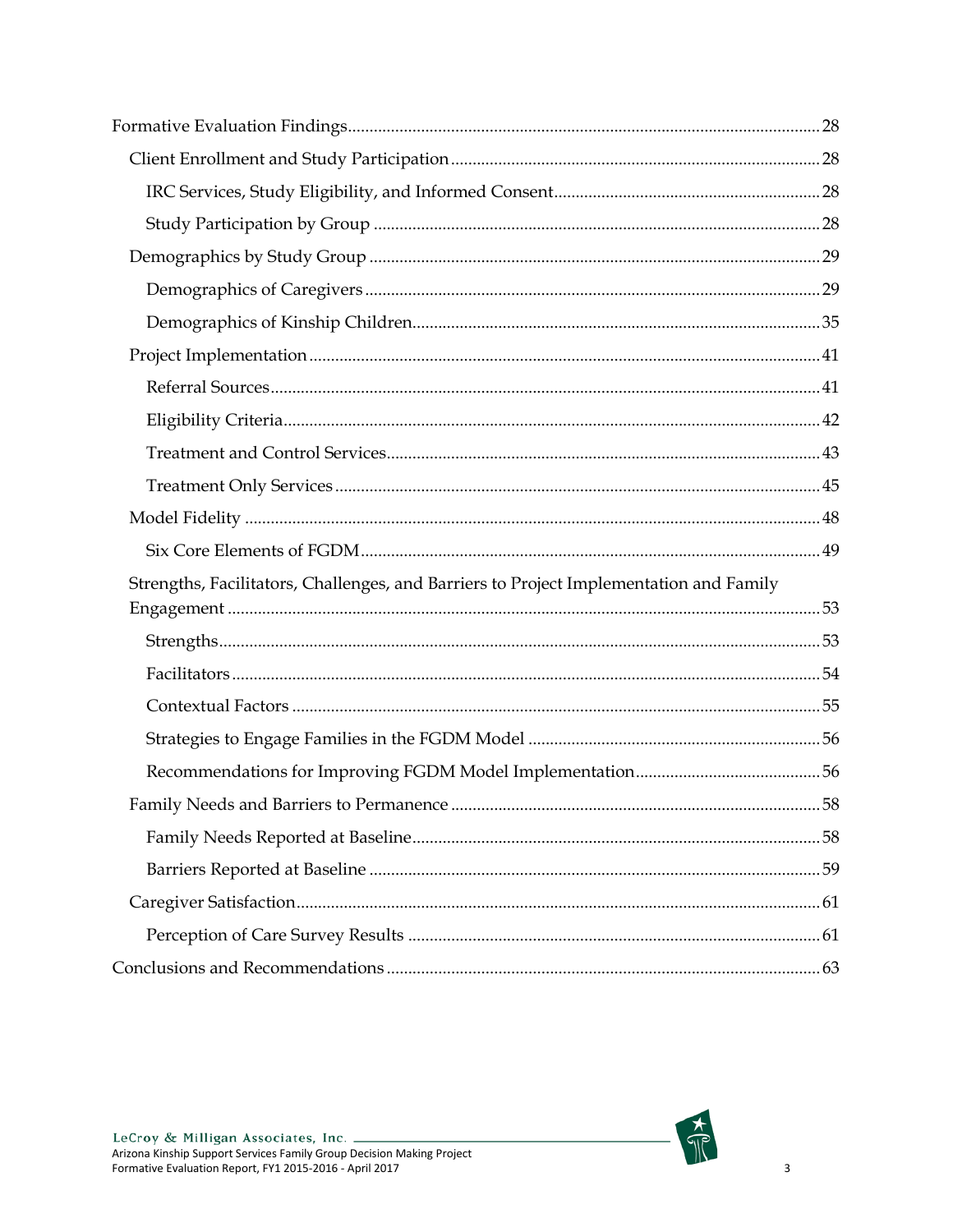Formative Evaluation Findings ... 28

- Client Enrollment and Study Participation ... 28
  - IRC Services, Study Eligibility, and Informed Consent ... 28
  - Study Participation by Group ... 28
- Demographics by Study Group ... 29
  - Demographics of Caregivers ... 29
  - Demographics of Kinship Children ... 35
- Project Implementation ... 41
  - Referral Sources ... 41
  - Eligibility Criteria ... 42
  - Treatment and Control Services ... 43
  - Treatment Only Services ... 45
- Model Fidelity ... 48
  - Six Core Elements of FGDM ... 49
- Strengths, Facilitators, Challenges, and Barriers to Project Implementation and Family Engagement ... 53
  - Strengths ... 53
  - Facilitators ... 54
  - Contextual Factors ... 55
  - Strategies to Engage Families in the FGDM Model ... 56
  - Recommendations for Improving FGDM Model Implementation ... 56
- Family Needs and Barriers to Permanence ... 58
  - Family Needs Reported at Baseline ... 58
  - Barriers Reported at Baseline ... 59
- Caregiver Satisfaction ... 61
  - Perception of Care Survey Results ... 61

Conclusions and Recommendations ... 63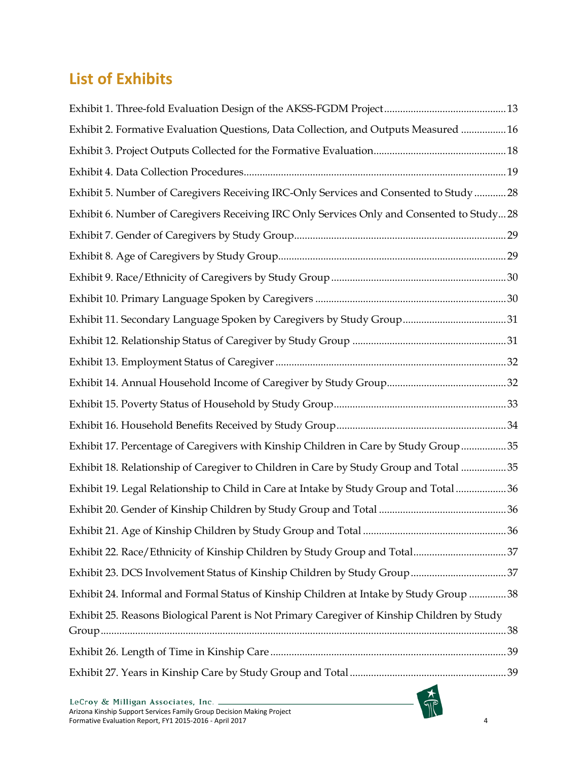## List of Exhibits

Exhibit 1. Three-fold Evaluation Design of the AKSS-FGDM Project .......... 13

Exhibit 2. Formative Evaluation Questions, Data Collection, and Outputs Measured .......... 16

Exhibit 3. Project Outputs Collected for the Formative Evaluation .......... 18

Exhibit 4. Data Collection Procedures .......... 19

Exhibit 5. Number of Caregivers Receiving IRC-Only Services and Consented to Study .......... 28

Exhibit 6. Number of Caregivers Receiving IRC Only Services Only and Consented to Study .......... 28

Exhibit 7. Gender of Caregivers by Study Group .......... 29

Exhibit 8. Age of Caregivers by Study Group .......... 29

Exhibit 9. Race/Ethnicity of Caregivers by Study Group .......... 30

Exhibit 10. Primary Language Spoken by Caregivers .......... 30

Exhibit 11. Secondary Language Spoken by Caregivers by Study Group .......... 31

Exhibit 12. Relationship Status of Caregiver by Study Group .......... 31

Exhibit 13. Employment Status of Caregiver .......... 32

Exhibit 14. Annual Household Income of Caregiver by Study Group .......... 32

Exhibit 15. Poverty Status of Household by Study Group .......... 33

Exhibit 16. Household Benefits Received by Study Group .......... 34

Exhibit 17. Percentage of Caregivers with Kinship Children in Care by Study Group .......... 35

Exhibit 18. Relationship of Caregiver to Children in Care by Study Group and Total .......... 35

Exhibit 19. Legal Relationship to Child in Care at Intake by Study Group and Total .......... 36

Exhibit 20. Gender of Kinship Children by Study Group and Total .......... 36

Exhibit 21. Age of Kinship Children by Study Group and Total .......... 36

Exhibit 22. Race/Ethnicity of Kinship Children by Study Group and Total .......... 37

Exhibit 23. DCS Involvement Status of Kinship Children by Study Group .......... 37

Exhibit 24. Informal and Formal Status of Kinship Children at Intake by Study Group .......... 38

Exhibit 25. Reasons Biological Parent is Not Primary Caregiver of Kinship Children by Study Group .......... 38

Exhibit 26. Length of Time in Kinship Care .......... 39

Exhibit 27. Years in Kinship Care by Study Group and Total .......... 39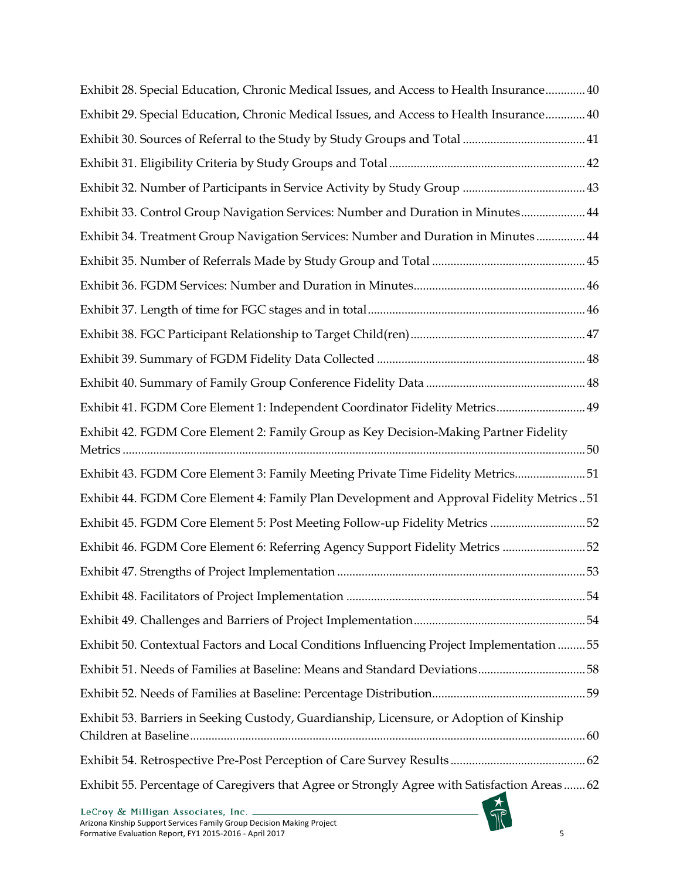Exhibit 28. Special Education, Chronic Medical Issues, and Access to Health Insurance............. 40

Exhibit 29. Special Education, Chronic Medical Issues, and Access to Health Insurance............. 40

Exhibit 30. Sources of Referral to the Study by Study Groups and Total ........................................ 41

Exhibit 31. Eligibility Criteria by Study Groups and Total ............................................................... 42

Exhibit 32. Number of Participants in Service Activity by Study Group ........................................ 43

Exhibit 33. Control Group Navigation Services: Number and Duration in Minutes..................... 44

Exhibit 34. Treatment Group Navigation Services: Number and Duration in Minutes ................ 44

Exhibit 35. Number of Referrals Made by Study Group and Total ................................................. 45

Exhibit 36. FGDM Services: Number and Duration in Minutes....................................................... 46

Exhibit 37. Length of time for FGC stages and in total ...................................................................... 46

Exhibit 38. FGC Participant Relationship to Target Child(ren)......................................................... 47

Exhibit 39. Summary of FGDM Fidelity Data Collected ................................................................... 48

Exhibit 40. Summary of Family Group Conference Fidelity Data .................................................... 48

Exhibit 41. FGDM Core Element 1: Independent Coordinator Fidelity Metrics............................. 49

Exhibit 42. FGDM Core Element 2: Family Group as Key Decision-Making Partner Fidelity Metrics ..................................................................................................................................................... 50

Exhibit 43. FGDM Core Element 3: Family Meeting Private Time Fidelity Metrics....................... 51

Exhibit 44. FGDM Core Element 4: Family Plan Development and Approval Fidelity Metrics .. 51

Exhibit 45. FGDM Core Element 5: Post Meeting Follow-up Fidelity Metrics ............................... 52

Exhibit 46. FGDM Core Element 6: Referring Agency Support Fidelity Metrics ........................... 52

Exhibit 47. Strengths of Project Implementation ................................................................................ 53

Exhibit 48. Facilitators of Project Implementation ............................................................................. 54

Exhibit 49. Challenges and Barriers of Project Implementation........................................................ 54

Exhibit 50. Contextual Factors and Local Conditions Influencing Project Implementation ......... 55

Exhibit 51. Needs of Families at Baseline: Means and Standard Deviations................................... 58

Exhibit 52. Needs of Families at Baseline: Percentage Distribution.................................................. 59

Exhibit 53. Barriers in Seeking Custody, Guardianship, Licensure, or Adoption of Kinship Children at Baseline................................................................................................................................. 60

Exhibit 54. Retrospective Pre-Post Perception of Care Survey Results ............................................ 62

Exhibit 55. Percentage of Caregivers that Agree or Strongly Agree with Satisfaction Areas ....... 62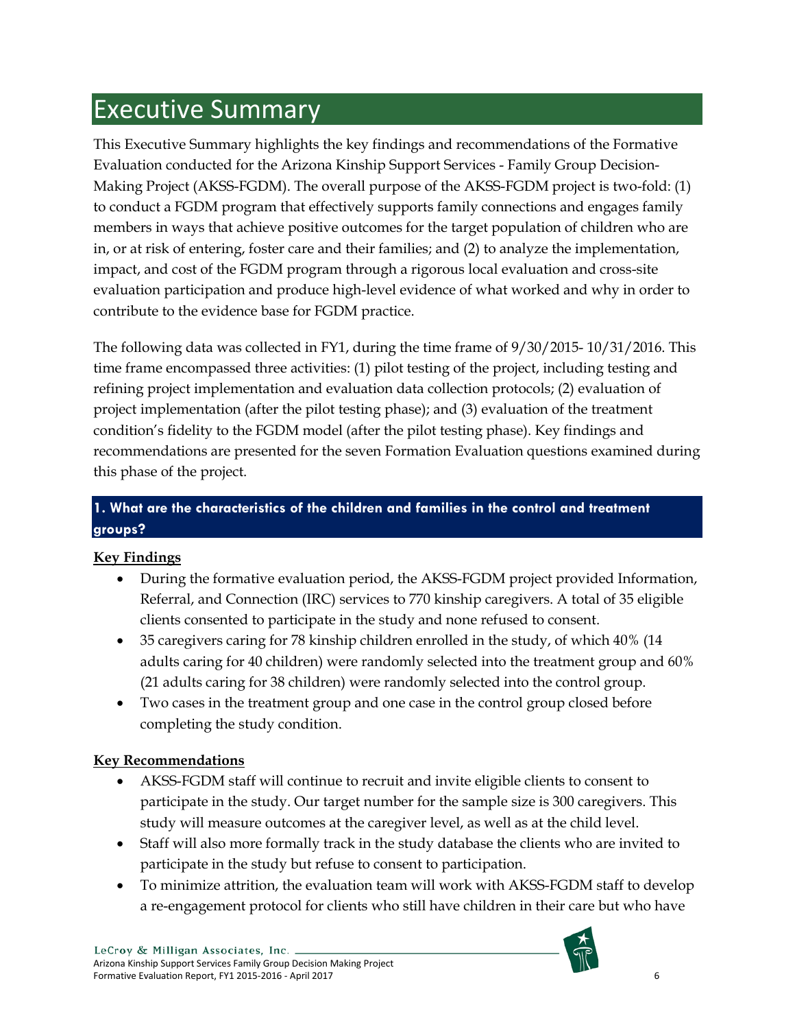# Executive Summary

This Executive Summary highlights the key findings and recommendations of the Formative Evaluation conducted for the Arizona Kinship Support Services - Family Group Decision-Making Project (AKSS-FGDM). The overall purpose of the AKSS-FGDM project is two-fold: (1) to conduct a FGDM program that effectively supports family connections and engages family members in ways that achieve positive outcomes for the target population of children who are in, or at risk of entering, foster care and their families; and (2) to analyze the implementation, impact, and cost of the FGDM program through a rigorous local evaluation and cross-site evaluation participation and produce high-level evidence of what worked and why in order to contribute to the evidence base for FGDM practice.

The following data was collected in FY1, during the time frame of 9/30/2015- 10/31/2016. This time frame encompassed three activities: (1) pilot testing of the project, including testing and refining project implementation and evaluation data collection protocols; (2) evaluation of project implementation (after the pilot testing phase); and (3) evaluation of the treatment condition's fidelity to the FGDM model (after the pilot testing phase). Key findings and recommendations are presented for the seven Formation Evaluation questions examined during this phase of the project.

### 1. What are the characteristics of the children and families in the control and treatment groups?

**Key Findings**

- During the formative evaluation period, the AKSS-FGDM project provided Information, Referral, and Connection (IRC) services to 770 kinship caregivers. A total of 35 eligible clients consented to participate in the study and none refused to consent.
- 35 caregivers caring for 78 kinship children enrolled in the study, of which 40% (14 adults caring for 40 children) were randomly selected into the treatment group and 60% (21 adults caring for 38 children) were randomly selected into the control group.
- Two cases in the treatment group and one case in the control group closed before completing the study condition.

**Key Recommendations**

- AKSS-FGDM staff will continue to recruit and invite eligible clients to consent to participate in the study. Our target number for the sample size is 300 caregivers. This study will measure outcomes at the caregiver level, as well as at the child level.
- Staff will also more formally track in the study database the clients who are invited to participate in the study but refuse to consent to participation.
- To minimize attrition, the evaluation team will work with AKSS-FGDM staff to develop a re-engagement protocol for clients who still have children in their care but who have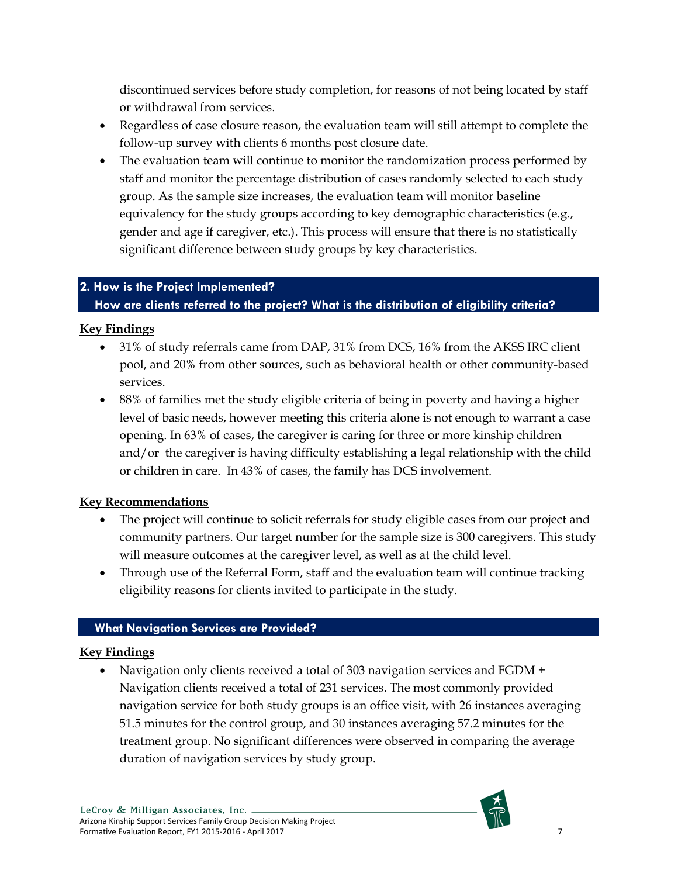discontinued services before study completion, for reasons of not being located by staff or withdrawal from services.

- Regardless of case closure reason, the evaluation team will still attempt to complete the follow-up survey with clients 6 months post closure date.
- The evaluation team will continue to monitor the randomization process performed by staff and monitor the percentage distribution of cases randomly selected to each study group. As the sample size increases, the evaluation team will monitor baseline equivalency for the study groups according to key demographic characteristics (e.g., gender and age if caregiver, etc.). This process will ensure that there is no statistically significant difference between study groups by key characteristics.

## 2. How is the Project Implemented?

### How are clients referred to the project? What is the distribution of eligibility criteria?

**Key Findings**

- 31% of study referrals came from DAP, 31% from DCS, 16% from the AKSS IRC client pool, and 20% from other sources, such as behavioral health or other community-based services.
- 88% of families met the study eligible criteria of being in poverty and having a higher level of basic needs, however meeting this criteria alone is not enough to warrant a case opening. In 63% of cases, the caregiver is caring for three or more kinship children and/or the caregiver is having difficulty establishing a legal relationship with the child or children in care. In 43% of cases, the family has DCS involvement.

**Key Recommendations**

- The project will continue to solicit referrals for study eligible cases from our project and community partners. Our target number for the sample size is 300 caregivers. This study will measure outcomes at the caregiver level, as well as at the child level.
- Through use of the Referral Form, staff and the evaluation team will continue tracking eligibility reasons for clients invited to participate in the study.

### What Navigation Services are Provided?

**Key Findings**

- Navigation only clients received a total of 303 navigation services and FGDM + Navigation clients received a total of 231 services. The most commonly provided navigation service for both study groups is an office visit, with 26 instances averaging 51.5 minutes for the control group, and 30 instances averaging 57.2 minutes for the treatment group. No significant differences were observed in comparing the average duration of navigation services by study group.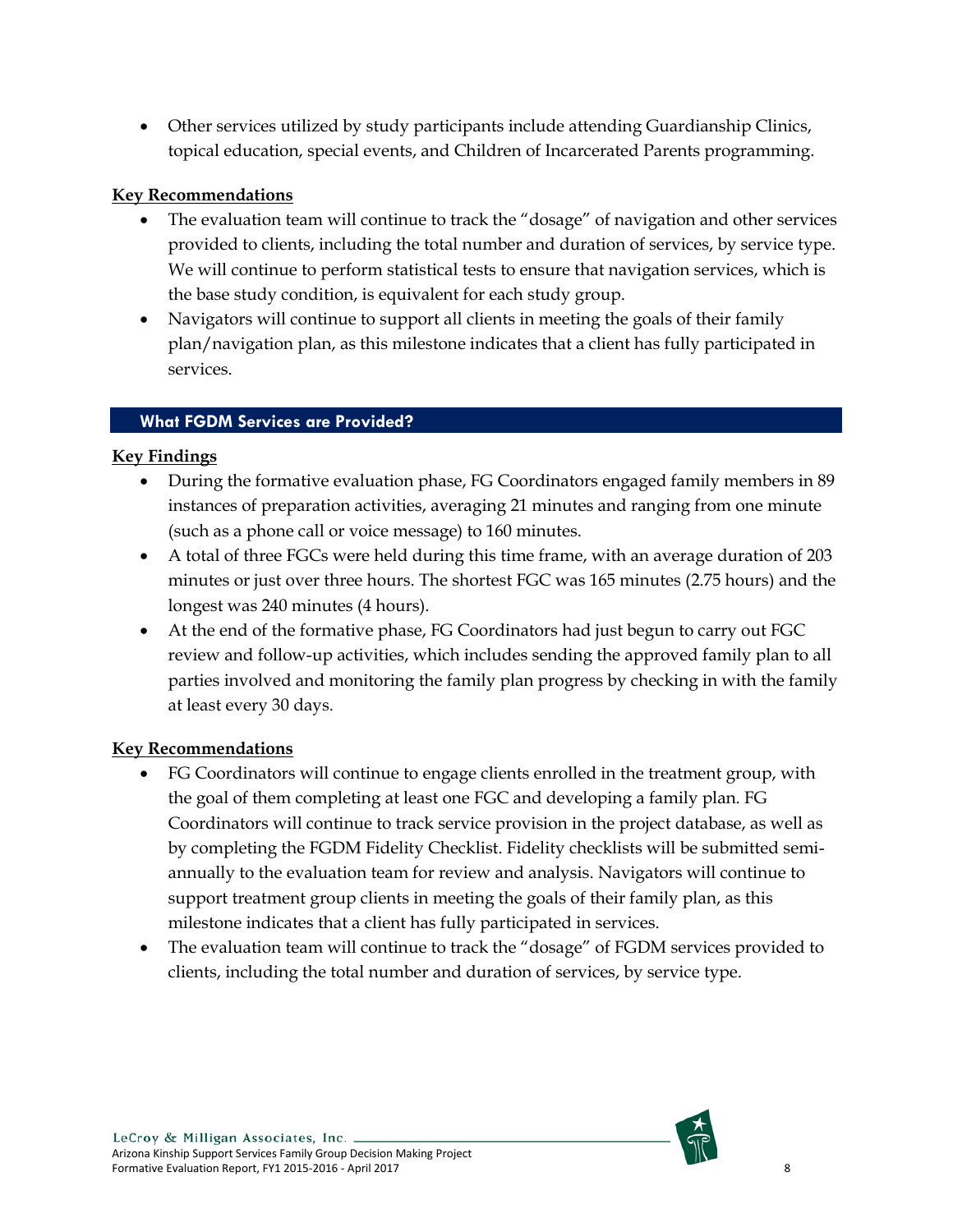- Other services utilized by study participants include attending Guardianship Clinics, topical education, special events, and Children of Incarcerated Parents programming.

**Key Recommendations**

- The evaluation team will continue to track the "dosage" of navigation and other services provided to clients, including the total number and duration of services, by service type. We will continue to perform statistical tests to ensure that navigation services, which is the base study condition, is equivalent for each study group.
- Navigators will continue to support all clients in meeting the goals of their family plan/navigation plan, as this milestone indicates that a client has fully participated in services.

## What FGDM Services are Provided?

**Key Findings**

- During the formative evaluation phase, FG Coordinators engaged family members in 89 instances of preparation activities, averaging 21 minutes and ranging from one minute (such as a phone call or voice message) to 160 minutes.
- A total of three FGCs were held during this time frame, with an average duration of 203 minutes or just over three hours. The shortest FGC was 165 minutes (2.75 hours) and the longest was 240 minutes (4 hours).
- At the end of the formative phase, FG Coordinators had just begun to carry out FGC review and follow-up activities, which includes sending the approved family plan to all parties involved and monitoring the family plan progress by checking in with the family at least every 30 days.

**Key Recommendations**

- FG Coordinators will continue to engage clients enrolled in the treatment group, with the goal of them completing at least one FGC and developing a family plan. FG Coordinators will continue to track service provision in the project database, as well as by completing the FGDM Fidelity Checklist. Fidelity checklists will be submitted semi-annually to the evaluation team for review and analysis. Navigators will continue to support treatment group clients in meeting the goals of their family plan, as this milestone indicates that a client has fully participated in services.
- The evaluation team will continue to track the "dosage" of FGDM services provided to clients, including the total number and duration of services, by service type.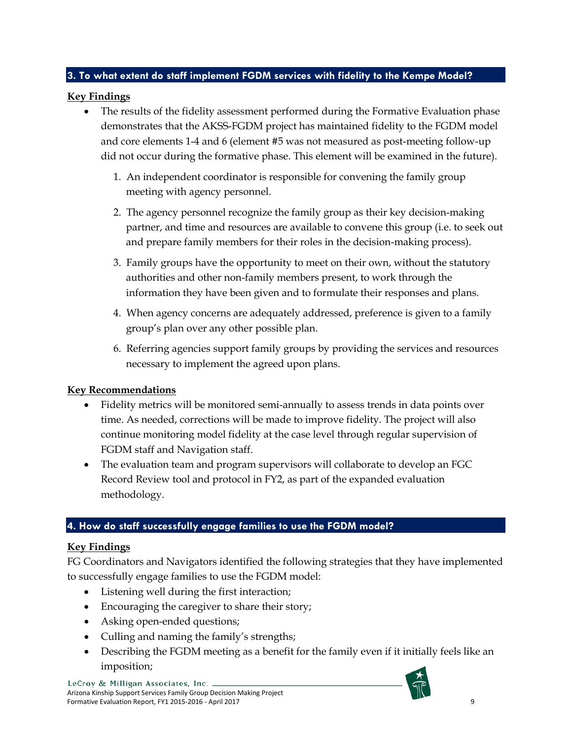### 3. To what extent do staff implement FGDM services with fidelity to the Kempe Model?

**Key Findings**

- The results of the fidelity assessment performed during the Formative Evaluation phase demonstrates that the AKSS-FGDM project has maintained fidelity to the FGDM model and core elements 1-4 and 6 (element #5 was not measured as post-meeting follow-up did not occur during the formative phase. This element will be examined in the future).

  1. An independent coordinator is responsible for convening the family group meeting with agency personnel.
  2. The agency personnel recognize the family group as their key decision-making partner, and time and resources are available to convene this group (i.e. to seek out and prepare family members for their roles in the decision-making process).
  3. Family groups have the opportunity to meet on their own, without the statutory authorities and other non-family members present, to work through the information they have been given and to formulate their responses and plans.
  4. When agency concerns are adequately addressed, preference is given to a family group's plan over any other possible plan.
  6. Referring agencies support family groups by providing the services and resources necessary to implement the agreed upon plans.

**Key Recommendations**

- Fidelity metrics will be monitored semi-annually to assess trends in data points over time. As needed, corrections will be made to improve fidelity. The project will also continue monitoring model fidelity at the case level through regular supervision of FGDM staff and Navigation staff.
- The evaluation team and program supervisors will collaborate to develop an FGC Record Review tool and protocol in FY2, as part of the expanded evaluation methodology.

### 4. How do staff successfully engage families to use the FGDM model?

**Key Findings**

FG Coordinators and Navigators identified the following strategies that they have implemented to successfully engage families to use the FGDM model:

- Listening well during the first interaction;
- Encouraging the caregiver to share their story;
- Asking open-ended questions;
- Culling and naming the family's strengths;
- Describing the FGDM meeting as a benefit for the family even if it initially feels like an imposition;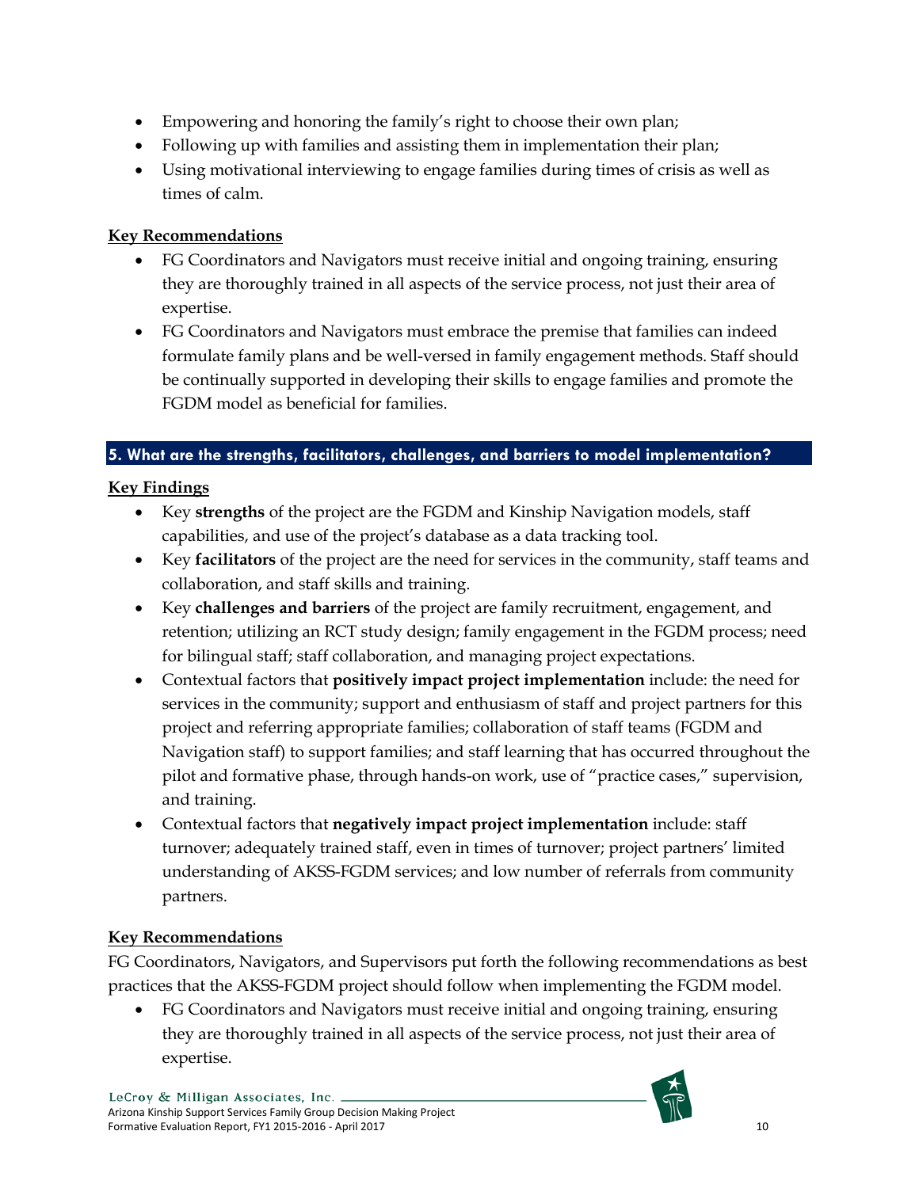- Empowering and honoring the family's right to choose their own plan;
- Following up with families and assisting them in implementation their plan;
- Using motivational interviewing to engage families during times of crisis as well as times of calm.

**Key Recommendations**

- FG Coordinators and Navigators must receive initial and ongoing training, ensuring they are thoroughly trained in all aspects of the service process, not just their area of expertise.
- FG Coordinators and Navigators must embrace the premise that families can indeed formulate family plans and be well-versed in family engagement methods. Staff should be continually supported in developing their skills to engage families and promote the FGDM model as beneficial for families.

## 5. What are the strengths, facilitators, challenges, and barriers to model implementation?

**Key Findings**

- Key **strengths** of the project are the FGDM and Kinship Navigation models, staff capabilities, and use of the project's database as a data tracking tool.
- Key **facilitators** of the project are the need for services in the community, staff teams and collaboration, and staff skills and training.
- Key **challenges and barriers** of the project are family recruitment, engagement, and retention; utilizing an RCT study design; family engagement in the FGDM process; need for bilingual staff; staff collaboration, and managing project expectations.
- Contextual factors that **positively impact project implementation** include: the need for services in the community; support and enthusiasm of staff and project partners for this project and referring appropriate families; collaboration of staff teams (FGDM and Navigation staff) to support families; and staff learning that has occurred throughout the pilot and formative phase, through hands-on work, use of "practice cases," supervision, and training.
- Contextual factors that **negatively impact project implementation** include: staff turnover; adequately trained staff, even in times of turnover; project partners' limited understanding of AKSS-FGDM services; and low number of referrals from community partners.

**Key Recommendations**

FG Coordinators, Navigators, and Supervisors put forth the following recommendations as best practices that the AKSS-FGDM project should follow when implementing the FGDM model.

- FG Coordinators and Navigators must receive initial and ongoing training, ensuring they are thoroughly trained in all aspects of the service process, not just their area of expertise.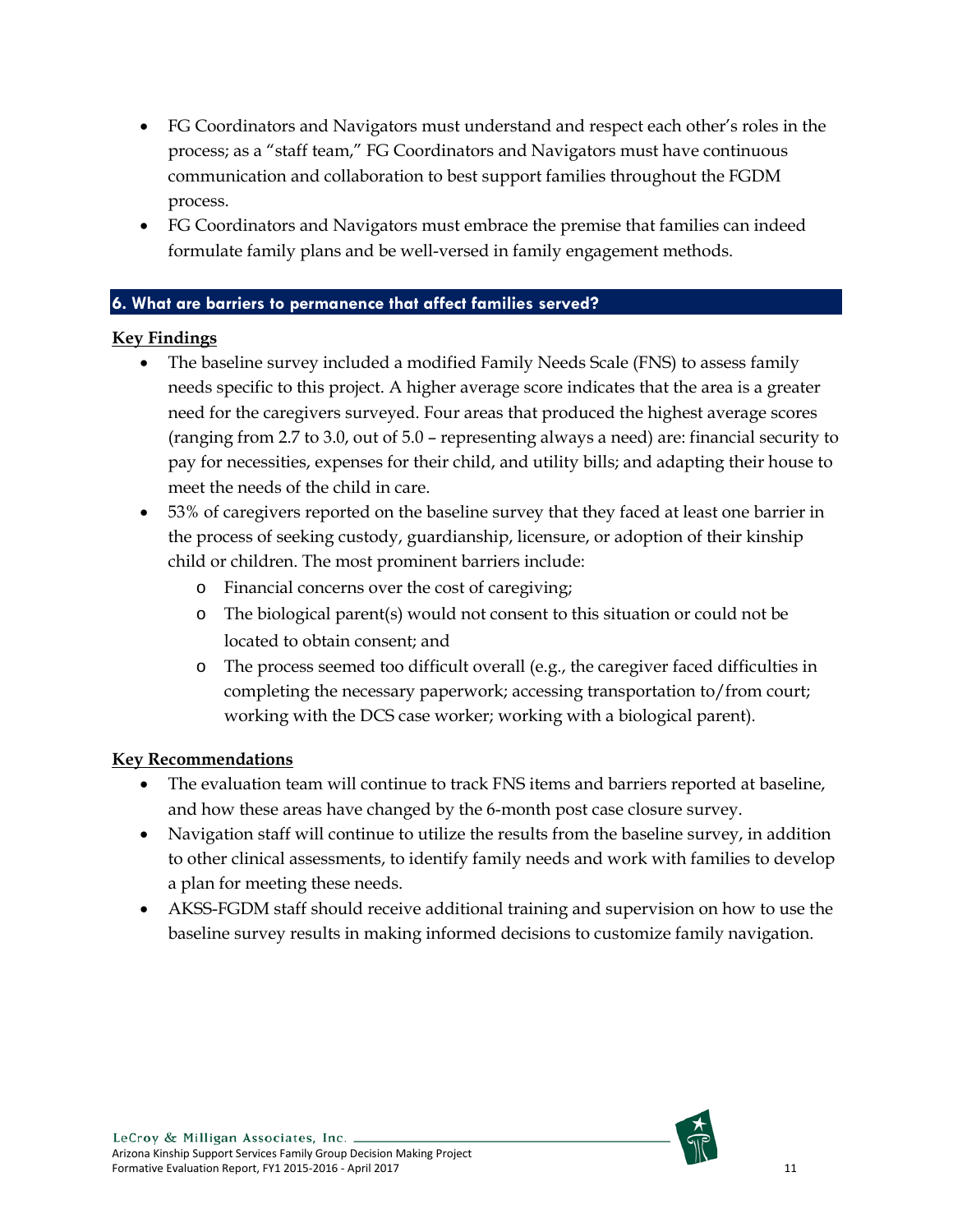- FG Coordinators and Navigators must understand and respect each other's roles in the process; as a "staff team," FG Coordinators and Navigators must have continuous communication and collaboration to best support families throughout the FGDM process.
- FG Coordinators and Navigators must embrace the premise that families can indeed formulate family plans and be well-versed in family engagement methods.

## 6. What are barriers to permanence that affect families served?

**Key Findings**

- The baseline survey included a modified Family Needs Scale (FNS) to assess family needs specific to this project. A higher average score indicates that the area is a greater need for the caregivers surveyed. Four areas that produced the highest average scores (ranging from 2.7 to 3.0, out of 5.0 – representing always a need) are: financial security to pay for necessities, expenses for their child, and utility bills; and adapting their house to meet the needs of the child in care.
- 53% of caregivers reported on the baseline survey that they faced at least one barrier in the process of seeking custody, guardianship, licensure, or adoption of their kinship child or children. The most prominent barriers include:
    - Financial concerns over the cost of caregiving;
    - The biological parent(s) would not consent to this situation or could not be located to obtain consent; and
    - The process seemed too difficult overall (e.g., the caregiver faced difficulties in completing the necessary paperwork; accessing transportation to/from court; working with the DCS case worker; working with a biological parent).

**Key Recommendations**

- The evaluation team will continue to track FNS items and barriers reported at baseline, and how these areas have changed by the 6-month post case closure survey.
- Navigation staff will continue to utilize the results from the baseline survey, in addition to other clinical assessments, to identify family needs and work with families to develop a plan for meeting these needs.
- AKSS-FGDM staff should receive additional training and supervision on how to use the baseline survey results in making informed decisions to customize family navigation.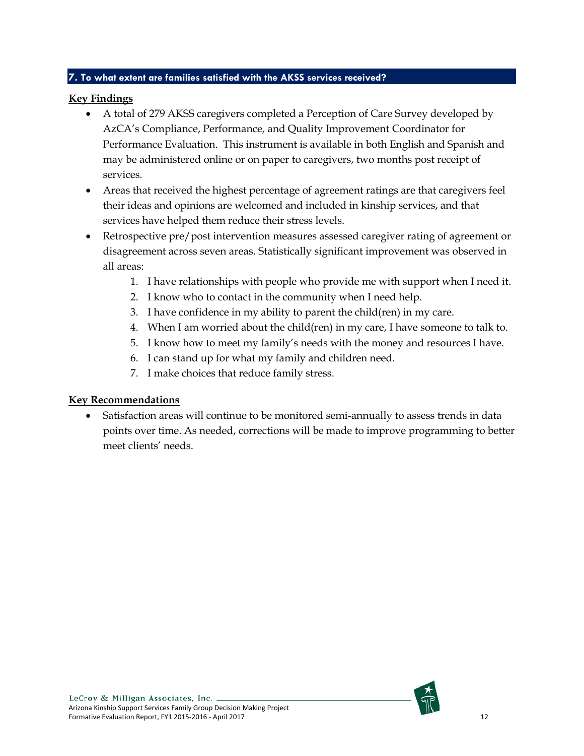## 7. To what extent are families satisfied with the AKSS services received?

**Key Findings**

- A total of 279 AKSS caregivers completed a Perception of Care Survey developed by AzCA's Compliance, Performance, and Quality Improvement Coordinator for Performance Evaluation. This instrument is available in both English and Spanish and may be administered online or on paper to caregivers, two months post receipt of services.
- Areas that received the highest percentage of agreement ratings are that caregivers feel their ideas and opinions are welcomed and included in kinship services, and that services have helped them reduce their stress levels.
- Retrospective pre/post intervention measures assessed caregiver rating of agreement or disagreement across seven areas. Statistically significant improvement was observed in all areas:
    1. I have relationships with people who provide me with support when I need it.
    2. I know who to contact in the community when I need help.
    3. I have confidence in my ability to parent the child(ren) in my care.
    4. When I am worried about the child(ren) in my care, I have someone to talk to.
    5. I know how to meet my family's needs with the money and resources I have.
    6. I can stand up for what my family and children need.
    7. I make choices that reduce family stress.

**Key Recommendations**

- Satisfaction areas will continue to be monitored semi-annually to assess trends in data points over time. As needed, corrections will be made to improve programming to better meet clients' needs.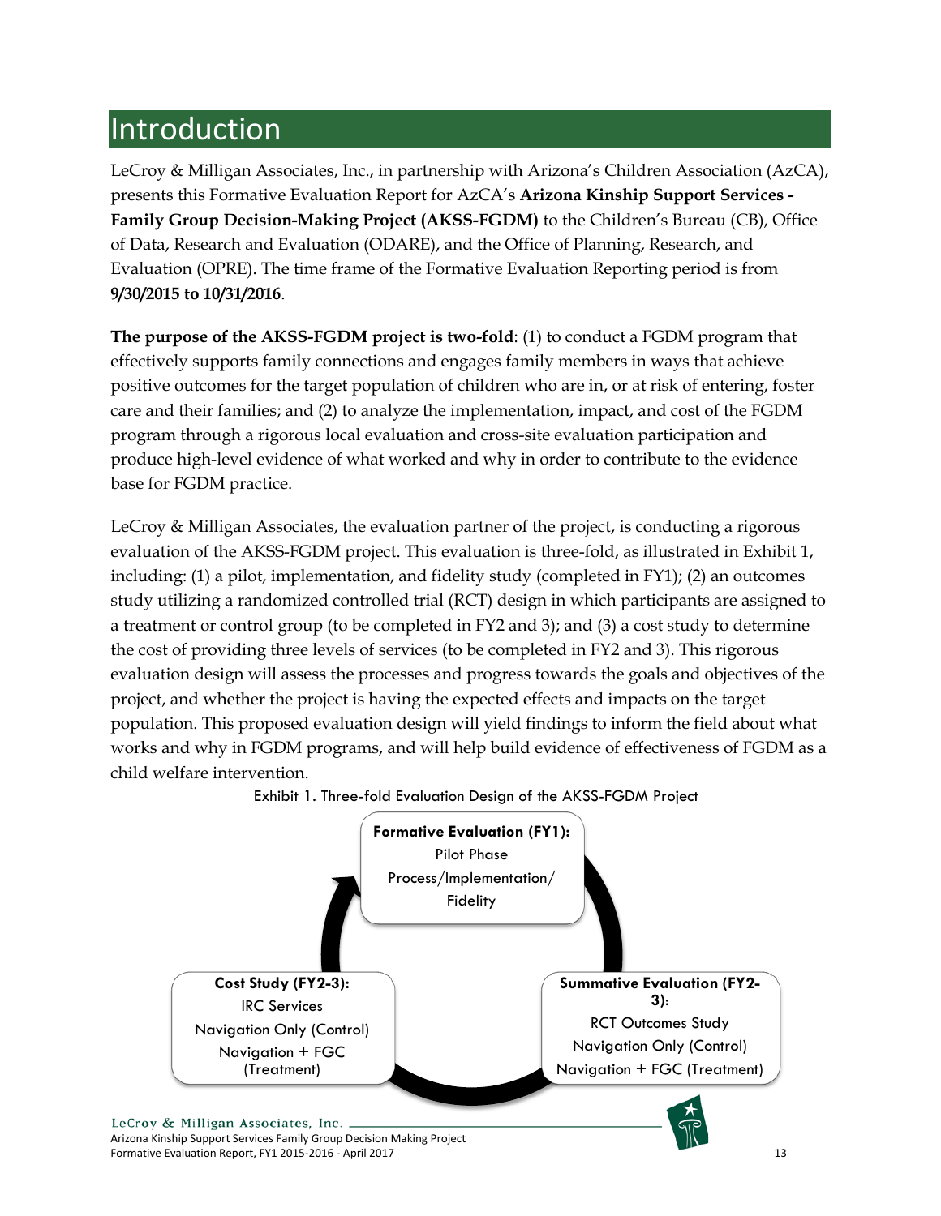# Introduction

LeCroy & Milligan Associates, Inc., in partnership with Arizona's Children Association (AzCA), presents this Formative Evaluation Report for AzCA's **Arizona Kinship Support Services - Family Group Decision-Making Project (AKSS-FGDM)** to the Children's Bureau (CB), Office of Data, Research and Evaluation (ODARE), and the Office of Planning, Research, and Evaluation (OPRE). The time frame of the Formative Evaluation Reporting period is from **9/30/2015 to 10/31/2016**.

**The purpose of the AKSS-FGDM project is two-fold**: (1) to conduct a FGDM program that effectively supports family connections and engages family members in ways that achieve positive outcomes for the target population of children who are in, or at risk of entering, foster care and their families; and (2) to analyze the implementation, impact, and cost of the FGDM program through a rigorous local evaluation and cross-site evaluation participation and produce high-level evidence of what worked and why in order to contribute to the evidence base for FGDM practice.

LeCroy & Milligan Associates, the evaluation partner of the project, is conducting a rigorous evaluation of the AKSS-FGDM project. This evaluation is three-fold, as illustrated in Exhibit 1, including: (1) a pilot, implementation, and fidelity study (completed in FY1); (2) an outcomes study utilizing a randomized controlled trial (RCT) design in which participants are assigned to a treatment or control group (to be completed in FY2 and 3); and (3) a cost study to determine the cost of providing three levels of services (to be completed in FY2 and 3). This rigorous evaluation design will assess the processes and progress towards the goals and objectives of the project, and whether the project is having the expected effects and impacts on the target population. This proposed evaluation design will yield findings to inform the field about what works and why in FGDM programs, and will help build evidence of effectiveness of FGDM as a child welfare intervention.

Exhibit 1. Three-fold Evaluation Design of the AKSS-FGDM Project

**Formative Evaluation (FY1):**
Pilot Phase
Process/Implementation/
Fidelity

**Summative Evaluation (FY2-3):**
RCT Outcomes Study
Navigation Only (Control)
Navigation + FGC (Treatment)

**Cost Study (FY2-3):**
IRC Services
Navigation Only (Control)
Navigation + FGC
(Treatment)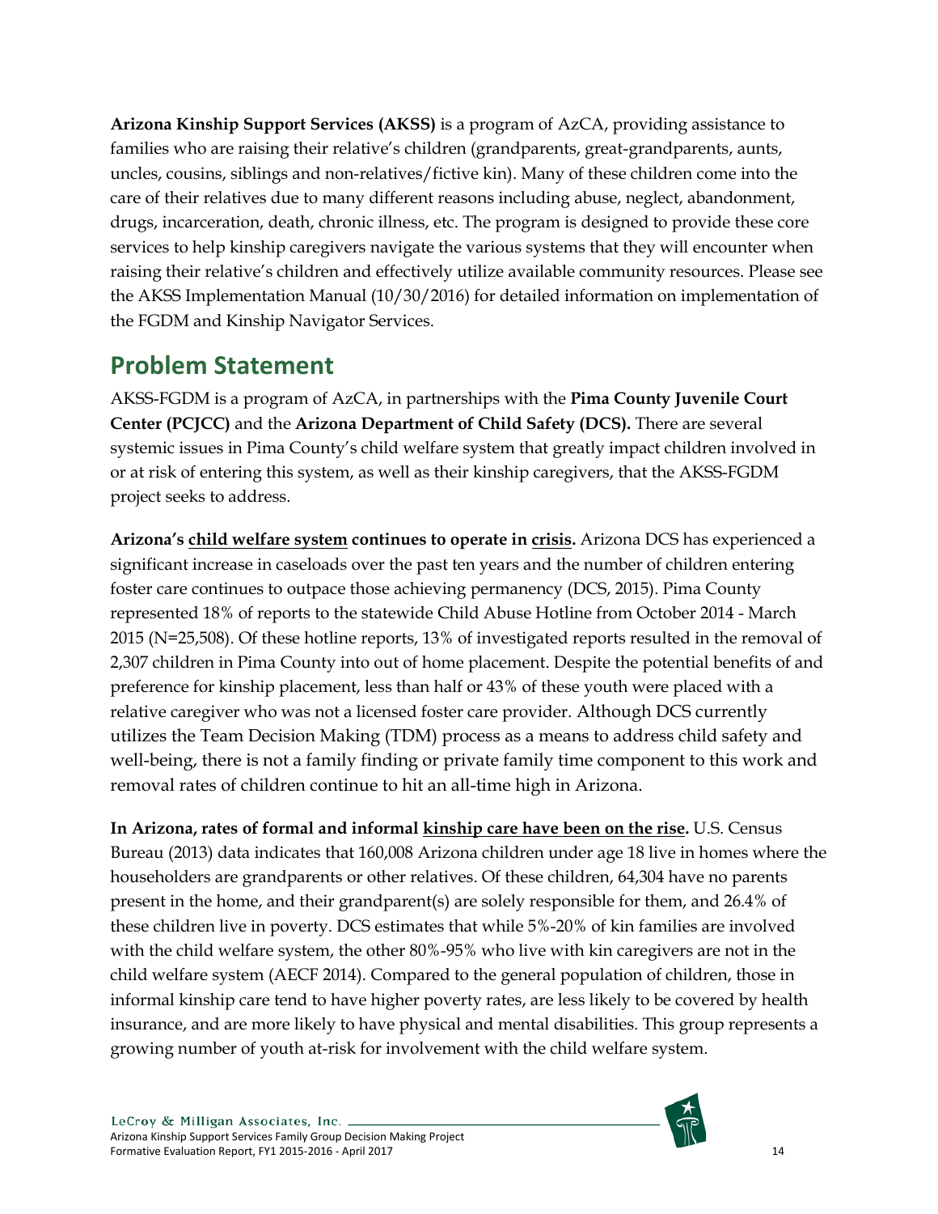**Arizona Kinship Support Services (AKSS)** is a program of AzCA, providing assistance to families who are raising their relative's children (grandparents, great-grandparents, aunts, uncles, cousins, siblings and non-relatives/fictive kin). Many of these children come into the care of their relatives due to many different reasons including abuse, neglect, abandonment, drugs, incarceration, death, chronic illness, etc. The program is designed to provide these core services to help kinship caregivers navigate the various systems that they will encounter when raising their relative's children and effectively utilize available community resources. Please see the AKSS Implementation Manual (10/30/2016) for detailed information on implementation of the FGDM and Kinship Navigator Services.

## Problem Statement

AKSS-FGDM is a program of AzCA, in partnerships with the **Pima County Juvenile Court Center (PCJCC)** and the **Arizona Department of Child Safety (DCS).** There are several systemic issues in Pima County's child welfare system that greatly impact children involved in or at risk of entering this system, as well as their kinship caregivers, that the AKSS-FGDM project seeks to address.

**Arizona's child welfare system continues to operate in crisis.** Arizona DCS has experienced a significant increase in caseloads over the past ten years and the number of children entering foster care continues to outpace those achieving permanency (DCS, 2015). Pima County represented 18% of reports to the statewide Child Abuse Hotline from October 2014 - March 2015 (N=25,508). Of these hotline reports, 13% of investigated reports resulted in the removal of 2,307 children in Pima County into out of home placement. Despite the potential benefits of and preference for kinship placement, less than half or 43% of these youth were placed with a relative caregiver who was not a licensed foster care provider. Although DCS currently utilizes the Team Decision Making (TDM) process as a means to address child safety and well-being, there is not a family finding or private family time component to this work and removal rates of children continue to hit an all-time high in Arizona.

**In Arizona, rates of formal and informal kinship care have been on the rise.** U.S. Census Bureau (2013) data indicates that 160,008 Arizona children under age 18 live in homes where the householders are grandparents or other relatives. Of these children, 64,304 have no parents present in the home, and their grandparent(s) are solely responsible for them, and 26.4% of these children live in poverty. DCS estimates that while 5%-20% of kin families are involved with the child welfare system, the other 80%-95% who live with kin caregivers are not in the child welfare system (AECF 2014). Compared to the general population of children, those in informal kinship care tend to have higher poverty rates, are less likely to be covered by health insurance, and are more likely to have physical and mental disabilities. This group represents a growing number of youth at-risk for involvement with the child welfare system.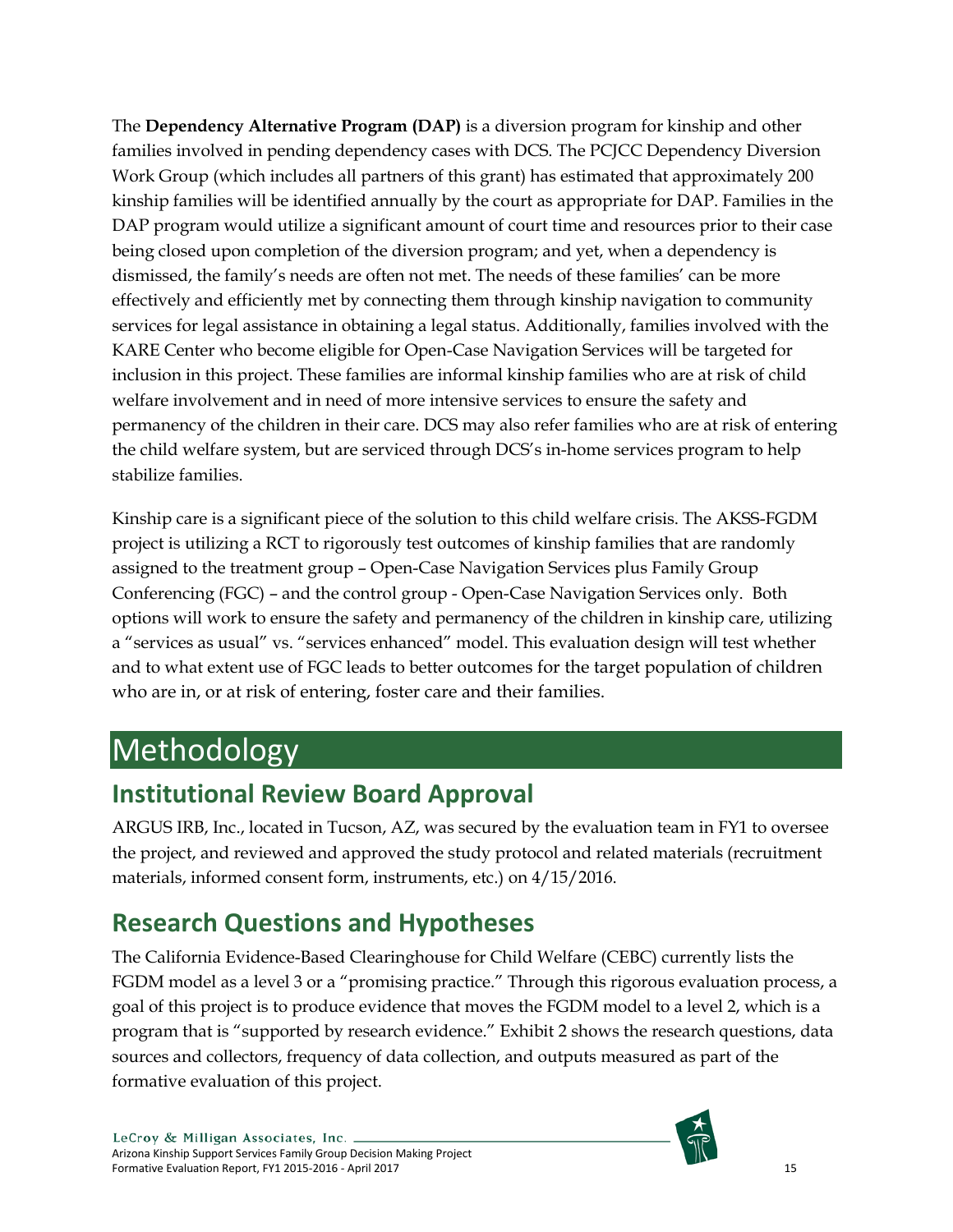The **Dependency Alternative Program (DAP)** is a diversion program for kinship and other families involved in pending dependency cases with DCS. The PCJCC Dependency Diversion Work Group (which includes all partners of this grant) has estimated that approximately 200 kinship families will be identified annually by the court as appropriate for DAP. Families in the DAP program would utilize a significant amount of court time and resources prior to their case being closed upon completion of the diversion program; and yet, when a dependency is dismissed, the family's needs are often not met. The needs of these families' can be more effectively and efficiently met by connecting them through kinship navigation to community services for legal assistance in obtaining a legal status. Additionally, families involved with the KARE Center who become eligible for Open-Case Navigation Services will be targeted for inclusion in this project. These families are informal kinship families who are at risk of child welfare involvement and in need of more intensive services to ensure the safety and permanency of the children in their care. DCS may also refer families who are at risk of entering the child welfare system, but are serviced through DCS's in-home services program to help stabilize families.

Kinship care is a significant piece of the solution to this child welfare crisis. The AKSS-FGDM project is utilizing a RCT to rigorously test outcomes of kinship families that are randomly assigned to the treatment group – Open-Case Navigation Services plus Family Group Conferencing (FGC) – and the control group - Open-Case Navigation Services only. Both options will work to ensure the safety and permanency of the children in kinship care, utilizing a "services as usual" vs. "services enhanced" model. This evaluation design will test whether and to what extent use of FGC leads to better outcomes for the target population of children who are in, or at risk of entering, foster care and their families.

# Methodology

## Institutional Review Board Approval

ARGUS IRB, Inc., located in Tucson, AZ, was secured by the evaluation team in FY1 to oversee the project, and reviewed and approved the study protocol and related materials (recruitment materials, informed consent form, instruments, etc.) on 4/15/2016.

## Research Questions and Hypotheses

The California Evidence-Based Clearinghouse for Child Welfare (CEBC) currently lists the FGDM model as a level 3 or a "promising practice." Through this rigorous evaluation process, a goal of this project is to produce evidence that moves the FGDM model to a level 2, which is a program that is "supported by research evidence." Exhibit 2 shows the research questions, data sources and collectors, frequency of data collection, and outputs measured as part of the formative evaluation of this project.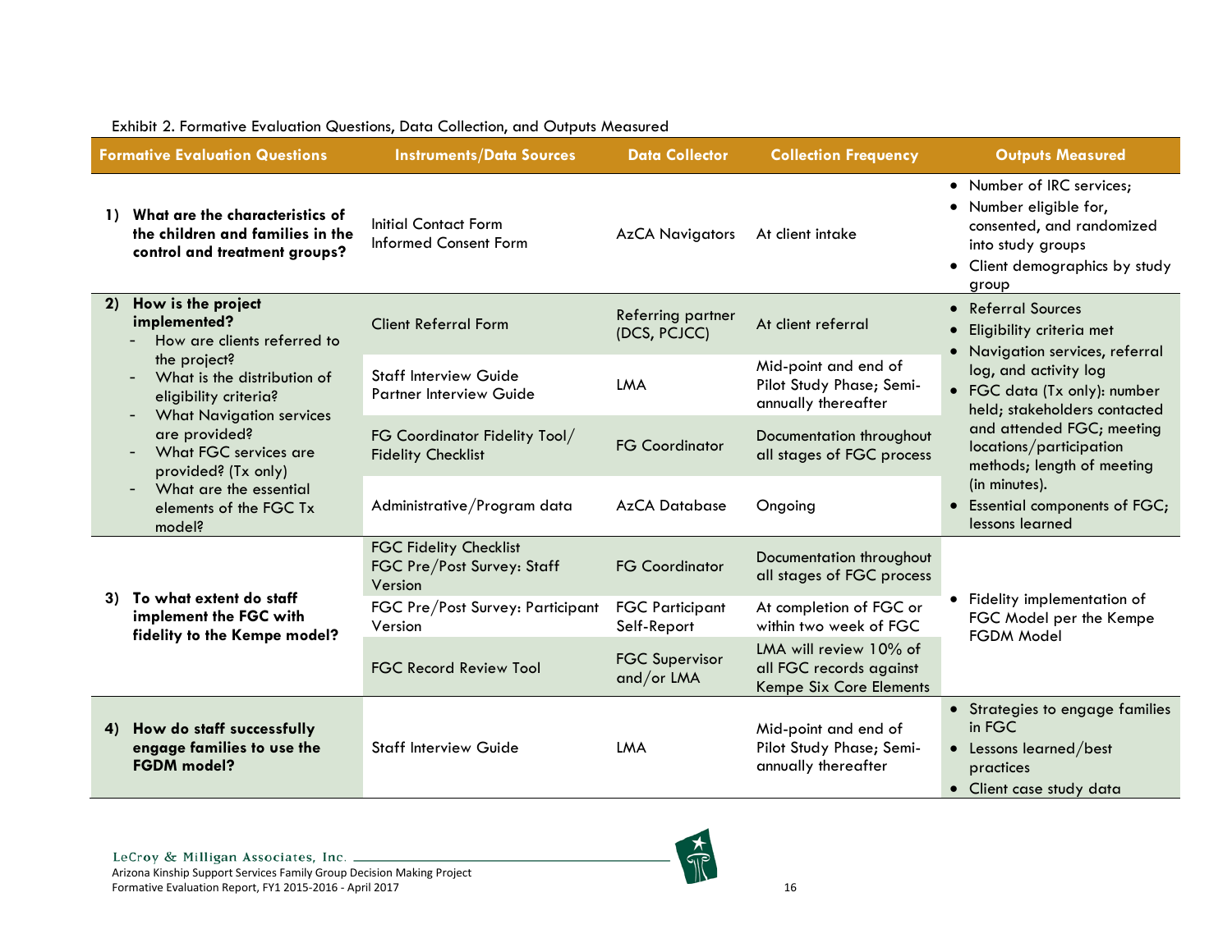Exhibit 2. Formative Evaluation Questions, Data Collection, and Outputs Measured

| Formative Evaluation Questions | Instruments/Data Sources | Data Collector | Collection Frequency | Outputs Measured |
|---|---|---|---|---|
| **1) What are the characteristics of the children and families in the control and treatment groups?** | Initial Contact Form<br>Informed Consent Form | AzCA Navigators | At client intake | • Number of IRC services;<br>• Number eligible for, consented, and randomized into study groups<br>• Client demographics by study group |
| **2) How is the project implemented?**<br>- How are clients referred to the project?<br>- What is the distribution of eligibility criteria?<br>- What Navigation services are provided?<br>- What FGC services are provided? (Tx only)<br>- What are the essential elements of the FGC Tx model? | Client Referral Form | Referring partner (DCS, PCJCC) | At client referral | • Referral Sources<br>• Eligibility criteria met<br>• Navigation services, referral log, and activity log<br>• FGC data (Tx only): number held; stakeholders contacted and attended FGC; meeting locations/participation methods; length of meeting (in minutes).<br>• Essential components of FGC; lessons learned |
| | Staff Interview Guide<br>Partner Interview Guide | LMA | Mid-point and end of Pilot Study Phase; Semi-annually thereafter | |
| | FG Coordinator Fidelity Tool/ Fidelity Checklist | FG Coordinator | Documentation throughout all stages of FGC process | |
| | Administrative/Program data | AzCA Database | Ongoing | |
| **3) To what extent do staff implement the FGC with fidelity to the Kempe model?** | FGC Fidelity Checklist<br>FGC Pre/Post Survey: Staff Version | FG Coordinator | Documentation throughout all stages of FGC process | • Fidelity implementation of FGC Model per the Kempe FGDM Model |
| | FGC Pre/Post Survey: Participant Version | FGC Participant Self-Report | At completion of FGC or within two week of FGC | |
| | FGC Record Review Tool | FGC Supervisor and/or LMA | LMA will review 10% of all FGC records against Kempe Six Core Elements | |
| **4) How do staff successfully engage families to use the FGDM model?** | Staff Interview Guide | LMA | Mid-point and end of Pilot Study Phase; Semi-annually thereafter | • Strategies to engage families in FGC<br>• Lessons learned/best practices<br>• Client case study data |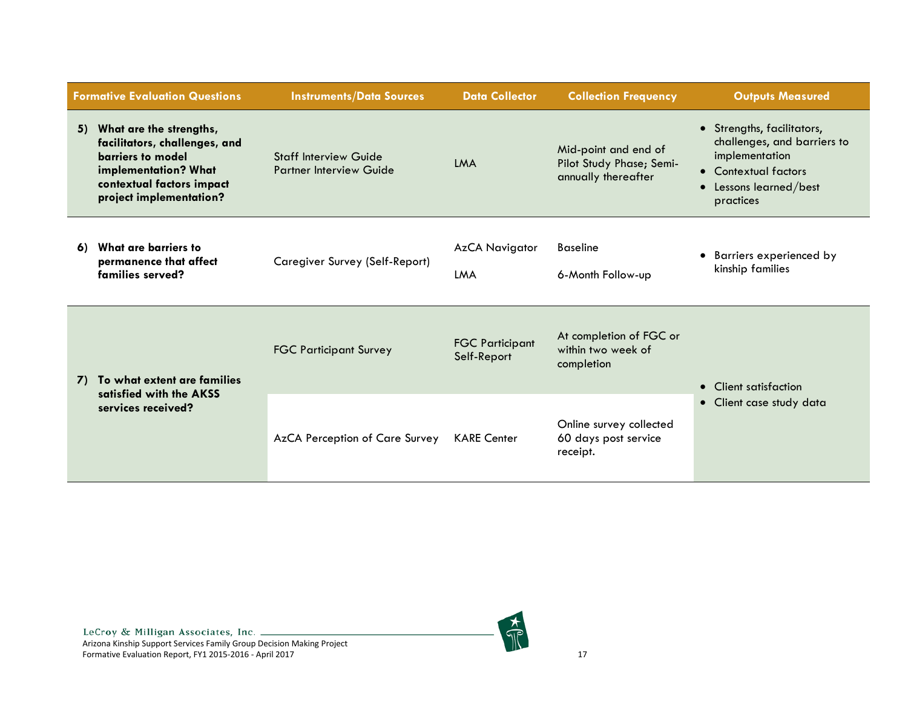| Formative Evaluation Questions | Instruments/Data Sources | Data Collector | Collection Frequency | Outputs Measured |
|---|---|---|---|---|
| **5) What are the strengths, facilitators, challenges, and barriers to model implementation? What contextual factors impact project implementation?** | Staff Interview Guide<br>Partner Interview Guide | LMA | Mid-point and end of Pilot Study Phase; Semi-annually thereafter | • Strengths, facilitators, challenges, and barriers to implementation<br>• Contextual factors<br>• Lessons learned/best practices |
| **6) What are barriers to permanence that affect families served?** | Caregiver Survey (Self-Report) | AzCA Navigator<br><br>LMA | Baseline<br><br>6-Month Follow-up | • Barriers experienced by kinship families |
| **7) To what extent are families satisfied with the AKSS services received?** | FGC Participant Survey | FGC Participant Self-Report | At completion of FGC or within two week of completion | • Client satisfaction<br>• Client case study data |
| | AzCA Perception of Care Survey | KARE Center | Online survey collected 60 days post service receipt. | |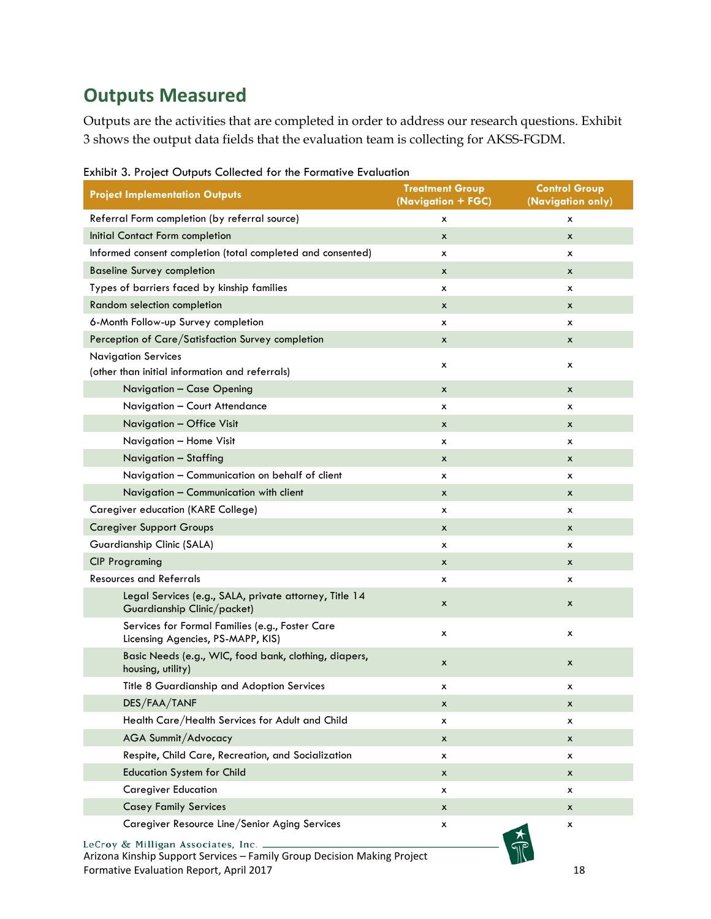## Outputs Measured

Outputs are the activities that are completed in order to address our research questions. Exhibit 3 shows the output data fields that the evaluation team is collecting for AKSS-FGDM.

Exhibit 3. Project Outputs Collected for the Formative Evaluation

| Project Implementation Outputs | Treatment Group (Navigation + FGC) | Control Group (Navigation only) |
|---|---|---|
| Referral Form completion (by referral source) | x | x |
| Initial Contact Form completion | x | x |
| Informed consent completion (total completed and consented) | x | x |
| Baseline Survey completion | x | x |
| Types of barriers faced by kinship families | x | x |
| Random selection completion | x | x |
| 6-Month Follow-up Survey completion | x | x |
| Perception of Care/Satisfaction Survey completion | x | x |
| Navigation Services (other than initial information and referrals) | x | x |
| Navigation – Case Opening | x | x |
| Navigation – Court Attendance | x | x |
| Navigation – Office Visit | x | x |
| Navigation – Home Visit | x | x |
| Navigation – Staffing | x | x |
| Navigation – Communication on behalf of client | x | x |
| Navigation – Communication with client | x | x |
| Caregiver education (KARE College) | x | x |
| Caregiver Support Groups | x | x |
| Guardianship Clinic (SALA) | x | x |
| CIP Programing | x | x |
| Resources and Referrals | x | x |
| Legal Services (e.g., SALA, private attorney, Title 14 Guardianship Clinic/packet) | x | x |
| Services for Formal Families (e.g., Foster Care Licensing Agencies, PS-MAPP, KIS) | x | x |
| Basic Needs (e.g., WIC, food bank, clothing, diapers, housing, utility) | x | x |
| Title 8 Guardianship and Adoption Services | x | x |
| DES/FAA/TANF | x | x |
| Health Care/Health Services for Adult and Child | x | x |
| AGA Summit/Advocacy | x | x |
| Respite, Child Care, Recreation, and Socialization | x | x |
| Education System for Child | x | x |
| Caregiver Education | x | x |
| Casey Family Services | x | x |
| Caregiver Resource Line/Senior Aging Services | x | x |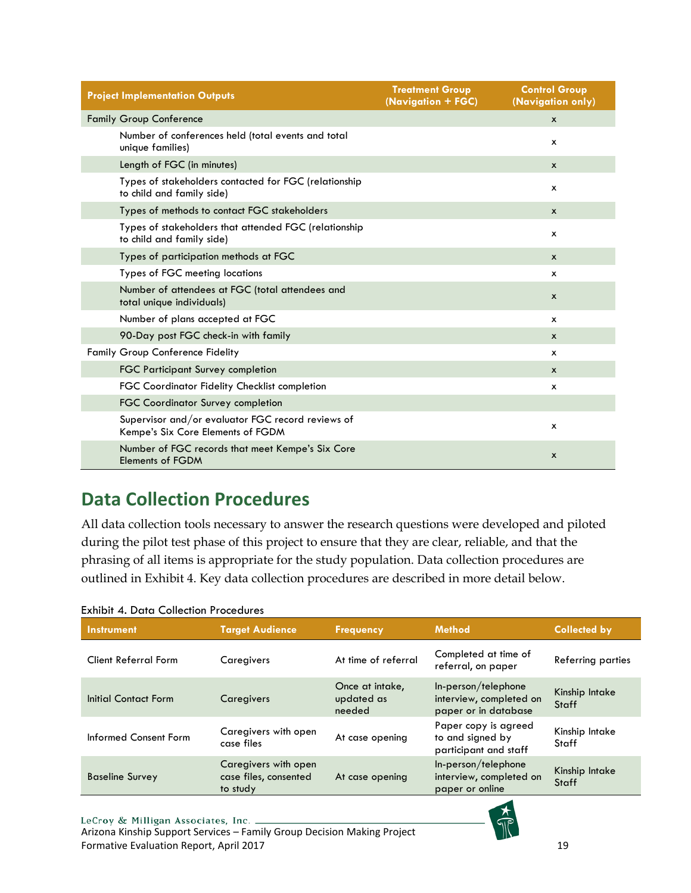| Project Implementation Outputs | Treatment Group (Navigation + FGC) | Control Group (Navigation only) |
|---|---|---|
| Family Group Conference | | x |
| Number of conferences held (total events and total unique families) | | x |
| Length of FGC (in minutes) | | x |
| Types of stakeholders contacted for FGC (relationship to child and family side) | | x |
| Types of methods to contact FGC stakeholders | | x |
| Types of stakeholders that attended FGC (relationship to child and family side) | | x |
| Types of participation methods at FGC | | x |
| Types of FGC meeting locations | | x |
| Number of attendees at FGC (total attendees and total unique individuals) | | x |
| Number of plans accepted at FGC | | x |
| 90-Day post FGC check-in with family | | x |
| Family Group Conference Fidelity | | x |
| FGC Participant Survey completion | | x |
| FGC Coordinator Fidelity Checklist completion | | x |
| FGC Coordinator Survey completion | | |
| Supervisor and/or evaluator FGC record reviews of Kempe's Six Core Elements of FGDM | | x |
| Number of FGC records that meet Kempe's Six Core Elements of FGDM | | x |

## Data Collection Procedures

All data collection tools necessary to answer the research questions were developed and piloted during the pilot test phase of this project to ensure that they are clear, reliable, and that the phrasing of all items is appropriate for the study population. Data collection procedures are outlined in Exhibit 4. Key data collection procedures are described in more detail below.

Exhibit 4. Data Collection Procedures

| Instrument | Target Audience | Frequency | Method | Collected by |
|---|---|---|---|---|
| Client Referral Form | Caregivers | At time of referral | Completed at time of referral, on paper | Referring parties |
| Initial Contact Form | Caregivers | Once at intake, updated as needed | In-person/telephone interview, completed on paper or in database | Kinship Intake Staff |
| Informed Consent Form | Caregivers with open case files | At case opening | Paper copy is agreed to and signed by participant and staff | Kinship Intake Staff |
| Baseline Survey | Caregivers with open case files, consented to study | At case opening | In-person/telephone interview, completed on paper or online | Kinship Intake Staff |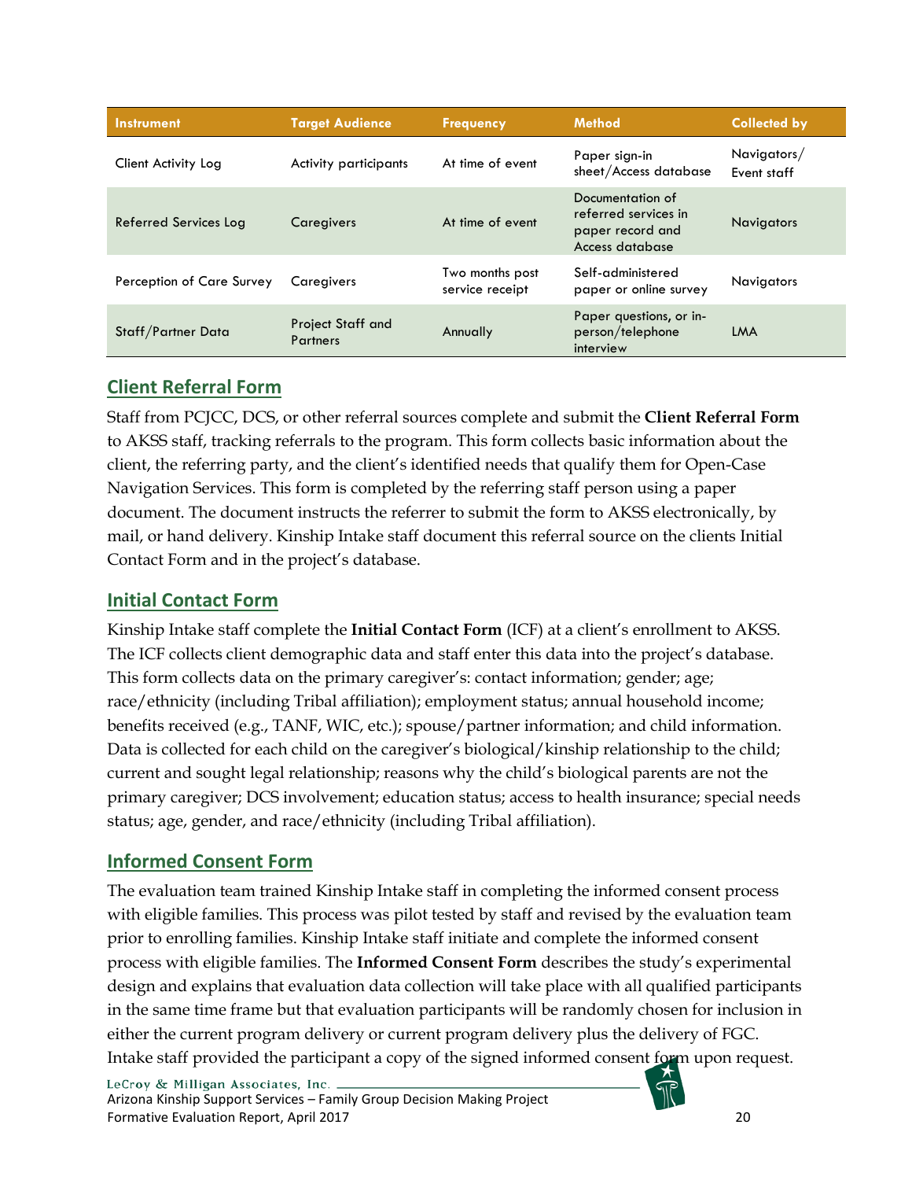| Instrument | Target Audience | Frequency | Method | Collected by |
|---|---|---|---|---|
| Client Activity Log | Activity participants | At time of event | Paper sign-in sheet/Access database | Navigators/ Event staff |
| Referred Services Log | Caregivers | At time of event | Documentation of referred services in paper record and Access database | Navigators |
| Perception of Care Survey | Caregivers | Two months post service receipt | Self-administered paper or online survey | Navigators |
| Staff/Partner Data | Project Staff and Partners | Annually | Paper questions, or in-person/telephone interview | LMA |

## Client Referral Form

Staff from PCJCC, DCS, or other referral sources complete and submit the **Client Referral Form** to AKSS staff, tracking referrals to the program. This form collects basic information about the client, the referring party, and the client's identified needs that qualify them for Open-Case Navigation Services. This form is completed by the referring staff person using a paper document. The document instructs the referrer to submit the form to AKSS electronically, by mail, or hand delivery. Kinship Intake staff document this referral source on the clients Initial Contact Form and in the project's database.

## Initial Contact Form

Kinship Intake staff complete the **Initial Contact Form** (ICF) at a client's enrollment to AKSS. The ICF collects client demographic data and staff enter this data into the project's database. This form collects data on the primary caregiver's: contact information; gender; age; race/ethnicity (including Tribal affiliation); employment status; annual household income; benefits received (e.g., TANF, WIC, etc.); spouse/partner information; and child information. Data is collected for each child on the caregiver's biological/kinship relationship to the child; current and sought legal relationship; reasons why the child's biological parents are not the primary caregiver; DCS involvement; education status; access to health insurance; special needs status; age, gender, and race/ethnicity (including Tribal affiliation).

## Informed Consent Form

The evaluation team trained Kinship Intake staff in completing the informed consent process with eligible families. This process was pilot tested by staff and revised by the evaluation team prior to enrolling families. Kinship Intake staff initiate and complete the informed consent process with eligible families. The **Informed Consent Form** describes the study's experimental design and explains that evaluation data collection will take place with all qualified participants in the same time frame but that evaluation participants will be randomly chosen for inclusion in either the current program delivery or current program delivery plus the delivery of FGC. Intake staff provided the participant a copy of the signed informed consent form upon request.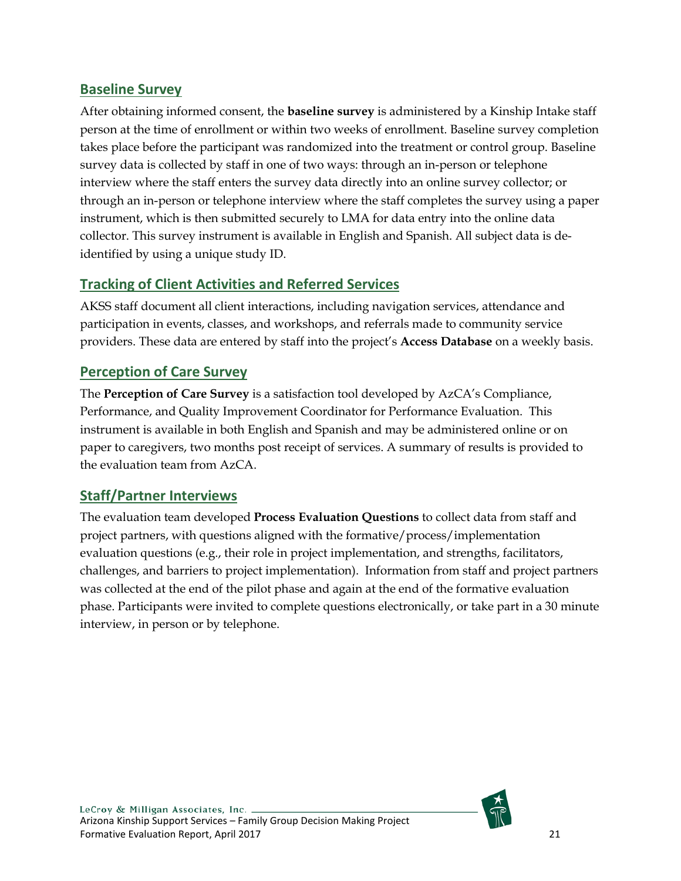## Baseline Survey

After obtaining informed consent, the **baseline survey** is administered by a Kinship Intake staff person at the time of enrollment or within two weeks of enrollment. Baseline survey completion takes place before the participant was randomized into the treatment or control group. Baseline survey data is collected by staff in one of two ways: through an in-person or telephone interview where the staff enters the survey data directly into an online survey collector; or through an in-person or telephone interview where the staff completes the survey using a paper instrument, which is then submitted securely to LMA for data entry into the online data collector. This survey instrument is available in English and Spanish. All subject data is de-identified by using a unique study ID.

## Tracking of Client Activities and Referred Services

AKSS staff document all client interactions, including navigation services, attendance and participation in events, classes, and workshops, and referrals made to community service providers. These data are entered by staff into the project's **Access Database** on a weekly basis.

## Perception of Care Survey

The **Perception of Care Survey** is a satisfaction tool developed by AzCA's Compliance, Performance, and Quality Improvement Coordinator for Performance Evaluation. This instrument is available in both English and Spanish and may be administered online or on paper to caregivers, two months post receipt of services. A summary of results is provided to the evaluation team from AzCA.

## Staff/Partner Interviews

The evaluation team developed **Process Evaluation Questions** to collect data from staff and project partners, with questions aligned with the formative/process/implementation evaluation questions (e.g., their role in project implementation, and strengths, facilitators, challenges, and barriers to project implementation). Information from staff and project partners was collected at the end of the pilot phase and again at the end of the formative evaluation phase. Participants were invited to complete questions electronically, or take part in a 30 minute interview, in person or by telephone.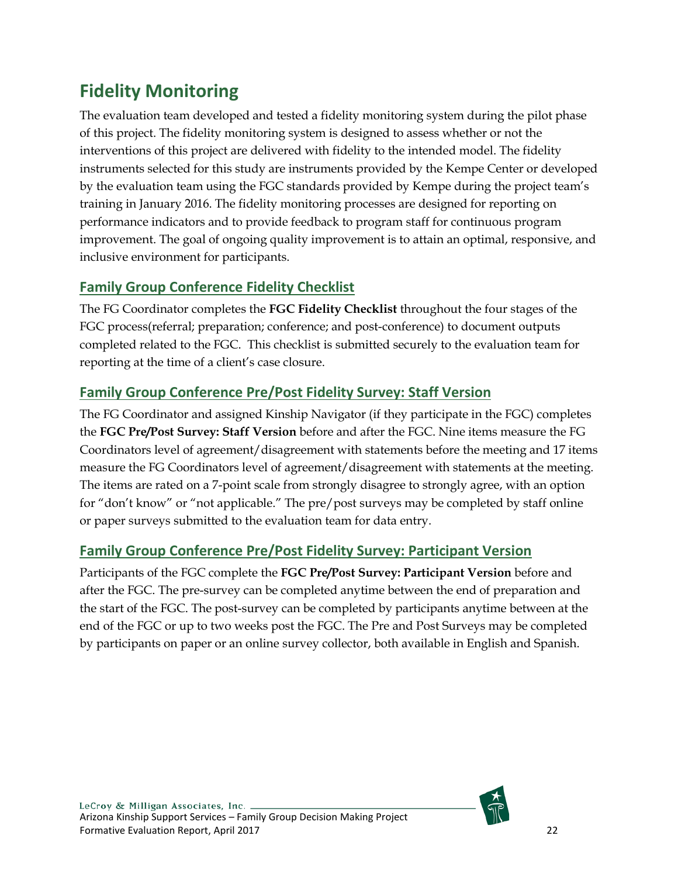# Fidelity Monitoring

The evaluation team developed and tested a fidelity monitoring system during the pilot phase of this project. The fidelity monitoring system is designed to assess whether or not the interventions of this project are delivered with fidelity to the intended model. The fidelity instruments selected for this study are instruments provided by the Kempe Center or developed by the evaluation team using the FGC standards provided by Kempe during the project team's training in January 2016. The fidelity monitoring processes are designed for reporting on performance indicators and to provide feedback to program staff for continuous program improvement. The goal of ongoing quality improvement is to attain an optimal, responsive, and inclusive environment for participants.

## Family Group Conference Fidelity Checklist

The FG Coordinator completes the **FGC Fidelity Checklist** throughout the four stages of the FGC process(referral; preparation; conference; and post-conference) to document outputs completed related to the FGC. This checklist is submitted securely to the evaluation team for reporting at the time of a client's case closure.

## Family Group Conference Pre/Post Fidelity Survey: Staff Version

The FG Coordinator and assigned Kinship Navigator (if they participate in the FGC) completes the **FGC Pre/Post Survey: Staff Version** before and after the FGC. Nine items measure the FG Coordinators level of agreement/disagreement with statements before the meeting and 17 items measure the FG Coordinators level of agreement/disagreement with statements at the meeting. The items are rated on a 7-point scale from strongly disagree to strongly agree, with an option for "don't know" or "not applicable." The pre/post surveys may be completed by staff online or paper surveys submitted to the evaluation team for data entry.

## Family Group Conference Pre/Post Fidelity Survey: Participant Version

Participants of the FGC complete the **FGC Pre/Post Survey: Participant Version** before and after the FGC. The pre-survey can be completed anytime between the end of preparation and the start of the FGC. The post-survey can be completed by participants anytime between at the end of the FGC or up to two weeks post the FGC. The Pre and Post Surveys may be completed by participants on paper or an online survey collector, both available in English and Spanish.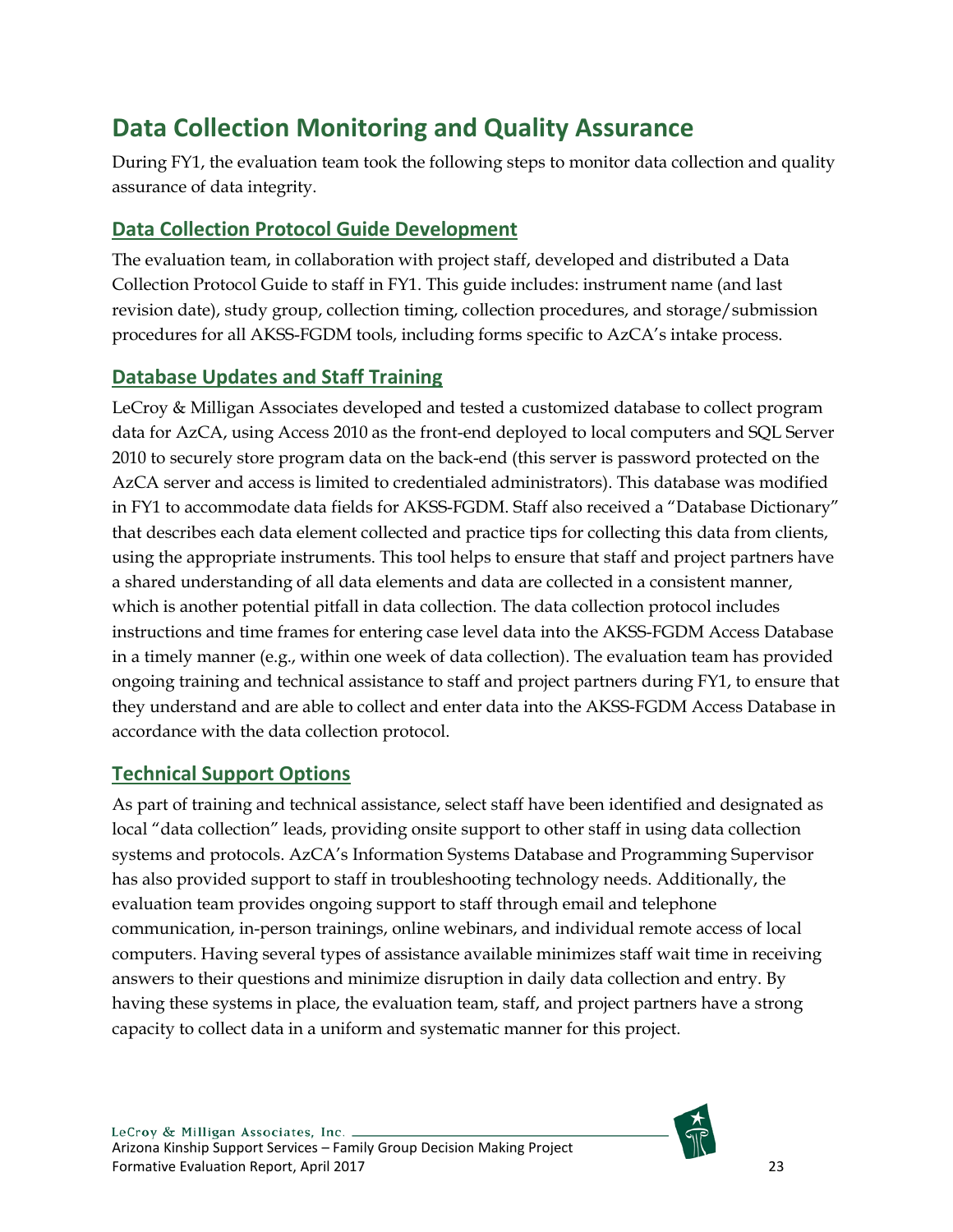# Data Collection Monitoring and Quality Assurance

During FY1, the evaluation team took the following steps to monitor data collection and quality assurance of data integrity.

## Data Collection Protocol Guide Development

The evaluation team, in collaboration with project staff, developed and distributed a Data Collection Protocol Guide to staff in FY1. This guide includes: instrument name (and last revision date), study group, collection timing, collection procedures, and storage/submission procedures for all AKSS-FGDM tools, including forms specific to AzCA's intake process.

## Database Updates and Staff Training

LeCroy & Milligan Associates developed and tested a customized database to collect program data for AzCA, using Access 2010 as the front-end deployed to local computers and SQL Server 2010 to securely store program data on the back-end (this server is password protected on the AzCA server and access is limited to credentialed administrators). This database was modified in FY1 to accommodate data fields for AKSS-FGDM. Staff also received a "Database Dictionary" that describes each data element collected and practice tips for collecting this data from clients, using the appropriate instruments. This tool helps to ensure that staff and project partners have a shared understanding of all data elements and data are collected in a consistent manner, which is another potential pitfall in data collection. The data collection protocol includes instructions and time frames for entering case level data into the AKSS-FGDM Access Database in a timely manner (e.g., within one week of data collection). The evaluation team has provided ongoing training and technical assistance to staff and project partners during FY1, to ensure that they understand and are able to collect and enter data into the AKSS-FGDM Access Database in accordance with the data collection protocol.

## Technical Support Options

As part of training and technical assistance, select staff have been identified and designated as local "data collection" leads, providing onsite support to other staff in using data collection systems and protocols. AzCA's Information Systems Database and Programming Supervisor has also provided support to staff in troubleshooting technology needs. Additionally, the evaluation team provides ongoing support to staff through email and telephone communication, in-person trainings, online webinars, and individual remote access of local computers. Having several types of assistance available minimizes staff wait time in receiving answers to their questions and minimize disruption in daily data collection and entry. By having these systems in place, the evaluation team, staff, and project partners have a strong capacity to collect data in a uniform and systematic manner for this project.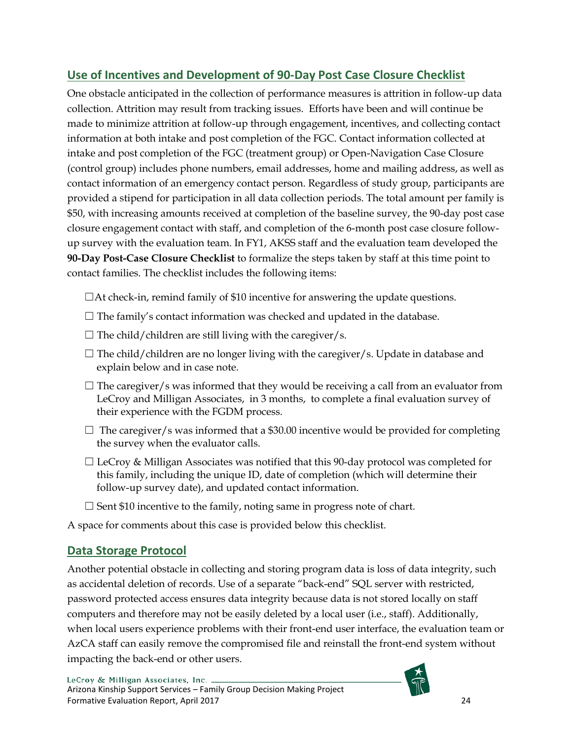## Use of Incentives and Development of 90-Day Post Case Closure Checklist

One obstacle anticipated in the collection of performance measures is attrition in follow-up data collection. Attrition may result from tracking issues. Efforts have been and will continue be made to minimize attrition at follow-up through engagement, incentives, and collecting contact information at both intake and post completion of the FGC. Contact information collected at intake and post completion of the FGC (treatment group) or Open-Navigation Case Closure (control group) includes phone numbers, email addresses, home and mailing address, as well as contact information of an emergency contact person. Regardless of study group, participants are provided a stipend for participation in all data collection periods. The total amount per family is $50, with increasing amounts received at completion of the baseline survey, the 90-day post case closure engagement contact with staff, and completion of the 6-month post case closure follow-up survey with the evaluation team. In FY1, AKSS staff and the evaluation team developed the **90-Day Post-Case Closure Checklist** to formalize the steps taken by staff at this time point to contact families. The checklist includes the following items:

☐At check-in, remind family of $10 incentive for answering the update questions.

☐ The family's contact information was checked and updated in the database.

☐ The child/children are still living with the caregiver/s.

☐ The child/children are no longer living with the caregiver/s. Update in database and explain below and in case note.

☐ The caregiver/s was informed that they would be receiving a call from an evaluator from LeCroy and Milligan Associates, in 3 months, to complete a final evaluation survey of their experience with the FGDM process.

☐ The caregiver/s was informed that a $30.00 incentive would be provided for completing the survey when the evaluator calls.

☐ LeCroy & Milligan Associates was notified that this 90-day protocol was completed for this family, including the unique ID, date of completion (which will determine their follow-up survey date), and updated contact information.

☐ Sent $10 incentive to the family, noting same in progress note of chart.

A space for comments about this case is provided below this checklist.

## Data Storage Protocol

Another potential obstacle in collecting and storing program data is loss of data integrity, such as accidental deletion of records. Use of a separate "back-end" SQL server with restricted, password protected access ensures data integrity because data is not stored locally on staff computers and therefore may not be easily deleted by a local user (i.e., staff). Additionally, when local users experience problems with their front-end user interface, the evaluation team or AzCA staff can easily remove the compromised file and reinstall the front-end system without impacting the back-end or other users.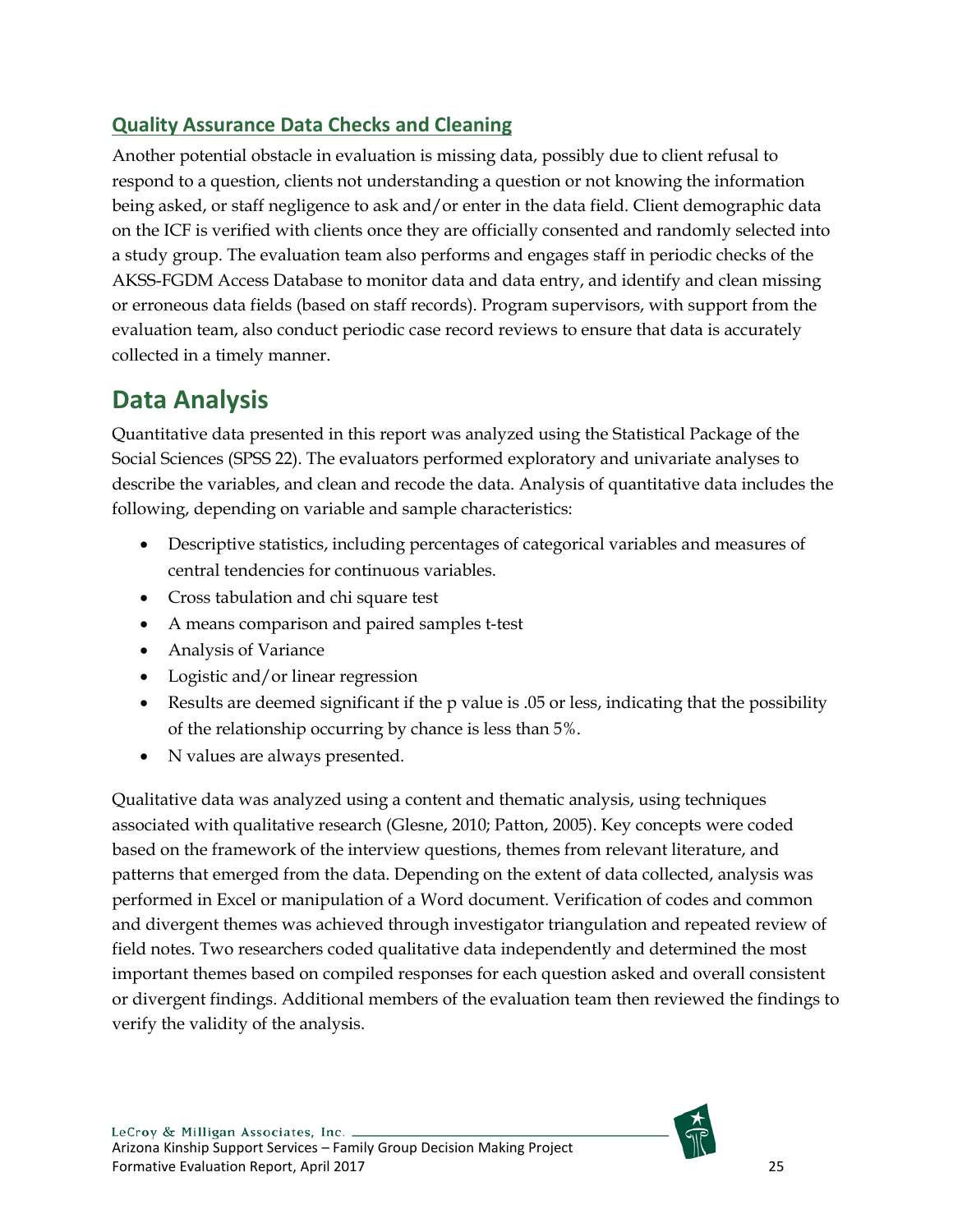### Quality Assurance Data Checks and Cleaning

Another potential obstacle in evaluation is missing data, possibly due to client refusal to respond to a question, clients not understanding a question or not knowing the information being asked, or staff negligence to ask and/or enter in the data field. Client demographic data on the ICF is verified with clients once they are officially consented and randomly selected into a study group. The evaluation team also performs and engages staff in periodic checks of the AKSS-FGDM Access Database to monitor data and data entry, and identify and clean missing or erroneous data fields (based on staff records). Program supervisors, with support from the evaluation team, also conduct periodic case record reviews to ensure that data is accurately collected in a timely manner.

## Data Analysis

Quantitative data presented in this report was analyzed using the Statistical Package of the Social Sciences (SPSS 22). The evaluators performed exploratory and univariate analyses to describe the variables, and clean and recode the data. Analysis of quantitative data includes the following, depending on variable and sample characteristics:

- Descriptive statistics, including percentages of categorical variables and measures of central tendencies for continuous variables.
- Cross tabulation and chi square test
- A means comparison and paired samples t-test
- Analysis of Variance
- Logistic and/or linear regression
- Results are deemed significant if the p value is .05 or less, indicating that the possibility of the relationship occurring by chance is less than 5%.
- N values are always presented.

Qualitative data was analyzed using a content and thematic analysis, using techniques associated with qualitative research (Glesne, 2010; Patton, 2005). Key concepts were coded based on the framework of the interview questions, themes from relevant literature, and patterns that emerged from the data. Depending on the extent of data collected, analysis was performed in Excel or manipulation of a Word document. Verification of codes and common and divergent themes was achieved through investigator triangulation and repeated review of field notes. Two researchers coded qualitative data independently and determined the most important themes based on compiled responses for each question asked and overall consistent or divergent findings. Additional members of the evaluation team then reviewed the findings to verify the validity of the analysis.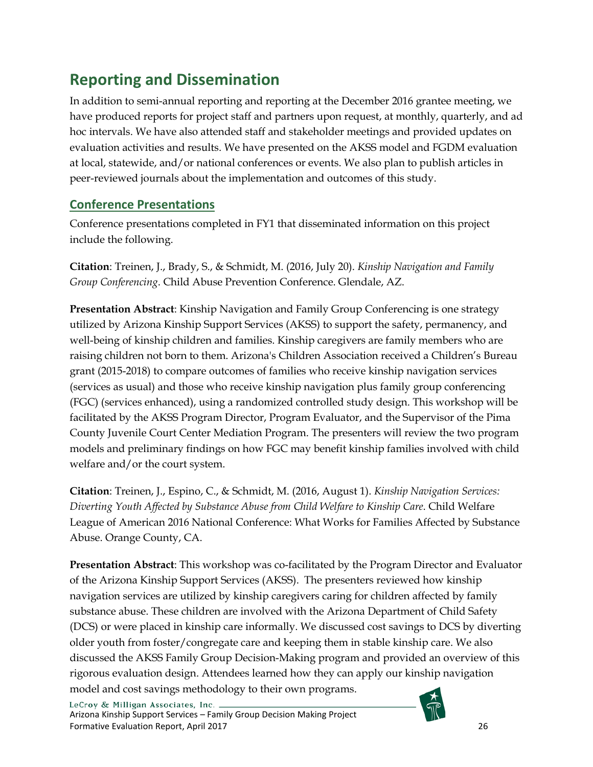# Reporting and Dissemination

In addition to semi-annual reporting and reporting at the December 2016 grantee meeting, we have produced reports for project staff and partners upon request, at monthly, quarterly, and ad hoc intervals. We have also attended staff and stakeholder meetings and provided updates on evaluation activities and results. We have presented on the AKSS model and FGDM evaluation at local, statewide, and/or national conferences or events. We also plan to publish articles in peer-reviewed journals about the implementation and outcomes of this study.

## Conference Presentations

Conference presentations completed in FY1 that disseminated information on this project include the following.

**Citation**: Treinen, J., Brady, S., & Schmidt, M. (2016, July 20). *Kinship Navigation and Family Group Conferencing*. Child Abuse Prevention Conference. Glendale, AZ.

**Presentation Abstract**: Kinship Navigation and Family Group Conferencing is one strategy utilized by Arizona Kinship Support Services (AKSS) to support the safety, permanency, and well-being of kinship children and families. Kinship caregivers are family members who are raising children not born to them. Arizona's Children Association received a Children's Bureau grant (2015-2018) to compare outcomes of families who receive kinship navigation services (services as usual) and those who receive kinship navigation plus family group conferencing (FGC) (services enhanced), using a randomized controlled study design. This workshop will be facilitated by the AKSS Program Director, Program Evaluator, and the Supervisor of the Pima County Juvenile Court Center Mediation Program. The presenters will review the two program models and preliminary findings on how FGC may benefit kinship families involved with child welfare and/or the court system.

**Citation**: Treinen, J., Espino, C., & Schmidt, M. (2016, August 1). *Kinship Navigation Services: Diverting Youth Affected by Substance Abuse from Child Welfare to Kinship Care*. Child Welfare League of American 2016 National Conference: What Works for Families Affected by Substance Abuse. Orange County, CA.

**Presentation Abstract**: This workshop was co-facilitated by the Program Director and Evaluator of the Arizona Kinship Support Services (AKSS). The presenters reviewed how kinship navigation services are utilized by kinship caregivers caring for children affected by family substance abuse. These children are involved with the Arizona Department of Child Safety (DCS) or were placed in kinship care informally. We discussed cost savings to DCS by diverting older youth from foster/congregate care and keeping them in stable kinship care. We also discussed the AKSS Family Group Decision-Making program and provided an overview of this rigorous evaluation design. Attendees learned how they can apply our kinship navigation model and cost savings methodology to their own programs.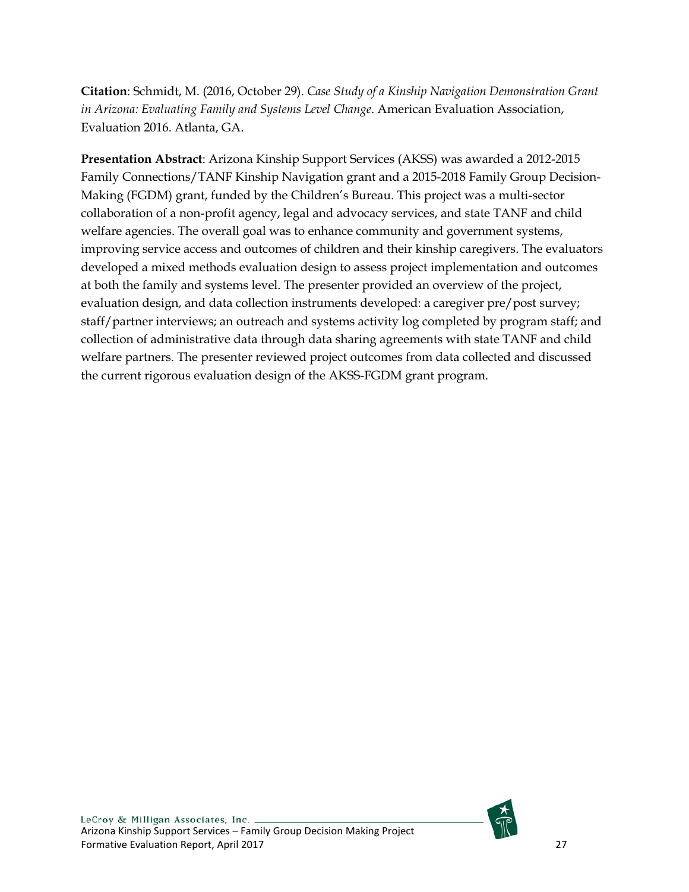**Citation**: Schmidt, M. (2016, October 29). *Case Study of a Kinship Navigation Demonstration Grant in Arizona: Evaluating Family and Systems Level Change*. American Evaluation Association, Evaluation 2016. Atlanta, GA.

**Presentation Abstract**: Arizona Kinship Support Services (AKSS) was awarded a 2012-2015 Family Connections/TANF Kinship Navigation grant and a 2015-2018 Family Group Decision-Making (FGDM) grant, funded by the Children's Bureau. This project was a multi-sector collaboration of a non-profit agency, legal and advocacy services, and state TANF and child welfare agencies. The overall goal was to enhance community and government systems, improving service access and outcomes of children and their kinship caregivers. The evaluators developed a mixed methods evaluation design to assess project implementation and outcomes at both the family and systems level. The presenter provided an overview of the project, evaluation design, and data collection instruments developed: a caregiver pre/post survey; staff/partner interviews; an outreach and systems activity log completed by program staff; and collection of administrative data through data sharing agreements with state TANF and child welfare partners. The presenter reviewed project outcomes from data collected and discussed the current rigorous evaluation design of the AKSS-FGDM grant program.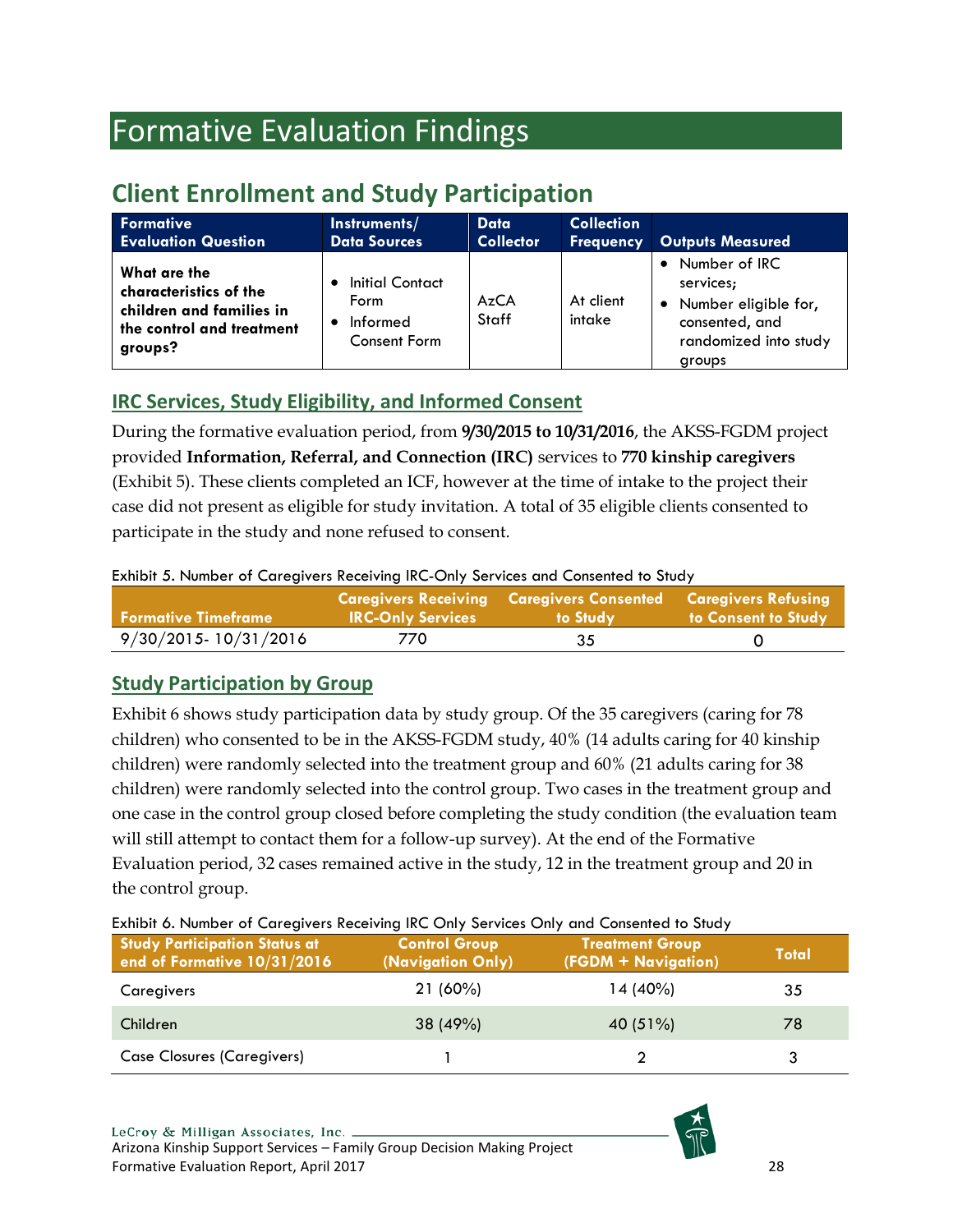# Formative Evaluation Findings

## Client Enrollment and Study Participation

| Formative Evaluation Question | Instruments/ Data Sources | Data Collector | Collection Frequency | Outputs Measured |
|---|---|---|---|---|
| **What are the characteristics of the children and families in the control and treatment groups?** | • Initial Contact Form<br>• Informed Consent Form | AzCA Staff | At client intake | • Number of IRC services;<br>• Number eligible for, consented, and randomized into study groups |

### IRC Services, Study Eligibility, and Informed Consent

During the formative evaluation period, from **9/30/2015 to 10/31/2016**, the AKSS-FGDM project provided **Information, Referral, and Connection (IRC)** services to **770 kinship caregivers** (Exhibit 5). These clients completed an ICF, however at the time of intake to the project their case did not present as eligible for study invitation. A total of 35 eligible clients consented to participate in the study and none refused to consent.

Exhibit 5. Number of Caregivers Receiving IRC-Only Services and Consented to Study

| Formative Timeframe | Caregivers Receiving IRC-Only Services | Caregivers Consented to Study | Caregivers Refusing to Consent to Study |
|---|---|---|---|
| 9/30/2015- 10/31/2016 | 770 | 35 | 0 |

### Study Participation by Group

Exhibit 6 shows study participation data by study group. Of the 35 caregivers (caring for 78 children) who consented to be in the AKSS-FGDM study, 40% (14 adults caring for 40 kinship children) were randomly selected into the treatment group and 60% (21 adults caring for 38 children) were randomly selected into the control group. Two cases in the treatment group and one case in the control group closed before completing the study condition (the evaluation team will still attempt to contact them for a follow-up survey). At the end of the Formative Evaluation period, 32 cases remained active in the study, 12 in the treatment group and 20 in the control group.

Exhibit 6. Number of Caregivers Receiving IRC Only Services Only and Consented to Study

| Study Participation Status at end of Formative 10/31/2016 | Control Group (Navigation Only) | Treatment Group (FGDM + Navigation) | Total |
|---|---|---|---|
| Caregivers | 21 (60%) | 14 (40%) | 35 |
| Children | 38 (49%) | 40 (51%) | 78 |
| Case Closures (Caregivers) | 1 | 2 | 3 |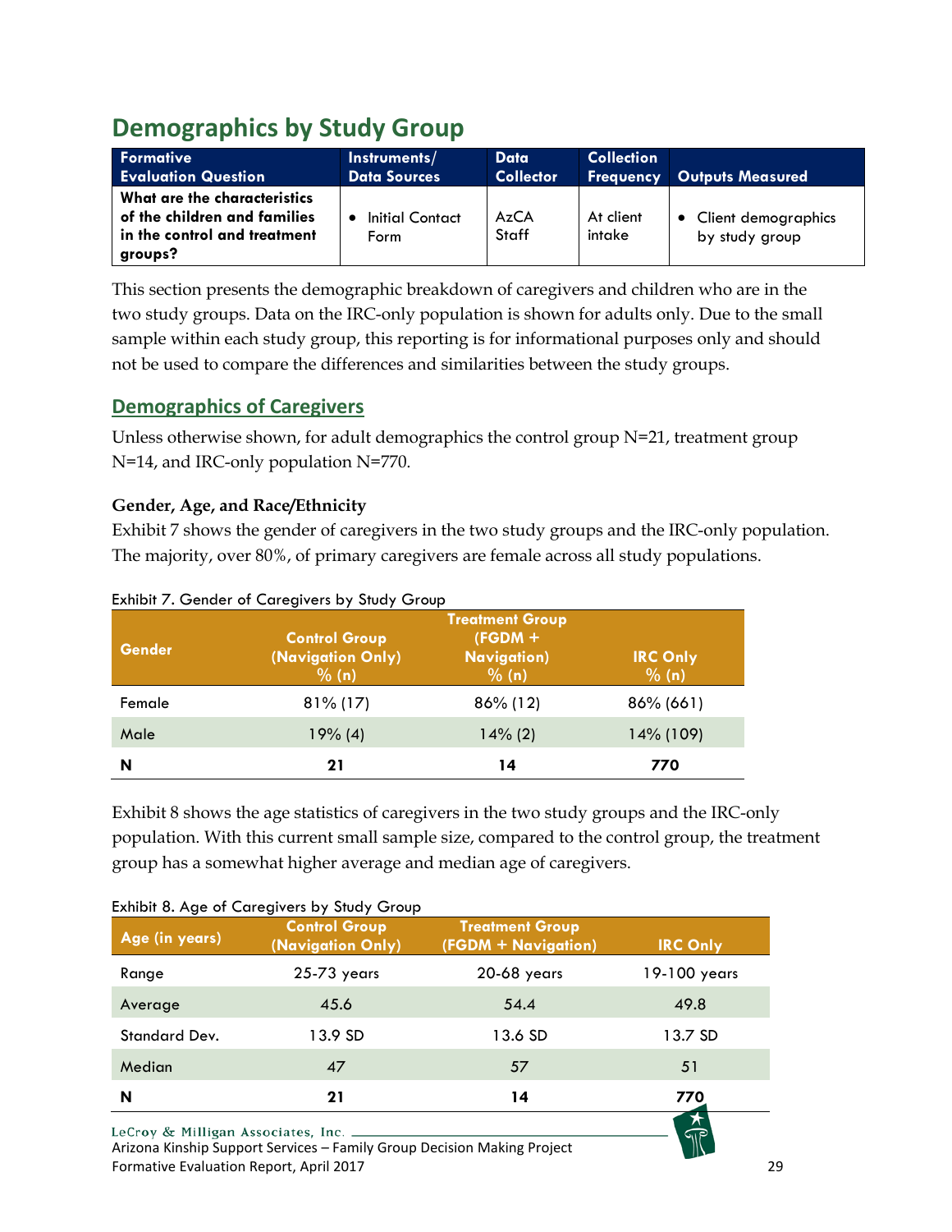# Demographics by Study Group

| Formative Evaluation Question | Instruments/ Data Sources | Data Collector | Collection Frequency | Outputs Measured |
|---|---|---|---|---|
| **What are the characteristics of the children and families in the control and treatment groups?** | • Initial Contact Form | AzCA Staff | At client intake | • Client demographics by study group |

This section presents the demographic breakdown of caregivers and children who are in the two study groups. Data on the IRC-only population is shown for adults only. Due to the small sample within each study group, this reporting is for informational purposes only and should not be used to compare the differences and similarities between the study groups.

## Demographics of Caregivers

Unless otherwise shown, for adult demographics the control group N=21, treatment group N=14, and IRC-only population N=770.

### Gender, Age, and Race/Ethnicity

Exhibit 7 shows the gender of caregivers in the two study groups and the IRC-only population. The majority, over 80%, of primary caregivers are female across all study populations.

Exhibit 7. Gender of Caregivers by Study Group

| Gender | Control Group (Navigation Only) % (n) | Treatment Group (FGDM + Navigation) % (n) | IRC Only % (n) |
|---|---|---|---|
| Female | 81% (17) | 86% (12) | 86% (661) |
| Male | 19% (4) | 14% (2) | 14% (109) |
| **N** | **21** | **14** | **770** |

Exhibit 8 shows the age statistics of caregivers in the two study groups and the IRC-only population. With this current small sample size, compared to the control group, the treatment group has a somewhat higher average and median age of caregivers.

Exhibit 8. Age of Caregivers by Study Group

| Age (in years) | Control Group (Navigation Only) | Treatment Group (FGDM + Navigation) | IRC Only |
|---|---|---|---|
| Range | 25-73 years | 20-68 years | 19-100 years |
| Average | 45.6 | 54.4 | 49.8 |
| Standard Dev. | 13.9 SD | 13.6 SD | 13.7 SD |
| Median | 47 | 57 | 51 |
| **N** | **21** | **14** | **770** |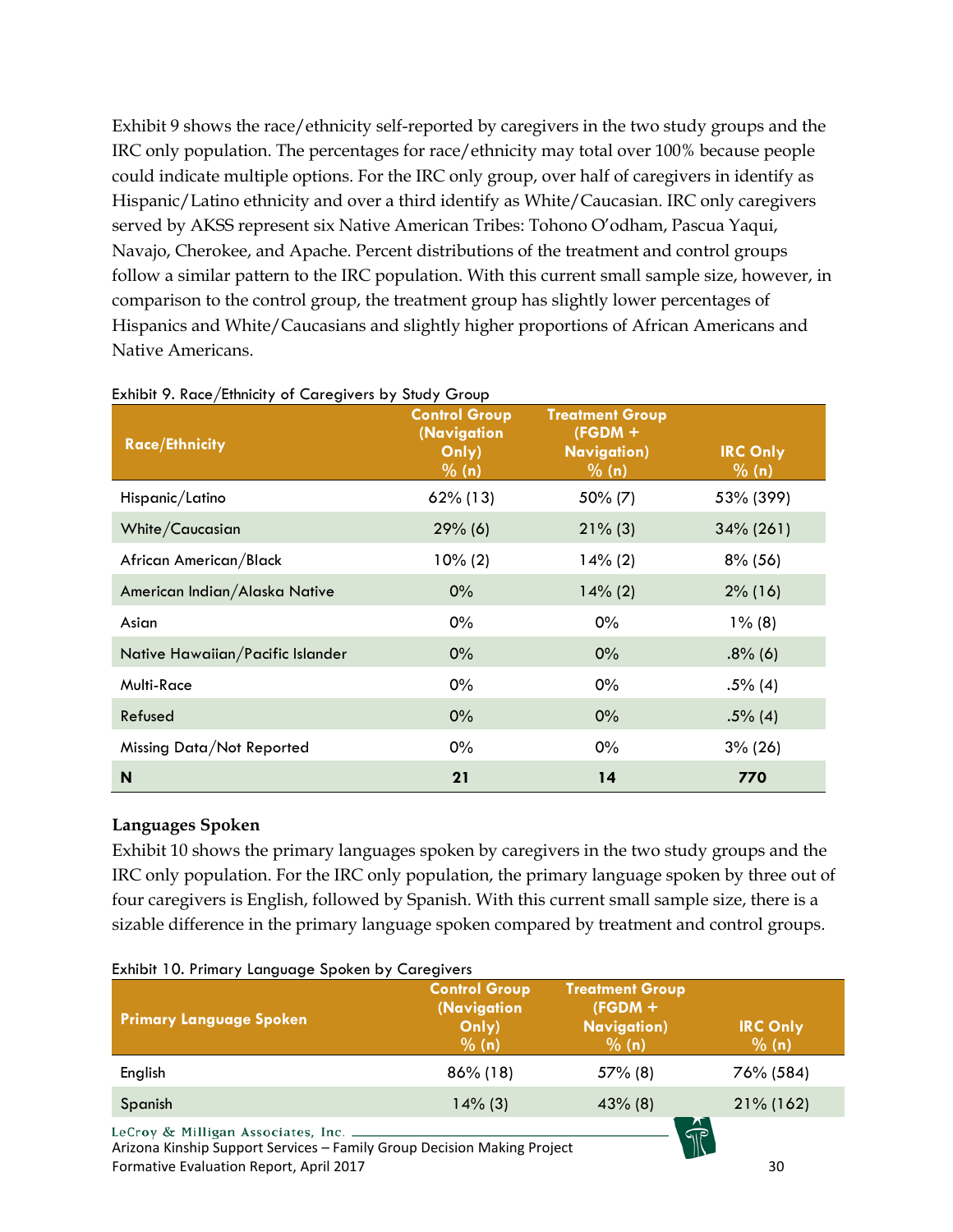Exhibit 9 shows the race/ethnicity self-reported by caregivers in the two study groups and the IRC only population. The percentages for race/ethnicity may total over 100% because people could indicate multiple options. For the IRC only group, over half of caregivers in identify as Hispanic/Latino ethnicity and over a third identify as White/Caucasian. IRC only caregivers served by AKSS represent six Native American Tribes: Tohono O'odham, Pascua Yaqui, Navajo, Cherokee, and Apache. Percent distributions of the treatment and control groups follow a similar pattern to the IRC population. With this current small sample size, however, in comparison to the control group, the treatment group has slightly lower percentages of Hispanics and White/Caucasians and slightly higher proportions of African Americans and Native Americans.

Exhibit 9. Race/Ethnicity of Caregivers by Study Group

| Race/Ethnicity | Control Group (Navigation Only) % (n) | Treatment Group (FGDM + Navigation) % (n) | IRC Only % (n) |
|---|---|---|---|
| Hispanic/Latino | 62% (13) | 50% (7) | 53% (399) |
| White/Caucasian | 29% (6) | 21% (3) | 34% (261) |
| African American/Black | 10% (2) | 14% (2) | 8% (56) |
| American Indian/Alaska Native | 0% | 14% (2) | 2% (16) |
| Asian | 0% | 0% | 1% (8) |
| Native Hawaiian/Pacific Islander | 0% | 0% | .8% (6) |
| Multi-Race | 0% | 0% | .5% (4) |
| Refused | 0% | 0% | .5% (4) |
| Missing Data/Not Reported | 0% | 0% | 3% (26) |
| **N** | **21** | **14** | **770** |

### Languages Spoken

Exhibit 10 shows the primary languages spoken by caregivers in the two study groups and the IRC only population. For the IRC only population, the primary language spoken by three out of four caregivers is English, followed by Spanish. With this current small sample size, there is a sizable difference in the primary language spoken compared by treatment and control groups.

Exhibit 10. Primary Language Spoken by Caregivers

| Primary Language Spoken | Control Group (Navigation Only) % (n) | Treatment Group (FGDM + Navigation) % (n) | IRC Only % (n) |
|---|---|---|---|
| English | 86% (18) | 57% (8) | 76% (584) |
| Spanish | 14% (3) | 43% (8) | 21% (162) |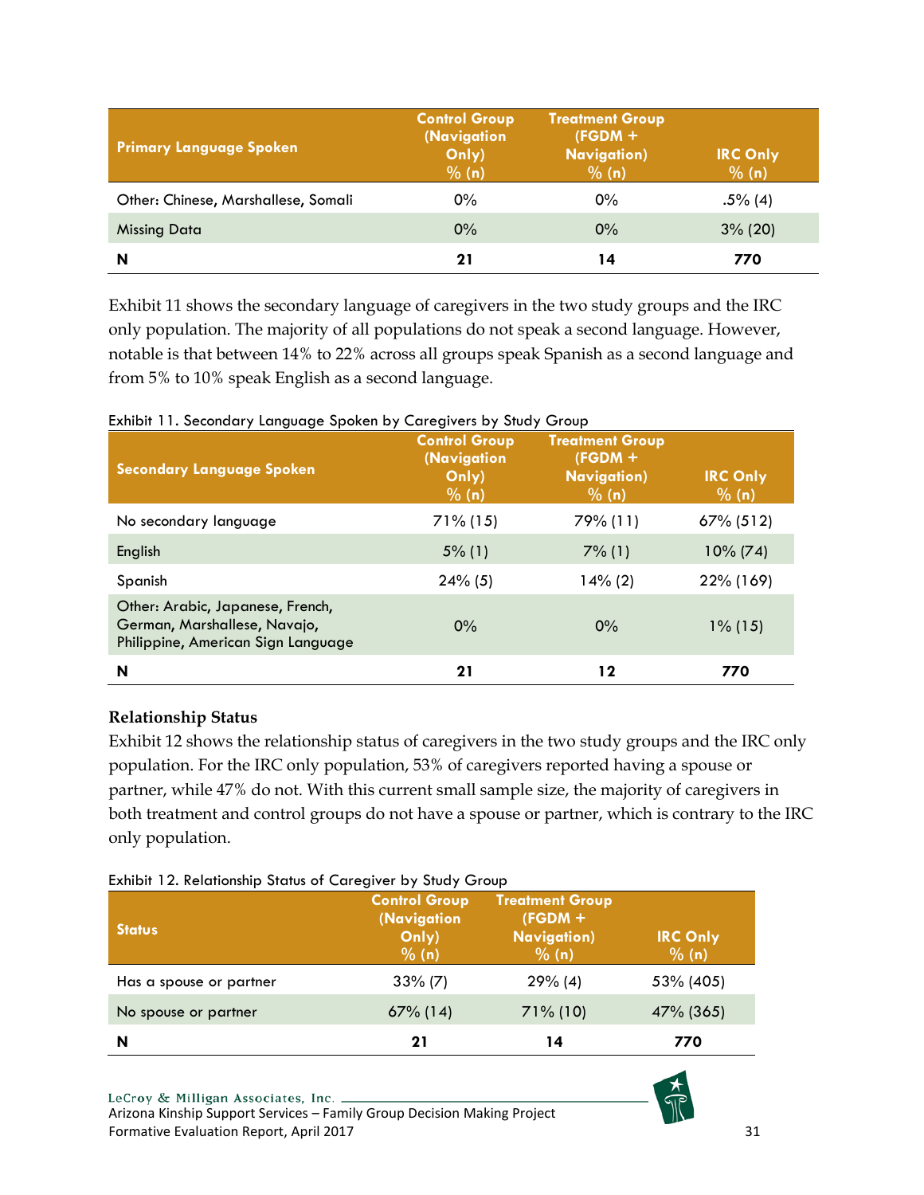| Primary Language Spoken | Control Group (Navigation Only) % (n) | Treatment Group (FGDM + Navigation) % (n) | IRC Only % (n) |
|---|---|---|---|
| Other: Chinese, Marshallese, Somali | 0% | 0% | .5% (4) |
| Missing Data | 0% | 0% | 3% (20) |
| **N** | **21** | **14** | **770** |

Exhibit 11 shows the secondary language of caregivers in the two study groups and the IRC only population. The majority of all populations do not speak a second language. However, notable is that between 14% to 22% across all groups speak Spanish as a second language and from 5% to 10% speak English as a second language.

Exhibit 11. Secondary Language Spoken by Caregivers by Study Group

| Secondary Language Spoken | Control Group (Navigation Only) % (n) | Treatment Group (FGDM + Navigation) % (n) | IRC Only % (n) |
|---|---|---|---|
| No secondary language | 71% (15) | 79% (11) | 67% (512) |
| English | 5% (1) | 7% (1) | 10% (74) |
| Spanish | 24% (5) | 14% (2) | 22% (169) |
| Other: Arabic, Japanese, French, German, Marshallese, Navajo, Philippine, American Sign Language | 0% | 0% | 1% (15) |
| **N** | **21** | **12** | **770** |

### Relationship Status

Exhibit 12 shows the relationship status of caregivers in the two study groups and the IRC only population. For the IRC only population, 53% of caregivers reported having a spouse or partner, while 47% do not. With this current small sample size, the majority of caregivers in both treatment and control groups do not have a spouse or partner, which is contrary to the IRC only population.

Exhibit 12. Relationship Status of Caregiver by Study Group

| Status | Control Group (Navigation Only) % (n) | Treatment Group (FGDM + Navigation) % (n) | IRC Only % (n) |
|---|---|---|---|
| Has a spouse or partner | 33% (7) | 29% (4) | 53% (405) |
| No spouse or partner | 67% (14) | 71% (10) | 47% (365) |
| **N** | **21** | **14** | **770** |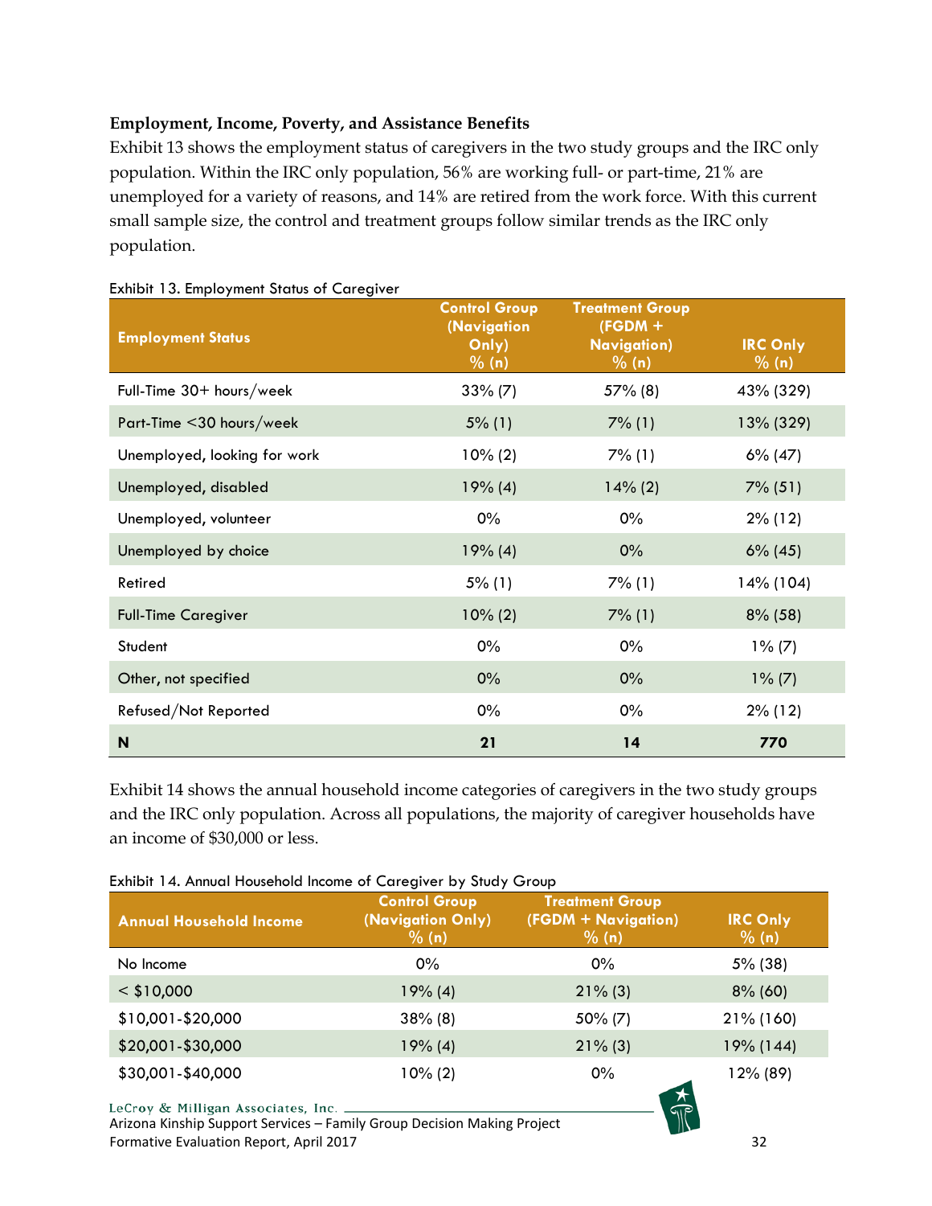**Employment, Income, Poverty, and Assistance Benefits**

Exhibit 13 shows the employment status of caregivers in the two study groups and the IRC only population. Within the IRC only population, 56% are working full- or part-time, 21% are unemployed for a variety of reasons, and 14% are retired from the work force. With this current small sample size, the control and treatment groups follow similar trends as the IRC only population.

Exhibit 13. Employment Status of Caregiver

| Employment Status | Control Group (Navigation Only) % (n) | Treatment Group (FGDM + Navigation) % (n) | IRC Only % (n) |
|---|---|---|---|
| Full-Time 30+ hours/week | 33% (7) | 57% (8) | 43% (329) |
| Part-Time <30 hours/week | 5% (1) | 7% (1) | 13% (329) |
| Unemployed, looking for work | 10% (2) | 7% (1) | 6% (47) |
| Unemployed, disabled | 19% (4) | 14% (2) | 7% (51) |
| Unemployed, volunteer | 0% | 0% | 2% (12) |
| Unemployed by choice | 19% (4) | 0% | 6% (45) |
| Retired | 5% (1) | 7% (1) | 14% (104) |
| Full-Time Caregiver | 10% (2) | 7% (1) | 8% (58) |
| Student | 0% | 0% | 1% (7) |
| Other, not specified | 0% | 0% | 1% (7) |
| Refused/Not Reported | 0% | 0% | 2% (12) |
| **N** | **21** | **14** | **770** |

Exhibit 14 shows the annual household income categories of caregivers in the two study groups and the IRC only population. Across all populations, the majority of caregiver households have an income of $30,000 or less.

Exhibit 14. Annual Household Income of Caregiver by Study Group

| Annual Household Income | Control Group (Navigation Only) % (n) | Treatment Group (FGDM + Navigation) % (n) | IRC Only % (n) |
|---|---|---|---|
| No Income | 0% | 0% | 5% (38) |
| < $10,000 | 19% (4) | 21% (3) | 8% (60) |
| $10,001-$20,000 | 38% (8) | 50% (7) | 21% (160) |
| $20,001-$30,000 | 19% (4) | 21% (3) | 19% (144) |
| $30,001-$40,000 | 10% (2) | 0% | 12% (89) |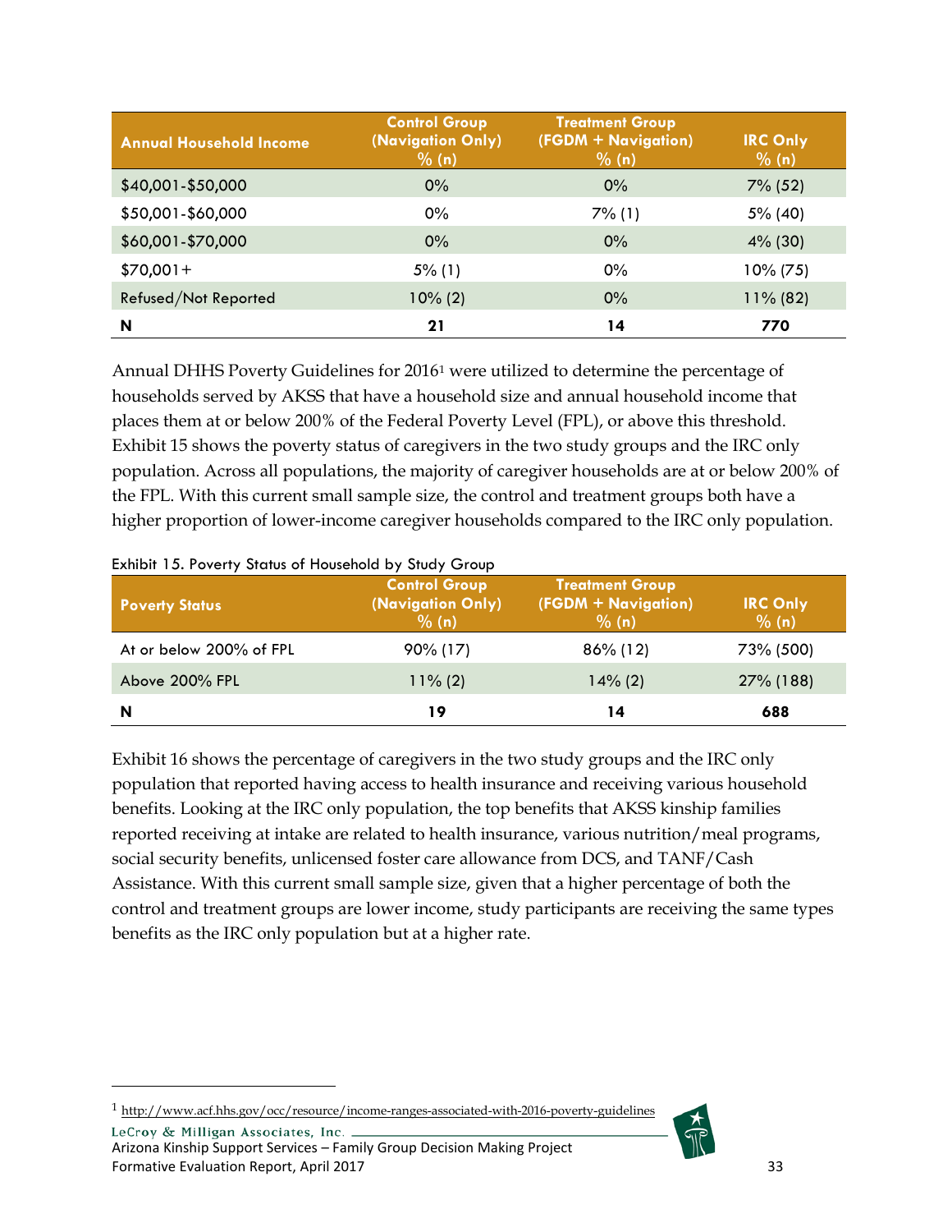| Annual Household Income | Control Group (Navigation Only) % (n) | Treatment Group (FGDM + Navigation) % (n) | IRC Only % (n) |
|---|---|---|---|
| $40,001-$50,000 | 0% | 0% | 7% (52) |
| $50,001-$60,000 | 0% | 7% (1) | 5% (40) |
| $60,001-$70,000 | 0% | 0% | 4% (30) |
| $70,001+ | 5% (1) | 0% | 10% (75) |
| Refused/Not Reported | 10% (2) | 0% | 11% (82) |
| **N** | **21** | **14** | **770** |

Annual DHHS Poverty Guidelines for 2016[1] were utilized to determine the percentage of households served by AKSS that have a household size and annual household income that places them at or below 200% of the Federal Poverty Level (FPL), or above this threshold. Exhibit 15 shows the poverty status of caregivers in the two study groups and the IRC only population. Across all populations, the majority of caregiver households are at or below 200% of the FPL. With this current small sample size, the control and treatment groups both have a higher proportion of lower-income caregiver households compared to the IRC only population.

Exhibit 15. Poverty Status of Household by Study Group

| Poverty Status | Control Group (Navigation Only) % (n) | Treatment Group (FGDM + Navigation) % (n) | IRC Only % (n) |
|---|---|---|---|
| At or below 200% of FPL | 90% (17) | 86% (12) | 73% (500) |
| Above 200% FPL | 11% (2) | 14% (2) | 27% (188) |
| **N** | **19** | **14** | **688** |

Exhibit 16 shows the percentage of caregivers in the two study groups and the IRC only population that reported having access to health insurance and receiving various household benefits. Looking at the IRC only population, the top benefits that AKSS kinship families reported receiving at intake are related to health insurance, various nutrition/meal programs, social security benefits, unlicensed foster care allowance from DCS, and TANF/Cash Assistance. With this current small sample size, given that a higher percentage of both the control and treatment groups are lower income, study participants are receiving the same types benefits as the IRC only population but at a higher rate.

[1] http://www.acf.hhs.gov/occ/resource/income-ranges-associated-with-2016-poverty-guidelines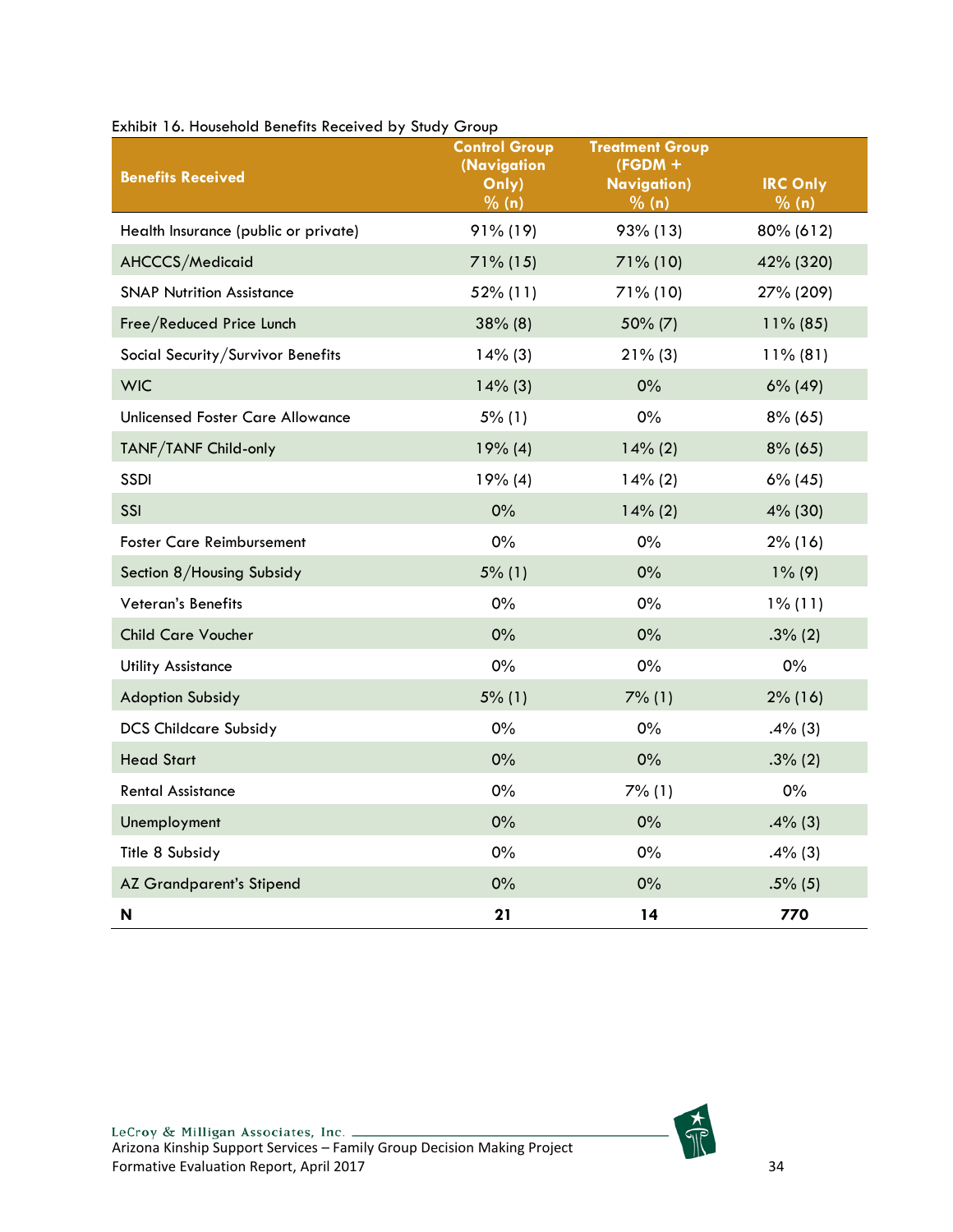Exhibit 16. Household Benefits Received by Study Group

| Benefits Received | Control Group (Navigation Only) % (n) | Treatment Group (FGDM + Navigation) % (n) | IRC Only % (n) |
|---|---|---|---|
| Health Insurance (public or private) | 91% (19) | 93% (13) | 80% (612) |
| AHCCCS/Medicaid | 71% (15) | 71% (10) | 42% (320) |
| SNAP Nutrition Assistance | 52% (11) | 71% (10) | 27% (209) |
| Free/Reduced Price Lunch | 38% (8) | 50% (7) | 11% (85) |
| Social Security/Survivor Benefits | 14% (3) | 21% (3) | 11% (81) |
| WIC | 14% (3) | 0% | 6% (49) |
| Unlicensed Foster Care Allowance | 5% (1) | 0% | 8% (65) |
| TANF/TANF Child-only | 19% (4) | 14% (2) | 8% (65) |
| SSDI | 19% (4) | 14% (2) | 6% (45) |
| SSI | 0% | 14% (2) | 4% (30) |
| Foster Care Reimbursement | 0% | 0% | 2% (16) |
| Section 8/Housing Subsidy | 5% (1) | 0% | 1% (9) |
| Veteran's Benefits | 0% | 0% | 1% (11) |
| Child Care Voucher | 0% | 0% | .3% (2) |
| Utility Assistance | 0% | 0% | 0% |
| Adoption Subsidy | 5% (1) | 7% (1) | 2% (16) |
| DCS Childcare Subsidy | 0% | 0% | .4% (3) |
| Head Start | 0% | 0% | .3% (2) |
| Rental Assistance | 0% | 7% (1) | 0% |
| Unemployment | 0% | 0% | .4% (3) |
| Title 8 Subsidy | 0% | 0% | .4% (3) |
| AZ Grandparent's Stipend | 0% | 0% | .5% (5) |
| **N** | **21** | **14** | **770** |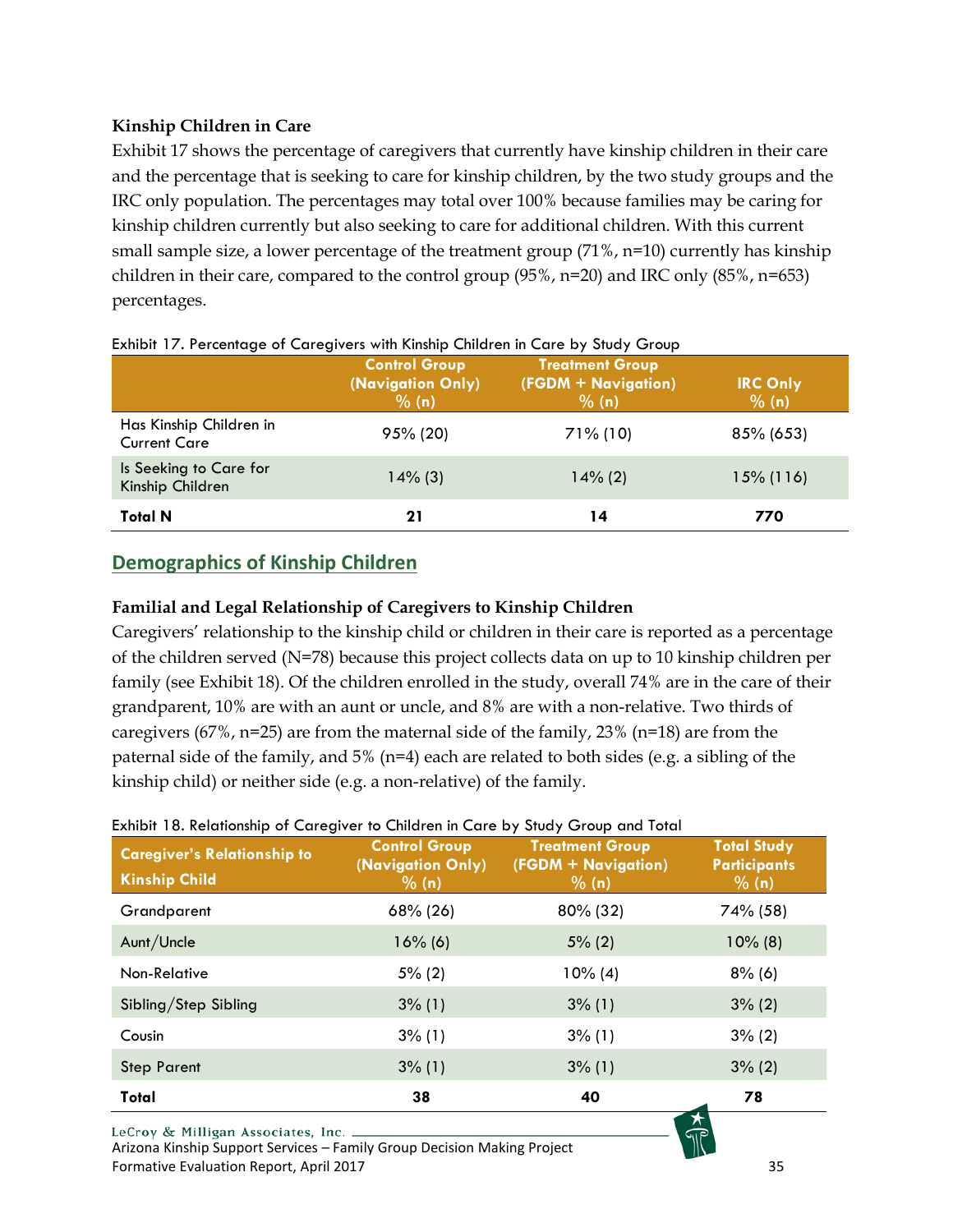### Kinship Children in Care

Exhibit 17 shows the percentage of caregivers that currently have kinship children in their care and the percentage that is seeking to care for kinship children, by the two study groups and the IRC only population. The percentages may total over 100% because families may be caring for kinship children currently but also seeking to care for additional children. With this current small sample size, a lower percentage of the treatment group (71%, n=10) currently has kinship children in their care, compared to the control group (95%, n=20) and IRC only (85%, n=653) percentages.

Exhibit 17. Percentage of Caregivers with Kinship Children in Care by Study Group

| | Control Group (Navigation Only) % (n) | Treatment Group (FGDM + Navigation) % (n) | IRC Only % (n) |
|---|---|---|---|
| Has Kinship Children in Current Care | 95% (20) | 71% (10) | 85% (653) |
| Is Seeking to Care for Kinship Children | 14% (3) | 14% (2) | 15% (116) |
| **Total N** | **21** | **14** | **770** |

## Demographics of Kinship Children

### Familial and Legal Relationship of Caregivers to Kinship Children

Caregivers' relationship to the kinship child or children in their care is reported as a percentage of the children served (N=78) because this project collects data on up to 10 kinship children per family (see Exhibit 18). Of the children enrolled in the study, overall 74% are in the care of their grandparent, 10% are with an aunt or uncle, and 8% are with a non-relative. Two thirds of caregivers (67%, n=25) are from the maternal side of the family, 23% (n=18) are from the paternal side of the family, and 5% (n=4) each are related to both sides (e.g. a sibling of the kinship child) or neither side (e.g. a non-relative) of the family.

Exhibit 18. Relationship of Caregiver to Children in Care by Study Group and Total

| Caregiver's Relationship to Kinship Child | Control Group (Navigation Only) % (n) | Treatment Group (FGDM + Navigation) % (n) | Total Study Participants % (n) |
|---|---|---|---|
| Grandparent | 68% (26) | 80% (32) | 74% (58) |
| Aunt/Uncle | 16% (6) | 5% (2) | 10% (8) |
| Non-Relative | 5% (2) | 10% (4) | 8% (6) |
| Sibling/Step Sibling | 3% (1) | 3% (1) | 3% (2) |
| Cousin | 3% (1) | 3% (1) | 3% (2) |
| Step Parent | 3% (1) | 3% (1) | 3% (2) |
| **Total** | **38** | **40** | **78** |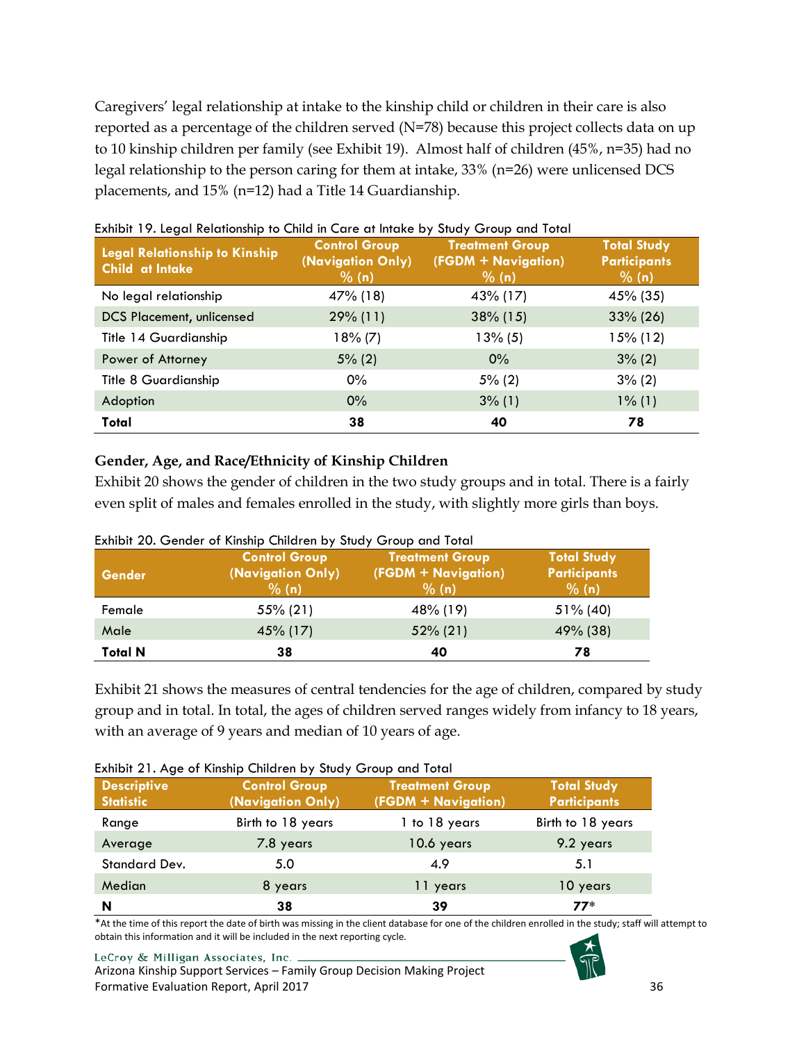Caregivers' legal relationship at intake to the kinship child or children in their care is also reported as a percentage of the children served (N=78) because this project collects data on up to 10 kinship children per family (see Exhibit 19). Almost half of children (45%, n=35) had no legal relationship to the person caring for them at intake, 33% (n=26) were unlicensed DCS placements, and 15% (n=12) had a Title 14 Guardianship.

Exhibit 19. Legal Relationship to Child in Care at Intake by Study Group and Total

| Legal Relationship to Kinship Child at Intake | Control Group (Navigation Only) % (n) | Treatment Group (FGDM + Navigation) % (n) | Total Study Participants % (n) |
|---|---|---|---|
| No legal relationship | 47% (18) | 43% (17) | 45% (35) |
| DCS Placement, unlicensed | 29% (11) | 38% (15) | 33% (26) |
| Title 14 Guardianship | 18% (7) | 13% (5) | 15% (12) |
| Power of Attorney | 5% (2) | 0% | 3% (2) |
| Title 8 Guardianship | 0% | 5% (2) | 3% (2) |
| Adoption | 0% | 3% (1) | 1% (1) |
| **Total** | **38** | **40** | **78** |

### Gender, Age, and Race/Ethnicity of Kinship Children

Exhibit 20 shows the gender of children in the two study groups and in total. There is a fairly even split of males and females enrolled in the study, with slightly more girls than boys.

Exhibit 20. Gender of Kinship Children by Study Group and Total

| Gender | Control Group (Navigation Only) % (n) | Treatment Group (FGDM + Navigation) % (n) | Total Study Participants % (n) |
|---|---|---|---|
| Female | 55% (21) | 48% (19) | 51% (40) |
| Male | 45% (17) | 52% (21) | 49% (38) |
| **Total N** | **38** | **40** | **78** |

Exhibit 21 shows the measures of central tendencies for the age of children, compared by study group and in total. In total, the ages of children served ranges widely from infancy to 18 years, with an average of 9 years and median of 10 years of age.

Exhibit 21. Age of Kinship Children by Study Group and Total

| Descriptive Statistic | Control Group (Navigation Only) | Treatment Group (FGDM + Navigation) | Total Study Participants |
|---|---|---|---|
| Range | Birth to 18 years | 1 to 18 years | Birth to 18 years |
| Average | 7.8 years | 10.6 years | 9.2 years |
| Standard Dev. | 5.0 | 4.9 | 5.1 |
| Median | 8 years | 11 years | 10 years |
| **N** | **38** | **39** | **77*** |

*At the time of this report the date of birth was missing in the client database for one of the children enrolled in the study; staff will attempt to obtain this information and it will be included in the next reporting cycle.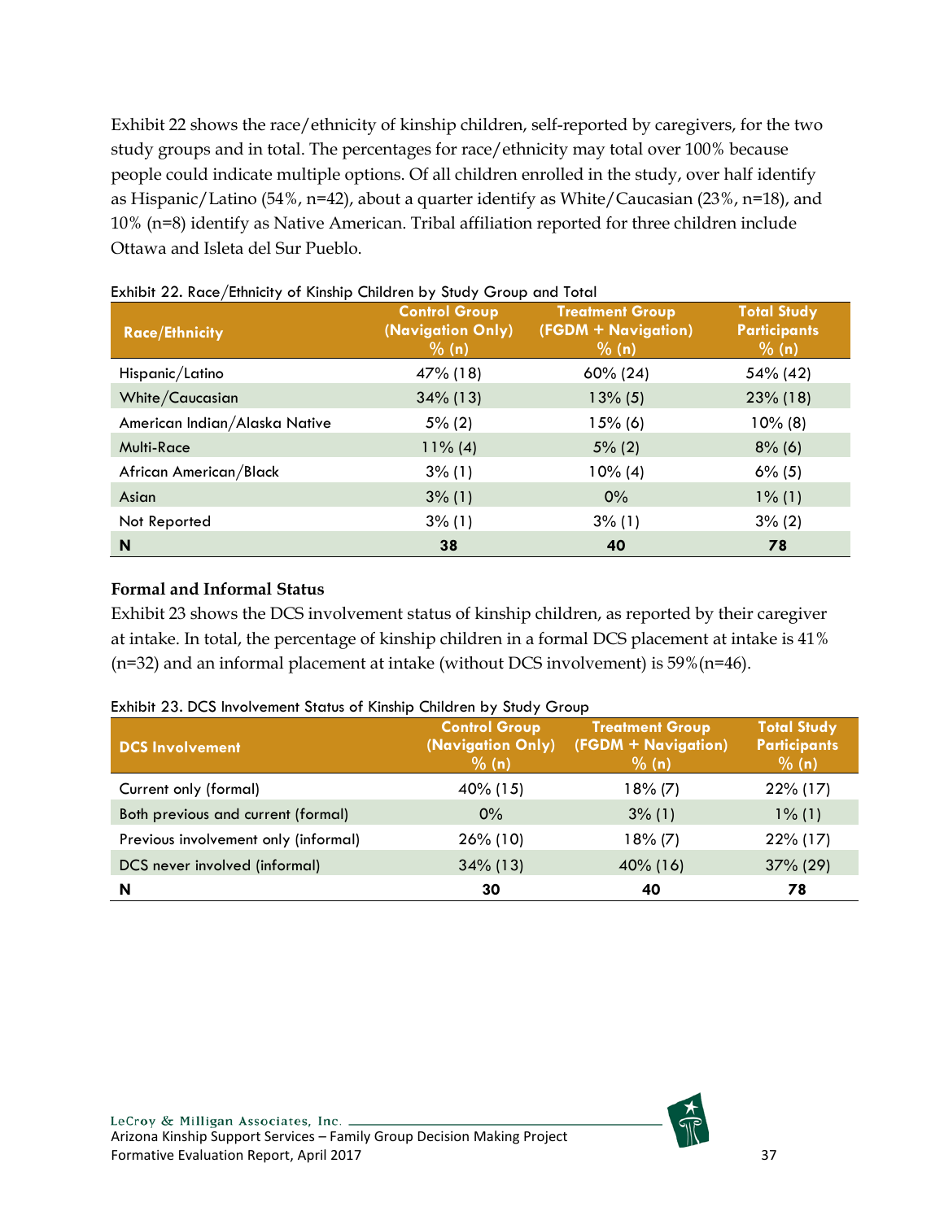Exhibit 22 shows the race/ethnicity of kinship children, self-reported by caregivers, for the two study groups and in total. The percentages for race/ethnicity may total over 100% because people could indicate multiple options. Of all children enrolled in the study, over half identify as Hispanic/Latino (54%, n=42), about a quarter identify as White/Caucasian (23%, n=18), and 10% (n=8) identify as Native American. Tribal affiliation reported for three children include Ottawa and Isleta del Sur Pueblo.

Exhibit 22. Race/Ethnicity of Kinship Children by Study Group and Total

| Race/Ethnicity | Control Group (Navigation Only) % (n) | Treatment Group (FGDM + Navigation) % (n) | Total Study Participants % (n) |
|---|---|---|---|
| Hispanic/Latino | 47% (18) | 60% (24) | 54% (42) |
| White/Caucasian | 34% (13) | 13% (5) | 23% (18) |
| American Indian/Alaska Native | 5% (2) | 15% (6) | 10% (8) |
| Multi-Race | 11% (4) | 5% (2) | 8% (6) |
| African American/Black | 3% (1) | 10% (4) | 6% (5) |
| Asian | 3% (1) | 0% | 1% (1) |
| Not Reported | 3% (1) | 3% (1) | 3% (2) |
| **N** | **38** | **40** | **78** |

### Formal and Informal Status

Exhibit 23 shows the DCS involvement status of kinship children, as reported by their caregiver at intake. In total, the percentage of kinship children in a formal DCS placement at intake is 41% (n=32) and an informal placement at intake (without DCS involvement) is 59%(n=46).

Exhibit 23. DCS Involvement Status of Kinship Children by Study Group

| DCS Involvement | Control Group (Navigation Only) % (n) | Treatment Group (FGDM + Navigation) % (n) | Total Study Participants % (n) |
|---|---|---|---|
| Current only (formal) | 40% (15) | 18% (7) | 22% (17) |
| Both previous and current (formal) | 0% | 3% (1) | 1% (1) |
| Previous involvement only (informal) | 26% (10) | 18% (7) | 22% (17) |
| DCS never involved (informal) | 34% (13) | 40% (16) | 37% (29) |
| **N** | **30** | **40** | **78** |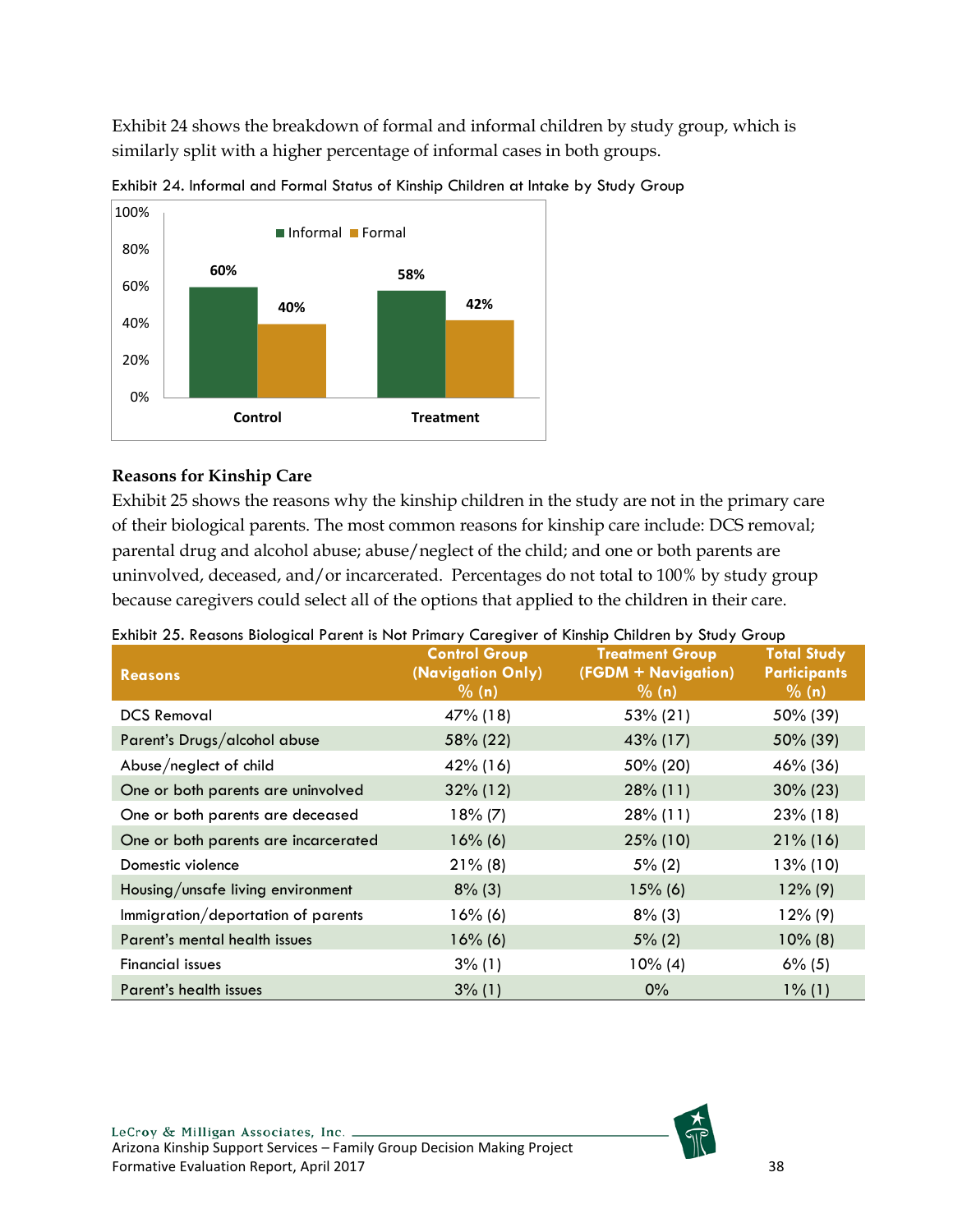Exhibit 24 shows the breakdown of formal and informal children by study group, which is similarly split with a higher percentage of informal cases in both groups.

Exhibit 24. Informal and Formal Status of Kinship Children at Intake by Study Group

| | Informal | Formal |
|---|---|---|
| Control | 60% | 40% |
| Treatment | 58% | 42% |

### Reasons for Kinship Care

Exhibit 25 shows the reasons why the kinship children in the study are not in the primary care of their biological parents. The most common reasons for kinship care include: DCS removal; parental drug and alcohol abuse; abuse/neglect of the child; and one or both parents are uninvolved, deceased, and/or incarcerated. Percentages do not total to 100% by study group because caregivers could select all of the options that applied to the children in their care.

Exhibit 25. Reasons Biological Parent is Not Primary Caregiver of Kinship Children by Study Group

| Reasons | Control Group (Navigation Only) % (n) | Treatment Group (FGDM + Navigation) % (n) | Total Study Participants % (n) |
|---|---|---|---|
| DCS Removal | 47% (18) | 53% (21) | 50% (39) |
| Parent's Drugs/alcohol abuse | 58% (22) | 43% (17) | 50% (39) |
| Abuse/neglect of child | 42% (16) | 50% (20) | 46% (36) |
| One or both parents are uninvolved | 32% (12) | 28% (11) | 30% (23) |
| One or both parents are deceased | 18% (7) | 28% (11) | 23% (18) |
| One or both parents are incarcerated | 16% (6) | 25% (10) | 21% (16) |
| Domestic violence | 21% (8) | 5% (2) | 13% (10) |
| Housing/unsafe living environment | 8% (3) | 15% (6) | 12% (9) |
| Immigration/deportation of parents | 16% (6) | 8% (3) | 12% (9) |
| Parent's mental health issues | 16% (6) | 5% (2) | 10% (8) |
| Financial issues | 3% (1) | 10% (4) | 6% (5) |
| Parent's health issues | 3% (1) | 0% | 1% (1) |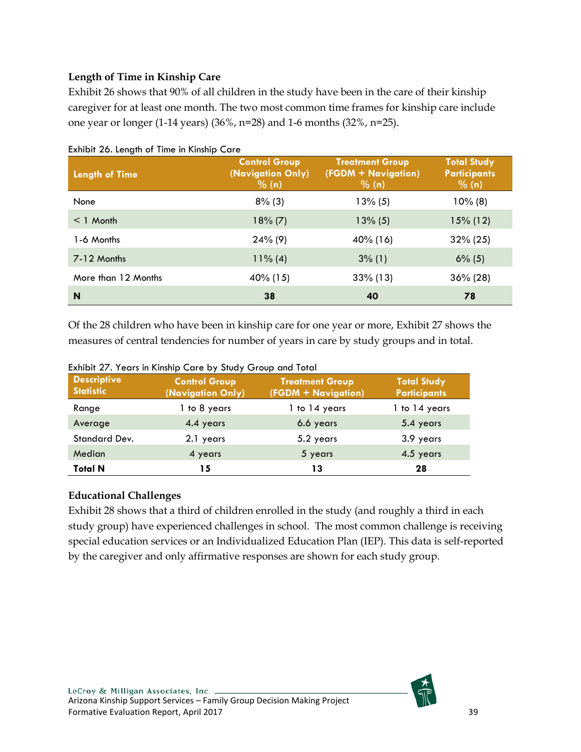### Length of Time in Kinship Care

Exhibit 26 shows that 90% of all children in the study have been in the care of their kinship caregiver for at least one month. The two most common time frames for kinship care include one year or longer (1-14 years) (36%, n=28) and 1-6 months (32%, n=25).

Exhibit 26. Length of Time in Kinship Care

| Length of Time | Control Group (Navigation Only) % (n) | Treatment Group (FGDM + Navigation) % (n) | Total Study Participants % (n) |
|---|---|---|---|
| None | 8% (3) | 13% (5) | 10% (8) |
| < 1 Month | 18% (7) | 13% (5) | 15% (12) |
| 1-6 Months | 24% (9) | 40% (16) | 32% (25) |
| 7-12 Months | 11% (4) | 3% (1) | 6% (5) |
| More than 12 Months | 40% (15) | 33% (13) | 36% (28) |
| **N** | **38** | **40** | **78** |

Of the 28 children who have been in kinship care for one year or more, Exhibit 27 shows the measures of central tendencies for number of years in care by study groups and in total.

Exhibit 27. Years in Kinship Care by Study Group and Total

| Descriptive Statistic | Control Group (Navigation Only) | Treatment Group (FGDM + Navigation) | Total Study Participants |
|---|---|---|---|
| Range | 1 to 8 years | 1 to 14 years | 1 to 14 years |
| Average | 4.4 years | 6.6 years | 5.4 years |
| Standard Dev. | 2.1 years | 5.2 years | 3.9 years |
| Median | 4 years | 5 years | 4.5 years |
| **Total N** | **15** | **13** | **28** |

### Educational Challenges

Exhibit 28 shows that a third of children enrolled in the study (and roughly a third in each study group) have experienced challenges in school. The most common challenge is receiving special education services or an Individualized Education Plan (IEP). This data is self-reported by the caregiver and only affirmative responses are shown for each study group.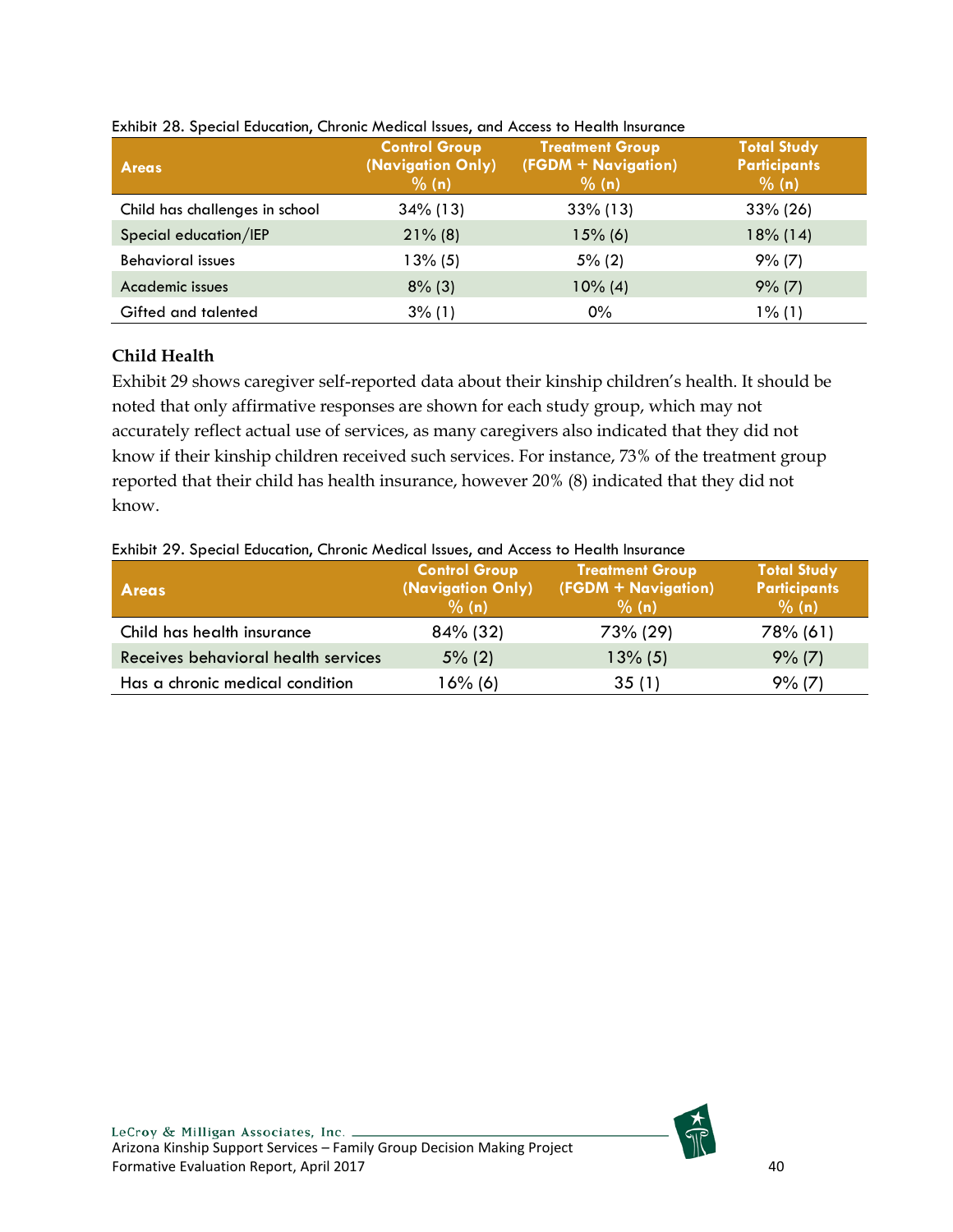Exhibit 28. Special Education, Chronic Medical Issues, and Access to Health Insurance

| Areas | Control Group (Navigation Only) % (n) | Treatment Group (FGDM + Navigation) % (n) | Total Study Participants % (n) |
|---|---|---|---|
| Child has challenges in school | 34% (13) | 33% (13) | 33% (26) |
| Special education/IEP | 21% (8) | 15% (6) | 18% (14) |
| Behavioral issues | 13% (5) | 5% (2) | 9% (7) |
| Academic issues | 8% (3) | 10% (4) | 9% (7) |
| Gifted and talented | 3% (1) | 0% | 1% (1) |

### Child Health

Exhibit 29 shows caregiver self-reported data about their kinship children's health. It should be noted that only affirmative responses are shown for each study group, which may not accurately reflect actual use of services, as many caregivers also indicated that they did not know if their kinship children received such services. For instance, 73% of the treatment group reported that their child has health insurance, however 20% (8) indicated that they did not know.

Exhibit 29. Special Education, Chronic Medical Issues, and Access to Health Insurance

| Areas | Control Group (Navigation Only) % (n) | Treatment Group (FGDM + Navigation) % (n) | Total Study Participants % (n) |
|---|---|---|---|
| Child has health insurance | 84% (32) | 73% (29) | 78% (61) |
| Receives behavioral health services | 5% (2) | 13% (5) | 9% (7) |
| Has a chronic medical condition | 16% (6) | 35 (1) | 9% (7) |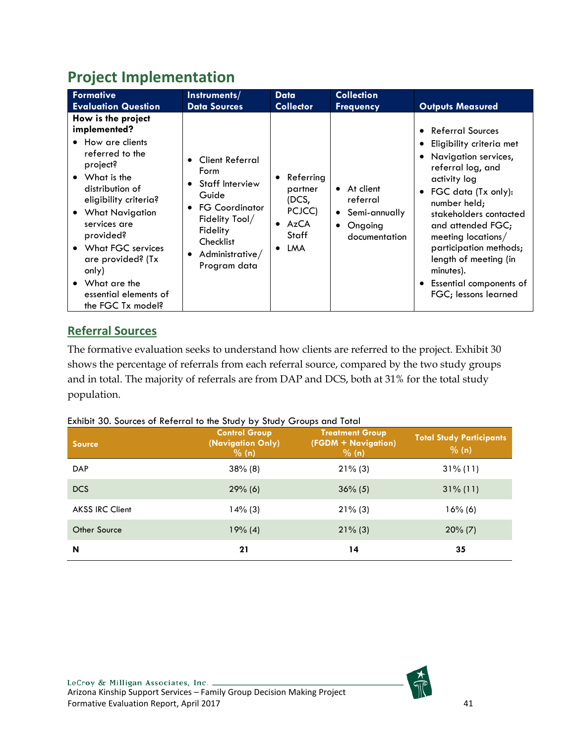# Project Implementation

| Formative Evaluation Question | Instruments/ Data Sources | Data Collector | Collection Frequency | Outputs Measured |
|---|---|---|---|---|
| **How is the project implemented?**<br>• How are clients referred to the project?<br>• What is the distribution of eligibility criteria?<br>• What Navigation services are provided?<br>• What FGC services are provided? (Tx only)<br>• What are the essential elements of the FGC Tx model? | • Client Referral Form<br>• Staff Interview Guide<br>• FG Coordinator Fidelity Tool/ Fidelity Checklist<br>• Administrative/ Program data | • Referring partner (DCS, PCJCC)<br>• AzCA Staff<br>• LMA | • At client referral<br>• Semi-annually<br>• Ongoing documentation | • Referral Sources<br>• Eligibility criteria met<br>• Navigation services, referral log, and activity log<br>• FGC data (Tx only): number held; stakeholders contacted and attended FGC; meeting locations/ participation methods; length of meeting (in minutes).<br>• Essential components of FGC; lessons learned |

## Referral Sources

The formative evaluation seeks to understand how clients are referred to the project. Exhibit 30 shows the percentage of referrals from each referral source, compared by the two study groups and in total. The majority of referrals are from DAP and DCS, both at 31% for the total study population.

Exhibit 30. Sources of Referral to the Study by Study Groups and Total

| Source | Control Group (Navigation Only) % (n) | Treatment Group (FGDM + Navigation) % (n) | Total Study Participants % (n) |
|---|---|---|---|
| DAP | 38% (8) | 21% (3) | 31% (11) |
| DCS | 29% (6) | 36% (5) | 31% (11) |
| AKSS IRC Client | 14% (3) | 21% (3) | 16% (6) |
| Other Source | 19% (4) | 21% (3) | 20% (7) |
| **N** | **21** | **14** | **35** |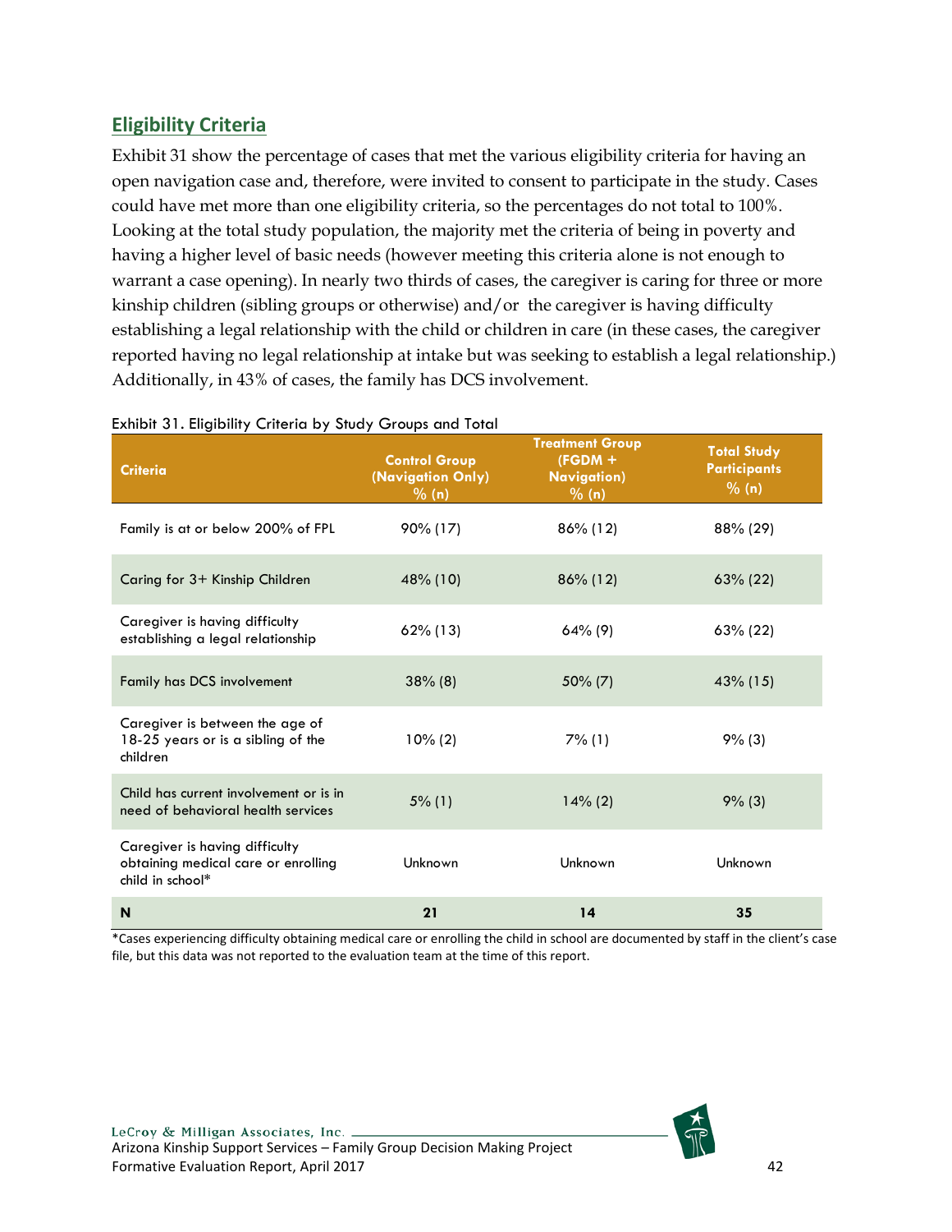## Eligibility Criteria

Exhibit 31 show the percentage of cases that met the various eligibility criteria for having an open navigation case and, therefore, were invited to consent to participate in the study. Cases could have met more than one eligibility criteria, so the percentages do not total to 100%. Looking at the total study population, the majority met the criteria of being in poverty and having a higher level of basic needs (however meeting this criteria alone is not enough to warrant a case opening). In nearly two thirds of cases, the caregiver is caring for three or more kinship children (sibling groups or otherwise) and/or the caregiver is having difficulty establishing a legal relationship with the child or children in care (in these cases, the caregiver reported having no legal relationship at intake but was seeking to establish a legal relationship.) Additionally, in 43% of cases, the family has DCS involvement.

Exhibit 31. Eligibility Criteria by Study Groups and Total

| Criteria | Control Group (Navigation Only) % (n) | Treatment Group (FGDM + Navigation) % (n) | Total Study Participants % (n) |
|---|---|---|---|
| Family is at or below 200% of FPL | 90% (17) | 86% (12) | 88% (29) |
| Caring for 3+ Kinship Children | 48% (10) | 86% (12) | 63% (22) |
| Caregiver is having difficulty establishing a legal relationship | 62% (13) | 64% (9) | 63% (22) |
| Family has DCS involvement | 38% (8) | 50% (7) | 43% (15) |
| Caregiver is between the age of 18-25 years or is a sibling of the children | 10% (2) | 7% (1) | 9% (3) |
| Child has current involvement or is in need of behavioral health services | 5% (1) | 14% (2) | 9% (3) |
| Caregiver is having difficulty obtaining medical care or enrolling child in school* | Unknown | Unknown | Unknown |
| **N** | **21** | **14** | **35** |

*Cases experiencing difficulty obtaining medical care or enrolling the child in school are documented by staff in the client's case file, but this data was not reported to the evaluation team at the time of this report.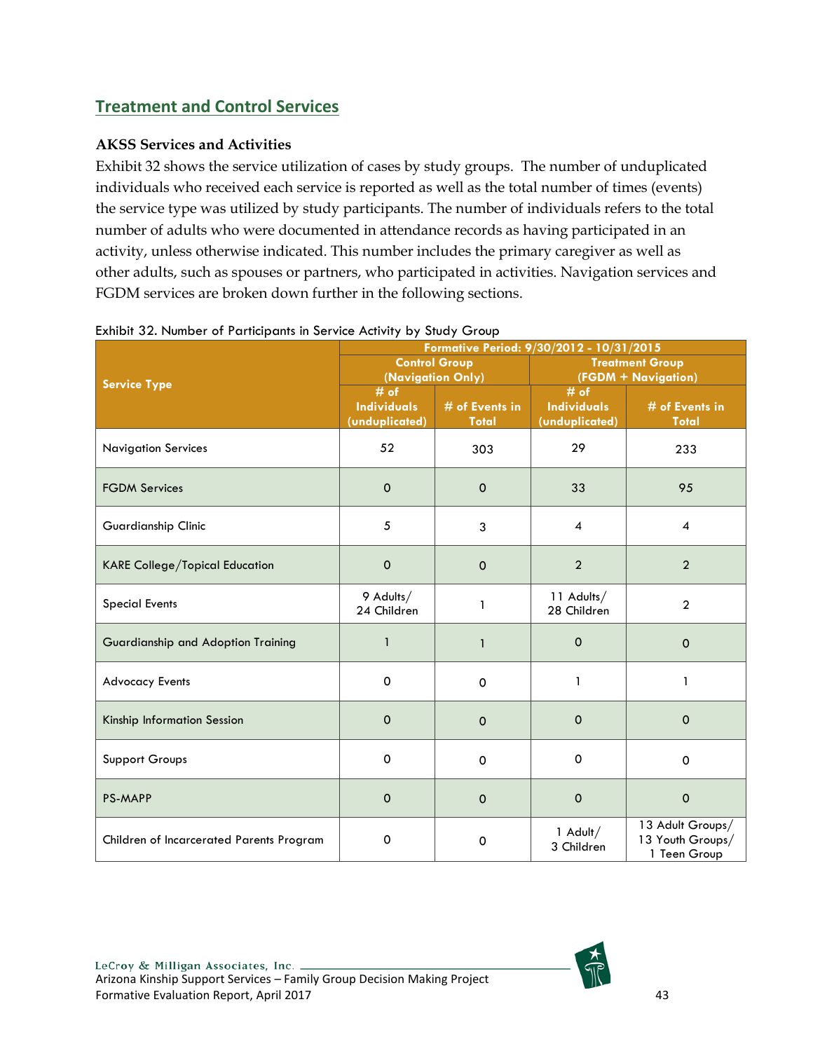## Treatment and Control Services

### AKSS Services and Activities

Exhibit 32 shows the service utilization of cases by study groups. The number of unduplicated individuals who received each service is reported as well as the total number of times (events) the service type was utilized by study participants. The number of individuals refers to the total number of adults who were documented in attendance records as having participated in an activity, unless otherwise indicated. This number includes the primary caregiver as well as other adults, such as spouses or partners, who participated in activities. Navigation services and FGDM services are broken down further in the following sections.

Exhibit 32. Number of Participants in Service Activity by Study Group

| Service Type | Formative Period: 9/30/2012 - 10/31/2015 | | | |
|---|---|---|---|---|
| | Control Group (Navigation Only) | | Treatment Group (FGDM + Navigation) | |
| | # of Individuals (unduplicated) | # of Events in Total | # of Individuals (unduplicated) | # of Events in Total |
| Navigation Services | 52 | 303 | 29 | 233 |
| FGDM Services | 0 | 0 | 33 | 95 |
| Guardianship Clinic | 5 | 3 | 4 | 4 |
| KARE College/Topical Education | 0 | 0 | 2 | 2 |
| Special Events | 9 Adults/ 24 Children | 1 | 11 Adults/ 28 Children | 2 |
| Guardianship and Adoption Training | 1 | 1 | 0 | 0 |
| Advocacy Events | 0 | 0 | 1 | 1 |
| Kinship Information Session | 0 | 0 | 0 | 0 |
| Support Groups | 0 | 0 | 0 | 0 |
| PS-MAPP | 0 | 0 | 0 | 0 |
| Children of Incarcerated Parents Program | 0 | 0 | 1 Adult/ 3 Children | 13 Adult Groups/ 13 Youth Groups/ 1 Teen Group |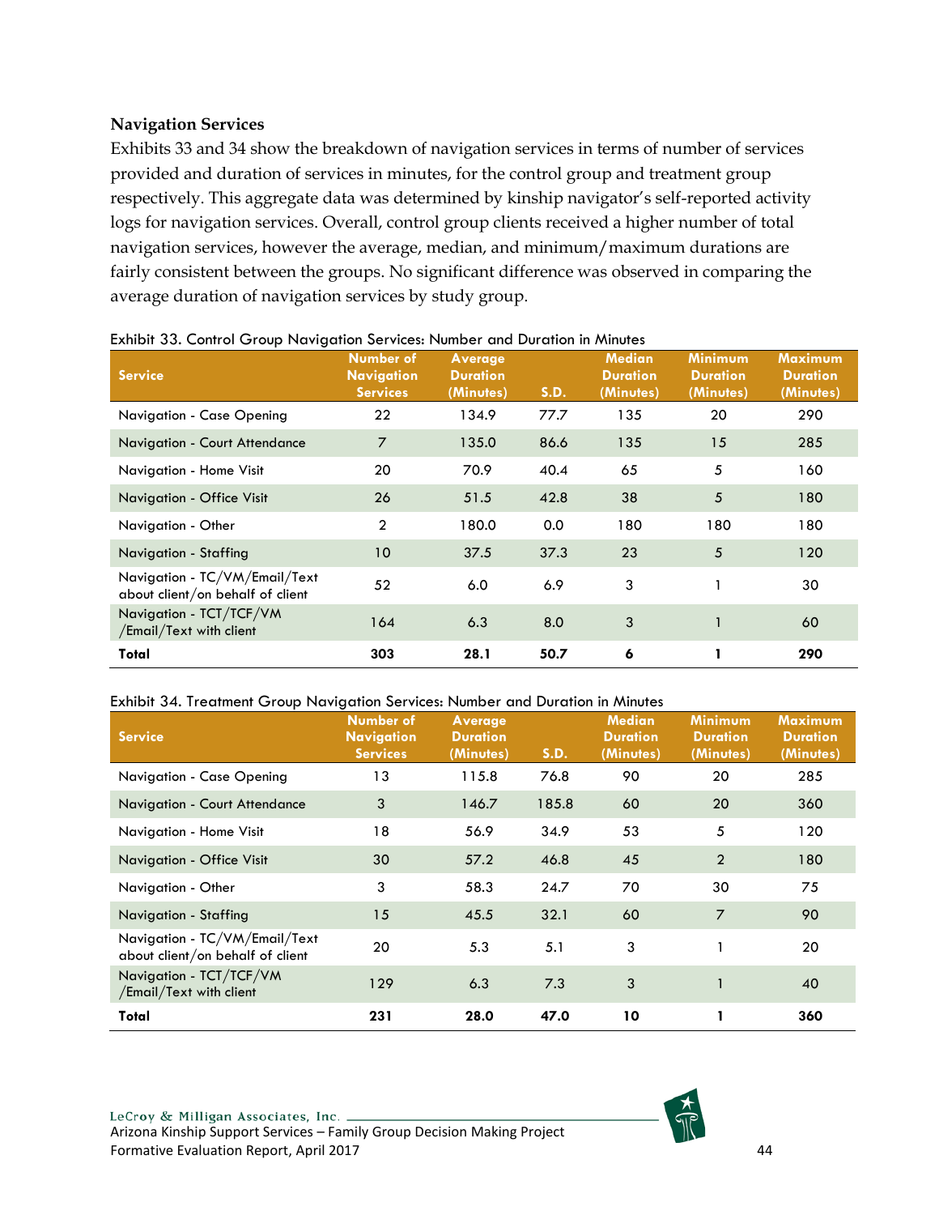### Navigation Services

Exhibits 33 and 34 show the breakdown of navigation services in terms of number of services provided and duration of services in minutes, for the control group and treatment group respectively. This aggregate data was determined by kinship navigator's self-reported activity logs for navigation services. Overall, control group clients received a higher number of total navigation services, however the average, median, and minimum/maximum durations are fairly consistent between the groups. No significant difference was observed in comparing the average duration of navigation services by study group.

Exhibit 33. Control Group Navigation Services: Number and Duration in Minutes

| Service | Number of Navigation Services | Average Duration (Minutes) | S.D. | Median Duration (Minutes) | Minimum Duration (Minutes) | Maximum Duration (Minutes) |
|---|---|---|---|---|---|---|
| Navigation - Case Opening | 22 | 134.9 | 77.7 | 135 | 20 | 290 |
| Navigation - Court Attendance | 7 | 135.0 | 86.6 | 135 | 15 | 285 |
| Navigation - Home Visit | 20 | 70.9 | 40.4 | 65 | 5 | 160 |
| Navigation - Office Visit | 26 | 51.5 | 42.8 | 38 | 5 | 180 |
| Navigation - Other | 2 | 180.0 | 0.0 | 180 | 180 | 180 |
| Navigation - Staffing | 10 | 37.5 | 37.3 | 23 | 5 | 120 |
| Navigation - TC/VM/Email/Text about client/on behalf of client | 52 | 6.0 | 6.9 | 3 | 1 | 30 |
| Navigation - TCT/TCF/VM /Email/Text with client | 164 | 6.3 | 8.0 | 3 | 1 | 60 |
| **Total** | **303** | **28.1** | **50.7** | **6** | **1** | **290** |

Exhibit 34. Treatment Group Navigation Services: Number and Duration in Minutes

| Service | Number of Navigation Services | Average Duration (Minutes) | S.D. | Median Duration (Minutes) | Minimum Duration (Minutes) | Maximum Duration (Minutes) |
|---|---|---|---|---|---|---|
| Navigation - Case Opening | 13 | 115.8 | 76.8 | 90 | 20 | 285 |
| Navigation - Court Attendance | 3 | 146.7 | 185.8 | 60 | 20 | 360 |
| Navigation - Home Visit | 18 | 56.9 | 34.9 | 53 | 5 | 120 |
| Navigation - Office Visit | 30 | 57.2 | 46.8 | 45 | 2 | 180 |
| Navigation - Other | 3 | 58.3 | 24.7 | 70 | 30 | 75 |
| Navigation - Staffing | 15 | 45.5 | 32.1 | 60 | 7 | 90 |
| Navigation - TC/VM/Email/Text about client/on behalf of client | 20 | 5.3 | 5.1 | 3 | 1 | 20 |
| Navigation - TCT/TCF/VM /Email/Text with client | 129 | 6.3 | 7.3 | 3 | 1 | 40 |
| **Total** | **231** | **28.0** | **47.0** | **10** | **1** | **360** |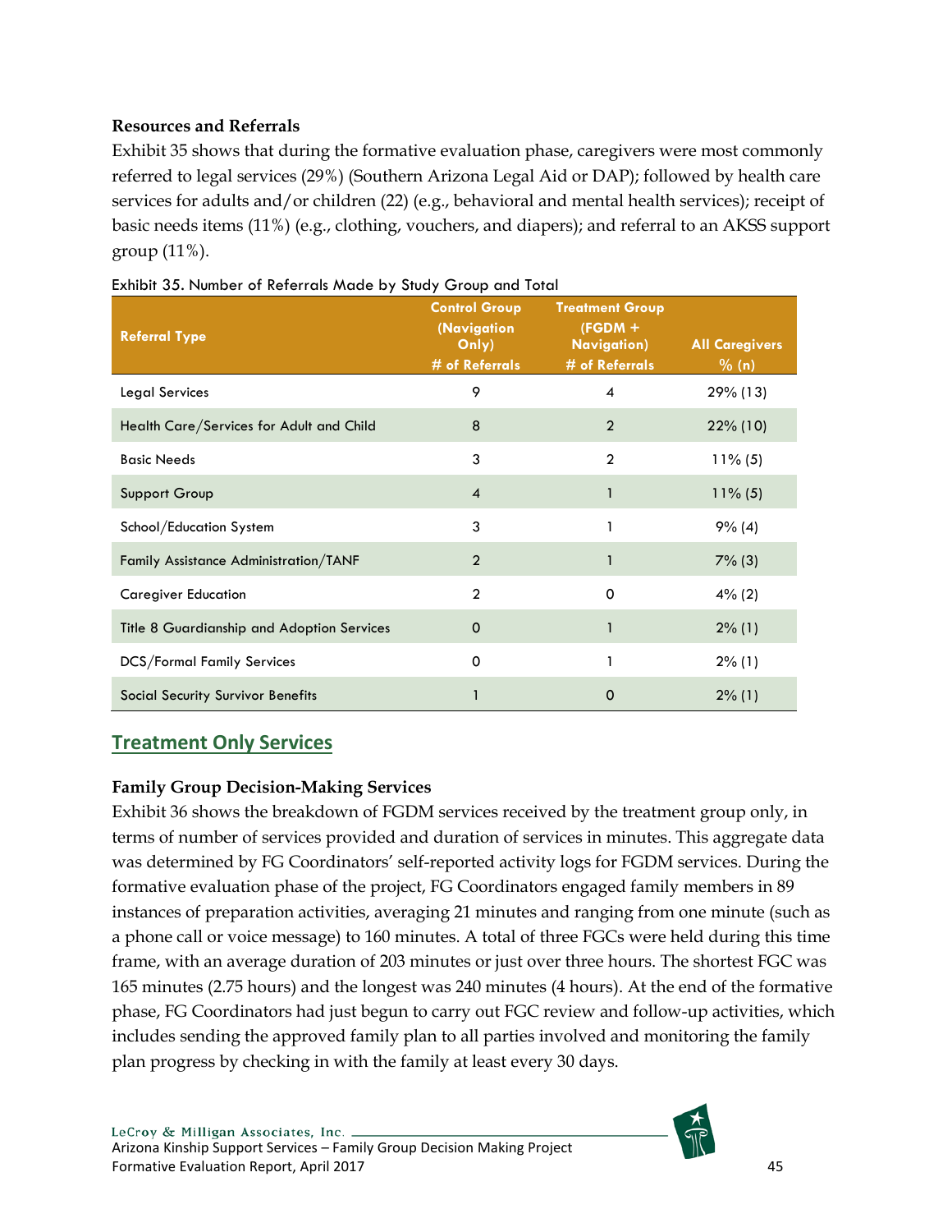**Resources and Referrals**

Exhibit 35 shows that during the formative evaluation phase, caregivers were most commonly referred to legal services (29%) (Southern Arizona Legal Aid or DAP); followed by health care services for adults and/or children (22) (e.g., behavioral and mental health services); receipt of basic needs items (11%) (e.g., clothing, vouchers, and diapers); and referral to an AKSS support group (11%).

Exhibit 35. Number of Referrals Made by Study Group and Total

| Referral Type | Control Group (Navigation Only) # of Referrals | Treatment Group (FGDM + Navigation) # of Referrals | All Caregivers % (n) |
|---|---|---|---|
| Legal Services | 9 | 4 | 29% (13) |
| Health Care/Services for Adult and Child | 8 | 2 | 22% (10) |
| Basic Needs | 3 | 2 | 11% (5) |
| Support Group | 4 | 1 | 11% (5) |
| School/Education System | 3 | 1 | 9% (4) |
| Family Assistance Administration/TANF | 2 | 1 | 7% (3) |
| Caregiver Education | 2 | 0 | 4% (2) |
| Title 8 Guardianship and Adoption Services | 0 | 1 | 2% (1) |
| DCS/Formal Family Services | 0 | 1 | 2% (1) |
| Social Security Survivor Benefits | 1 | 0 | 2% (1) |

## Treatment Only Services

**Family Group Decision-Making Services**

Exhibit 36 shows the breakdown of FGDM services received by the treatment group only, in terms of number of services provided and duration of services in minutes. This aggregate data was determined by FG Coordinators' self-reported activity logs for FGDM services. During the formative evaluation phase of the project, FG Coordinators engaged family members in 89 instances of preparation activities, averaging 21 minutes and ranging from one minute (such as a phone call or voice message) to 160 minutes. A total of three FGCs were held during this time frame, with an average duration of 203 minutes or just over three hours. The shortest FGC was 165 minutes (2.75 hours) and the longest was 240 minutes (4 hours). At the end of the formative phase, FG Coordinators had just begun to carry out FGC review and follow-up activities, which includes sending the approved family plan to all parties involved and monitoring the family plan progress by checking in with the family at least every 30 days.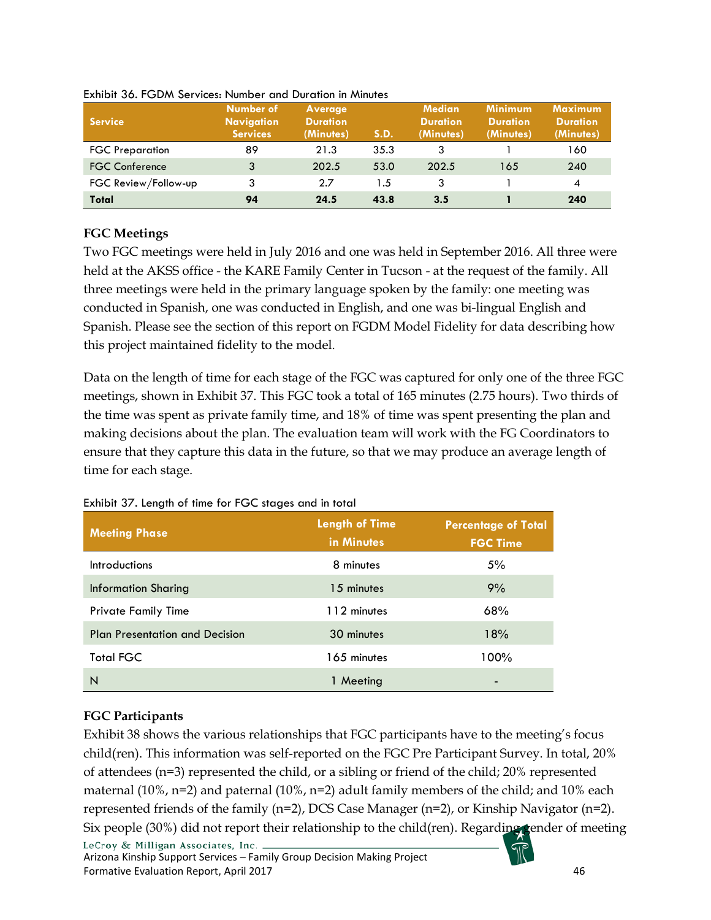Exhibit 36. FGDM Services: Number and Duration in Minutes

| Service | Number of Navigation Services | Average Duration (Minutes) | S.D. | Median Duration (Minutes) | Minimum Duration (Minutes) | Maximum Duration (Minutes) |
|---|---|---|---|---|---|---|
| FGC Preparation | 89 | 21.3 | 35.3 | 3 | 1 | 160 |
| FGC Conference | 3 | 202.5 | 53.0 | 202.5 | 165 | 240 |
| FGC Review/Follow-up | 3 | 2.7 | 1.5 | 3 | 1 | 4 |
| **Total** | **94** | **24.5** | **43.8** | **3.5** | **1** | **240** |

### FGC Meetings

Two FGC meetings were held in July 2016 and one was held in September 2016. All three were held at the AKSS office - the KARE Family Center in Tucson - at the request of the family. All three meetings were held in the primary language spoken by the family: one meeting was conducted in Spanish, one was conducted in English, and one was bi-lingual English and Spanish. Please see the section of this report on FGDM Model Fidelity for data describing how this project maintained fidelity to the model.

Data on the length of time for each stage of the FGC was captured for only one of the three FGC meetings, shown in Exhibit 37. This FGC took a total of 165 minutes (2.75 hours). Two thirds of the time was spent as private family time, and 18% of time was spent presenting the plan and making decisions about the plan. The evaluation team will work with the FG Coordinators to ensure that they capture this data in the future, so that we may produce an average length of time for each stage.

Exhibit 37. Length of time for FGC stages and in total

| Meeting Phase | Length of Time in Minutes | Percentage of Total FGC Time |
|---|---|---|
| Introductions | 8 minutes | 5% |
| Information Sharing | 15 minutes | 9% |
| Private Family Time | 112 minutes | 68% |
| Plan Presentation and Decision | 30 minutes | 18% |
| Total FGC | 165 minutes | 100% |
| N | 1 Meeting | - |

### FGC Participants

Exhibit 38 shows the various relationships that FGC participants have to the meeting's focus child(ren). This information was self-reported on the FGC Pre Participant Survey. In total, 20% of attendees (n=3) represented the child, or a sibling or friend of the child; 20% represented maternal (10%, n=2) and paternal (10%, n=2) adult family members of the child; and 10% each represented friends of the family (n=2), DCS Case Manager (n=2), or Kinship Navigator (n=2). Six people (30%) did not report their relationship to the child(ren). Regarding gender of meeting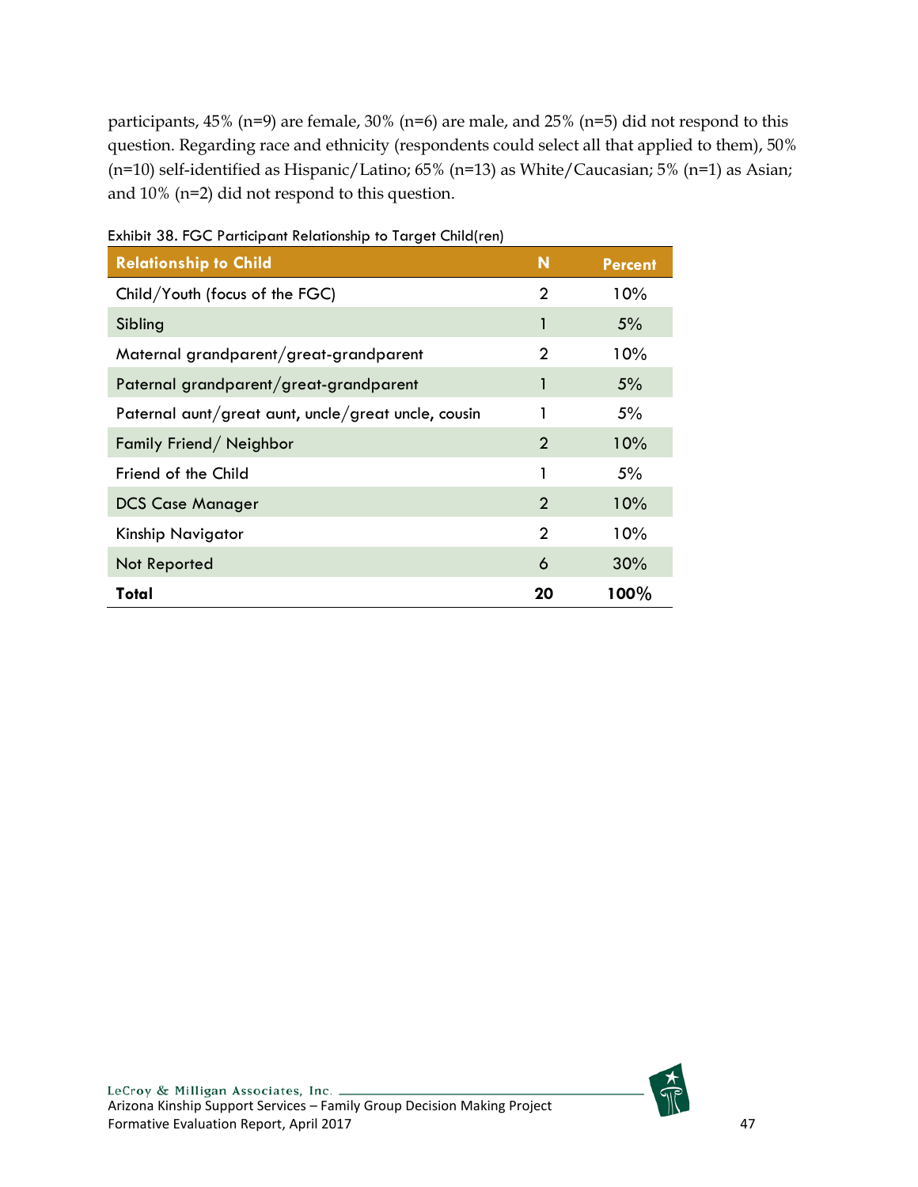participants, 45% (n=9) are female, 30% (n=6) are male, and 25% (n=5) did not respond to this question. Regarding race and ethnicity (respondents could select all that applied to them), 50% (n=10) self-identified as Hispanic/Latino; 65% (n=13) as White/Caucasian; 5% (n=1) as Asian; and 10% (n=2) did not respond to this question.

Exhibit 38. FGC Participant Relationship to Target Child(ren)

| Relationship to Child | N | Percent |
|---|---|---|
| Child/Youth (focus of the FGC) | 2 | 10% |
| Sibling | 1 | 5% |
| Maternal grandparent/great-grandparent | 2 | 10% |
| Paternal grandparent/great-grandparent | 1 | 5% |
| Paternal aunt/great aunt, uncle/great uncle, cousin | 1 | 5% |
| Family Friend/ Neighbor | 2 | 10% |
| Friend of the Child | 1 | 5% |
| DCS Case Manager | 2 | 10% |
| Kinship Navigator | 2 | 10% |
| Not Reported | 6 | 30% |
| **Total** | **20** | **100%** |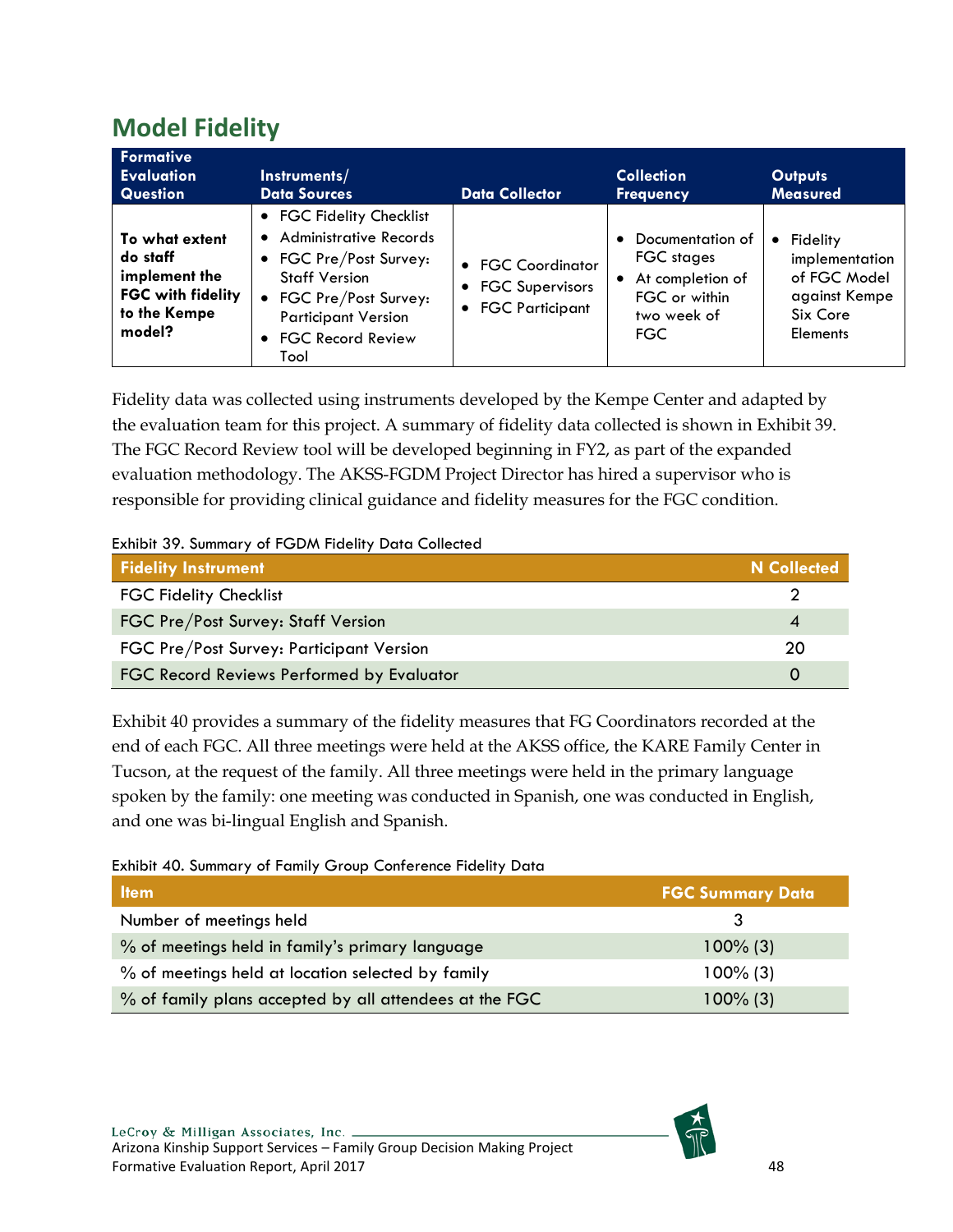## Model Fidelity

| Formative Evaluation Question | Instruments/ Data Sources | Data Collector | Collection Frequency | Outputs Measured |
|---|---|---|---|---|
| **To what extent do staff implement the FGC with fidelity to the Kempe model?** | • FGC Fidelity Checklist<br>• Administrative Records<br>• FGC Pre/Post Survey: Staff Version<br>• FGC Pre/Post Survey: Participant Version<br>• FGC Record Review Tool | • FGC Coordinator<br>• FGC Supervisors<br>• FGC Participant | • Documentation of FGC stages<br>• At completion of FGC or within two week of FGC | • Fidelity implementation of FGC Model against Kempe Six Core Elements |

Fidelity data was collected using instruments developed by the Kempe Center and adapted by the evaluation team for this project. A summary of fidelity data collected is shown in Exhibit 39. The FGC Record Review tool will be developed beginning in FY2, as part of the expanded evaluation methodology. The AKSS-FGDM Project Director has hired a supervisor who is responsible for providing clinical guidance and fidelity measures for the FGC condition.

Exhibit 39. Summary of FGDM Fidelity Data Collected

| Fidelity Instrument | N Collected |
|---|---|
| FGC Fidelity Checklist | 2 |
| FGC Pre/Post Survey: Staff Version | 4 |
| FGC Pre/Post Survey: Participant Version | 20 |
| FGC Record Reviews Performed by Evaluator | 0 |

Exhibit 40 provides a summary of the fidelity measures that FG Coordinators recorded at the end of each FGC. All three meetings were held at the AKSS office, the KARE Family Center in Tucson, at the request of the family. All three meetings were held in the primary language spoken by the family: one meeting was conducted in Spanish, one was conducted in English, and one was bi-lingual English and Spanish.

Exhibit 40. Summary of Family Group Conference Fidelity Data

| Item | FGC Summary Data |
|---|---|
| Number of meetings held | 3 |
| % of meetings held in family's primary language | 100% (3) |
| % of meetings held at location selected by family | 100% (3) |
| % of family plans accepted by all attendees at the FGC | 100% (3) |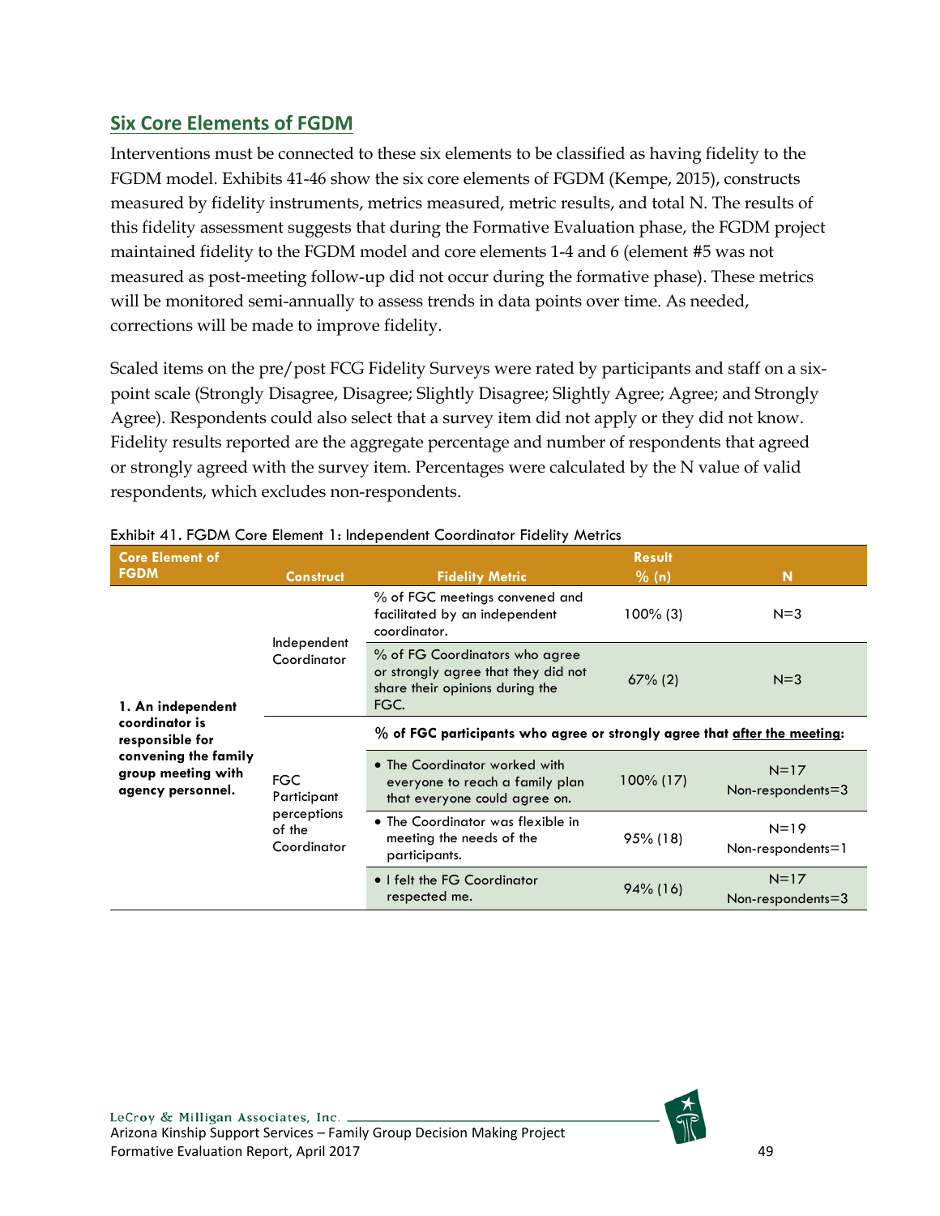## Six Core Elements of FGDM

Interventions must be connected to these six elements to be classified as having fidelity to the FGDM model. Exhibits 41-46 show the six core elements of FGDM (Kempe, 2015), constructs measured by fidelity instruments, metrics measured, metric results, and total N. The results of this fidelity assessment suggests that during the Formative Evaluation phase, the FGDM project maintained fidelity to the FGDM model and core elements 1-4 and 6 (element #5 was not measured as post-meeting follow-up did not occur during the formative phase). These metrics will be monitored semi-annually to assess trends in data points over time. As needed, corrections will be made to improve fidelity.

Scaled items on the pre/post FCG Fidelity Surveys were rated by participants and staff on a six-point scale (Strongly Disagree, Disagree; Slightly Disagree; Slightly Agree; Agree; and Strongly Agree). Respondents could also select that a survey item did not apply or they did not know. Fidelity results reported are the aggregate percentage and number of respondents that agreed or strongly agreed with the survey item. Percentages were calculated by the N value of valid respondents, which excludes non-respondents.

Exhibit 41. FGDM Core Element 1: Independent Coordinator Fidelity Metrics

| Core Element of FGDM | Construct | Fidelity Metric | Result % (n) | N |
|---|---|---|---|---|
| **1. An independent coordinator is responsible for convening the family group meeting with agency personnel.** | Independent Coordinator | % of FGC meetings convened and facilitated by an independent coordinator. | 100% (3) | N=3 |
| | | % of FG Coordinators who agree or strongly agree that they did not share their opinions during the FGC. | 67% (2) | N=3 |
| | FGC Participant perceptions of the Coordinator | **% of FGC participants who agree or strongly agree that after the meeting:** | | |
| | | • The Coordinator worked with everyone to reach a family plan that everyone could agree on. | 100% (17) | N=17 Non-respondents=3 |
| | | • The Coordinator was flexible in meeting the needs of the participants. | 95% (18) | N=19 Non-respondents=1 |
| | | • I felt the FG Coordinator respected me. | 94% (16) | N=17 Non-respondents=3 |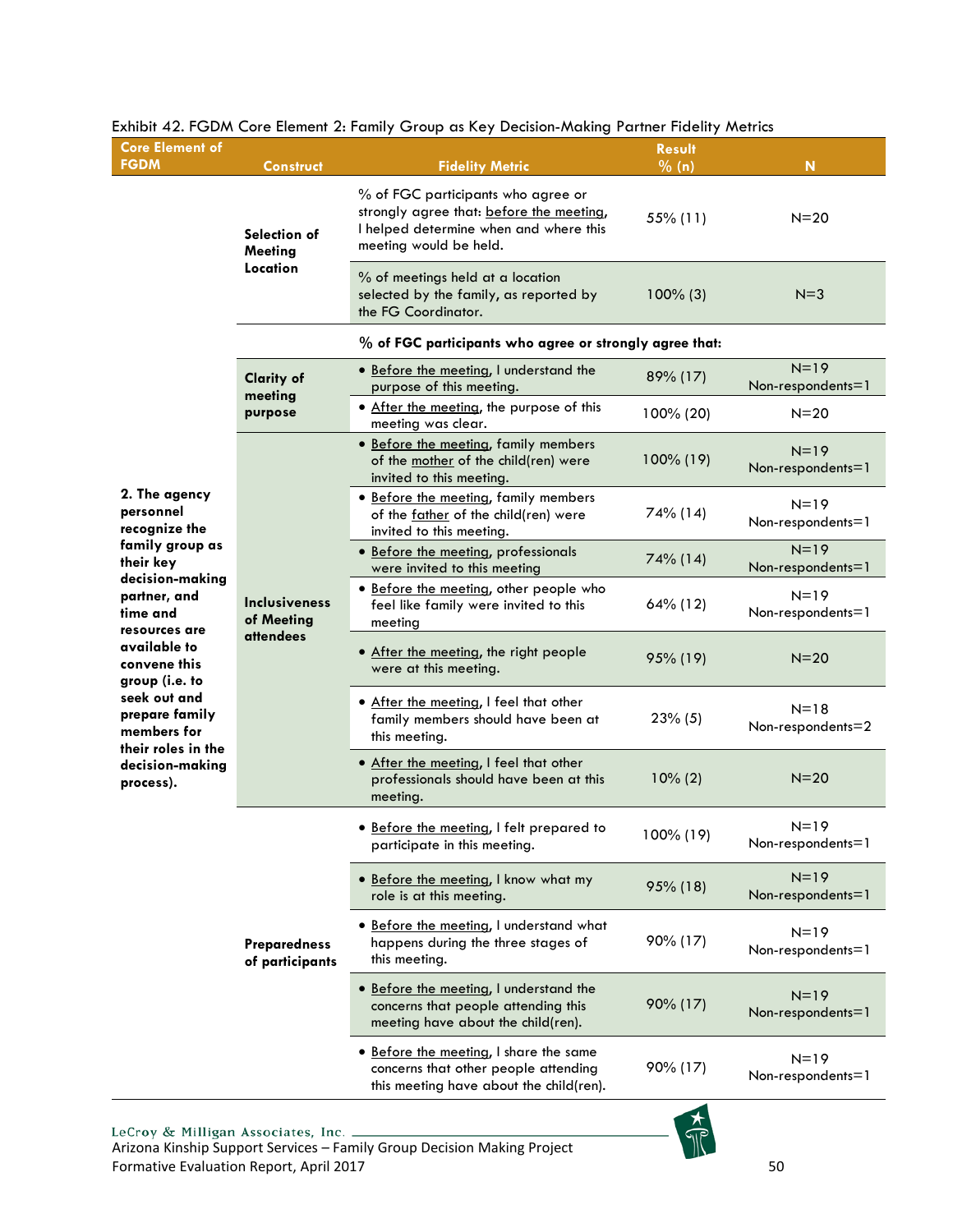Exhibit 42. FGDM Core Element 2: Family Group as Key Decision-Making Partner Fidelity Metrics

| Core Element of FGDM | Construct | Fidelity Metric | Result % (n) | N |
|---|---|---|---|---|
| **2. The agency personnel recognize the family group as their key decision-making partner, and time and resources are available to convene this group (i.e. to seek out and prepare family members for their roles in the decision-making process).** | **Selection of Meeting Location** | % of FGC participants who agree or strongly agree that: before the meeting, I helped determine when and where this meeting would be held. | 55% (11) | N=20 |
| | | % of meetings held at a location selected by the family, as reported by the FG Coordinator. | 100% (3) | N=3 |
| | | **% of FGC participants who agree or strongly agree that:** | | |
| | **Clarity of meeting purpose** | • Before the meeting, I understand the purpose of this meeting. | 89% (17) | N=19 Non-respondents=1 |
| | | • After the meeting, the purpose of this meeting was clear. | 100% (20) | N=20 |
| | **Inclusiveness of Meeting attendees** | • Before the meeting, family members of the mother of the child(ren) were invited to this meeting. | 100% (19) | N=19 Non-respondents=1 |
| | | • Before the meeting, family members of the father of the child(ren) were invited to this meeting. | 74% (14) | N=19 Non-respondents=1 |
| | | • Before the meeting, professionals were invited to this meeting | 74% (14) | N=19 Non-respondents=1 |
| | | • Before the meeting, other people who feel like family were invited to this meeting | 64% (12) | N=19 Non-respondents=1 |
| | | • After the meeting, the right people were at this meeting. | 95% (19) | N=20 |
| | | • After the meeting, I feel that other family members should have been at this meeting. | 23% (5) | N=18 Non-respondents=2 |
| | | • After the meeting, I feel that other professionals should have been at this meeting. | 10% (2) | N=20 |
| | **Preparedness of participants** | • Before the meeting, I felt prepared to participate in this meeting. | 100% (19) | N=19 Non-respondents=1 |
| | | • Before the meeting, I know what my role is at this meeting. | 95% (18) | N=19 Non-respondents=1 |
| | | • Before the meeting, I understand what happens during the three stages of this meeting. | 90% (17) | N=19 Non-respondents=1 |
| | | • Before the meeting, I understand the concerns that people attending this meeting have about the child(ren). | 90% (17) | N=19 Non-respondents=1 |
| | | • Before the meeting, I share the same concerns that other people attending this meeting have about the child(ren). | 90% (17) | N=19 Non-respondents=1 |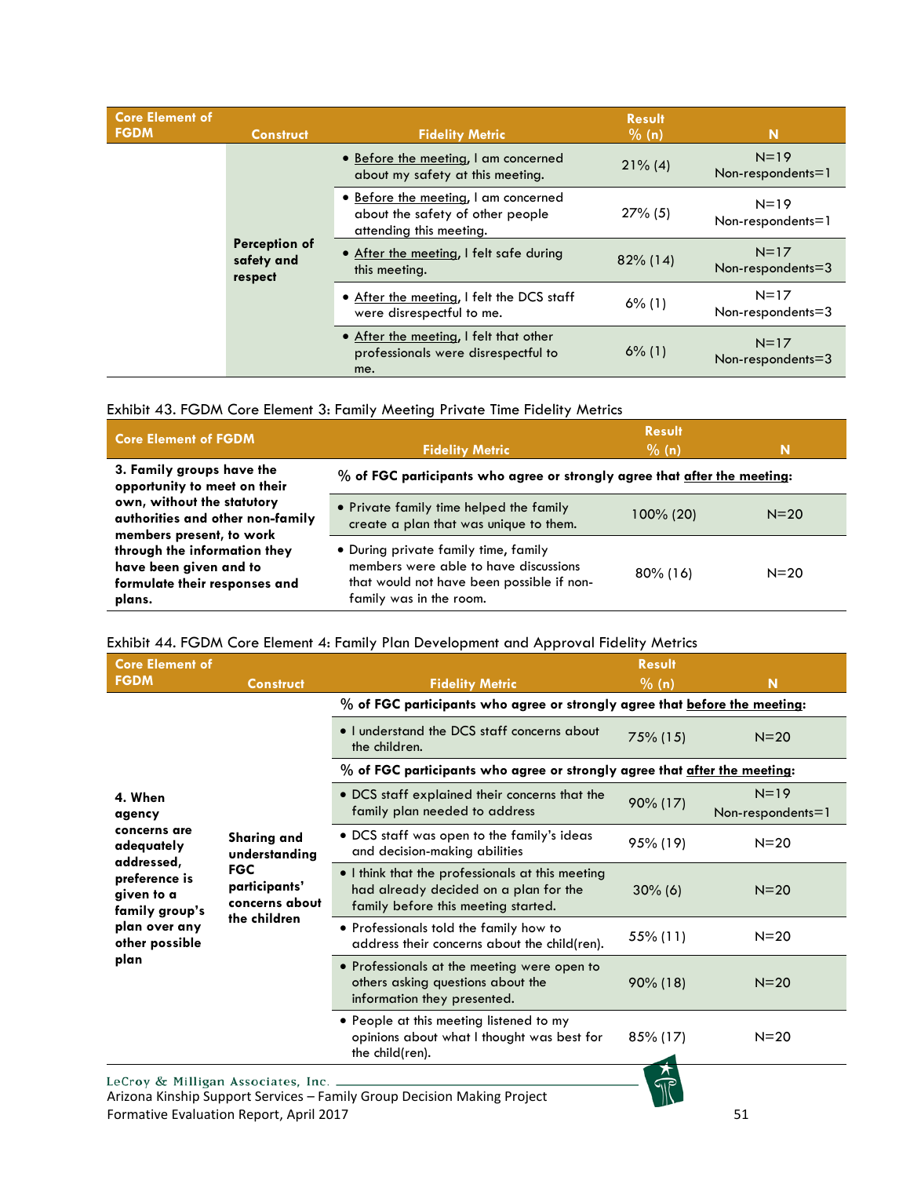| Core Element of FGDM | Construct | Fidelity Metric | Result % (n) | N |
|---|---|---|---|---|
| | Perception of safety and respect | • Before the meeting, I am concerned about my safety at this meeting. | 21% (4) | N=19 Non-respondents=1 |
| | | • Before the meeting, I am concerned about the safety of other people attending this meeting. | 27% (5) | N=19 Non-respondents=1 |
| | | • After the meeting, I felt safe during this meeting. | 82% (14) | N=17 Non-respondents=3 |
| | | • After the meeting, I felt the DCS staff were disrespectful to me. | 6% (1) | N=17 Non-respondents=3 |
| | | • After the meeting, I felt that other professionals were disrespectful to me. | 6% (1) | N=17 Non-respondents=3 |

Exhibit 43. FGDM Core Element 3: Family Meeting Private Time Fidelity Metrics

| Core Element of FGDM | Fidelity Metric | Result % (n) | N |
|---|---|---|---|
| **3. Family groups have the opportunity to meet on their own, without the statutory authorities and other non-family members present, to work through the information they have been given and to formulate their responses and plans.** | **% of FGC participants who agree or strongly agree that after the meeting:** | | |
| | • Private family time helped the family create a plan that was unique to them. | 100% (20) | N=20 |
| | • During private family time, family members were able to have discussions that would not have been possible if non-family was in the room. | 80% (16) | N=20 |

Exhibit 44. FGDM Core Element 4: Family Plan Development and Approval Fidelity Metrics

| Core Element of FGDM | Construct | Fidelity Metric | Result % (n) | N |
|---|---|---|---|---|
| **4. When agency concerns are adequately addressed, preference is given to a family group's plan over any other possible plan** | **Sharing and understanding FGC participants' concerns about the children** | **% of FGC participants who agree or strongly agree that before the meeting:** | | |
| | | • I understand the DCS staff concerns about the children. | 75% (15) | N=20 |
| | | **% of FGC participants who agree or strongly agree that after the meeting:** | | |
| | | • DCS staff explained their concerns that the family plan needed to address | 90% (17) | N=19 Non-respondents=1 |
| | | • DCS staff was open to the family's ideas and decision-making abilities | 95% (19) | N=20 |
| | | • I think that the professionals at this meeting had already decided on a plan for the family before this meeting started. | 30% (6) | N=20 |
| | | • Professionals told the family how to address their concerns about the child(ren). | 55% (11) | N=20 |
| | | • Professionals at the meeting were open to others asking questions about the information they presented. | 90% (18) | N=20 |
| | | • People at this meeting listened to my opinions about what I thought was best for the child(ren). | 85% (17) | N=20 |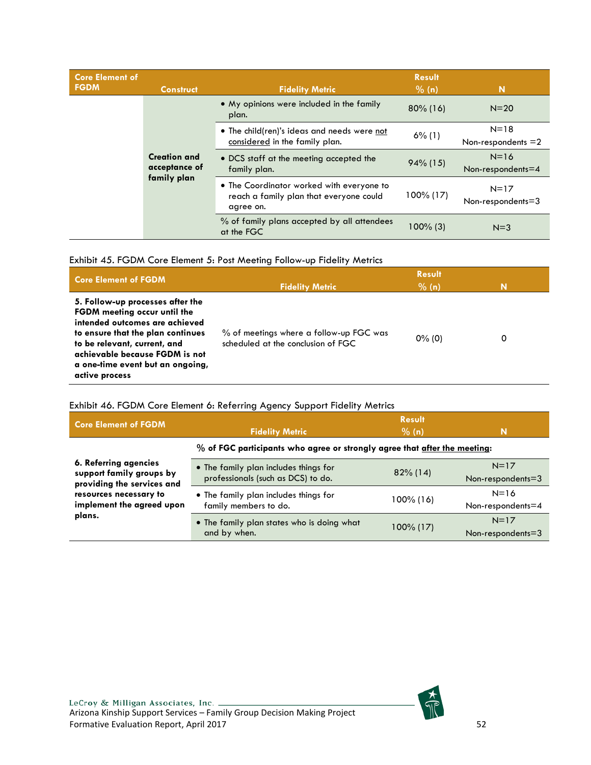| Core Element of FGDM | Construct | Fidelity Metric | Result % (n) | N |
|---|---|---|---|---|
| | Creation and acceptance of family plan | • My opinions were included in the family plan. | 80% (16) | N=20 |
| | | • The child(ren)'s ideas and needs were <u>not considered</u> in the family plan. | 6% (1) | N=18 Non-respondents =2 |
| | | • DCS staff at the meeting accepted the family plan. | 94% (15) | N=16 Non-respondents=4 |
| | | • The Coordinator worked with everyone to reach a family plan that everyone could agree on. | 100% (17) | N=17 Non-respondents=3 |
| | | % of family plans accepted by all attendees at the FGC | 100% (3) | N=3 |

Exhibit 45. FGDM Core Element 5: Post Meeting Follow-up Fidelity Metrics

| Core Element of FGDM | Fidelity Metric | Result % (n) | N |
|---|---|---|---|
| **5. Follow-up processes after the FGDM meeting occur until the intended outcomes are achieved to ensure that the plan continues to be relevant, current, and achievable because FGDM is not a one-time event but an ongoing, active process** | % of meetings where a follow-up FGC was scheduled at the conclusion of FGC | 0% (0) | 0 |

Exhibit 46. FGDM Core Element 6: Referring Agency Support Fidelity Metrics

| Core Element of FGDM | Fidelity Metric | Result % (n) | N |
|---|---|---|---|
| **6. Referring agencies support family groups by providing the services and resources necessary to implement the agreed upon plans.** | **% of FGC participants who agree or strongly agree that <u>after the meeting</u>:** | | |
| | • The family plan includes things for professionals (such as DCS) to do. | 82% (14) | N=17 Non-respondents=3 |
| | • The family plan includes things for family members to do. | 100% (16) | N=16 Non-respondents=4 |
| | • The family plan states who is doing what and by when. | 100% (17) | N=17 Non-respondents=3 |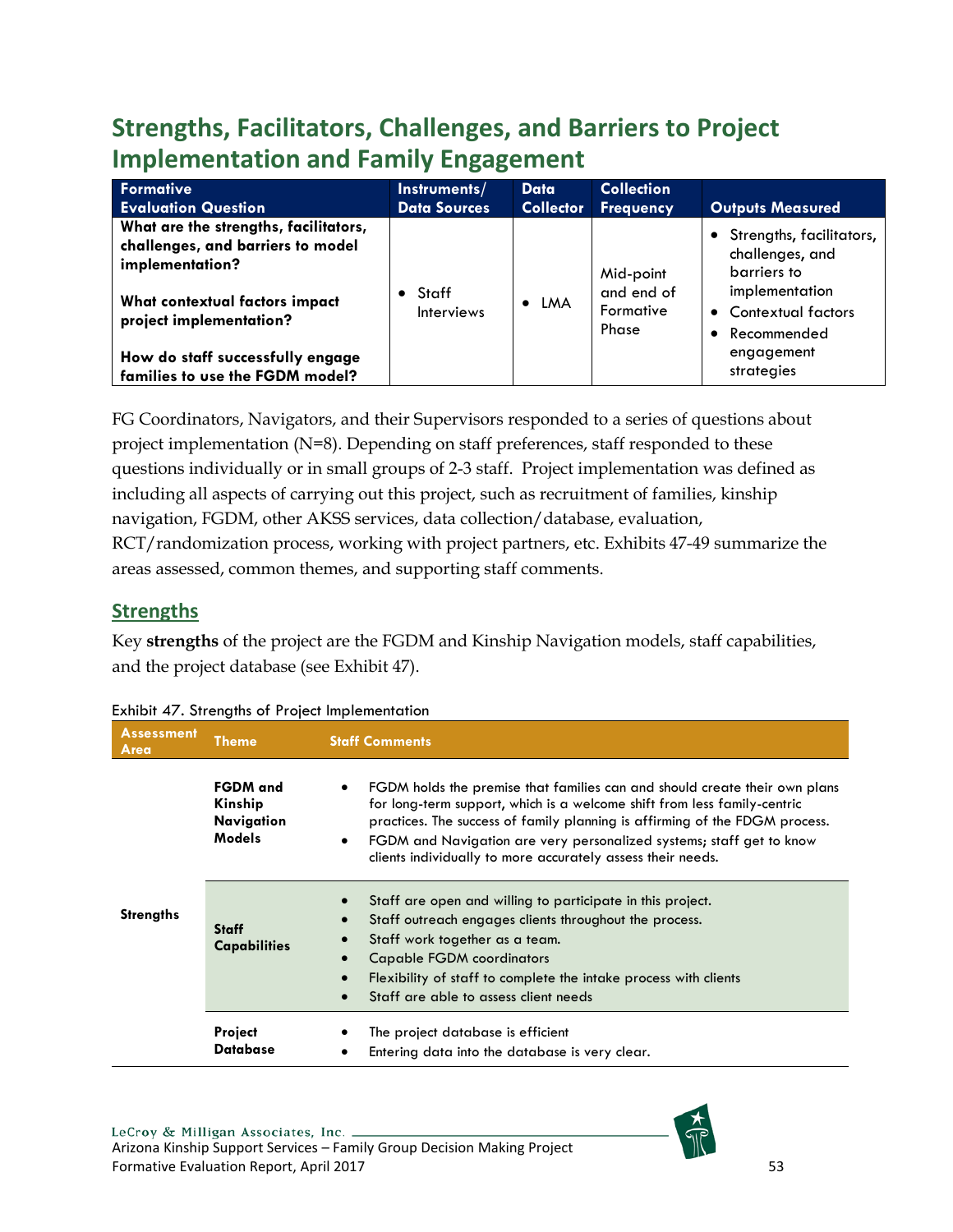# Strengths, Facilitators, Challenges, and Barriers to Project Implementation and Family Engagement

| Formative Evaluation Question | Instruments/ Data Sources | Data Collector | Collection Frequency | Outputs Measured |
|---|---|---|---|---|
| **What are the strengths, facilitators, challenges, and barriers to model implementation?**<br><br>**What contextual factors impact project implementation?**<br><br>**How do staff successfully engage families to use the FGDM model?** | • Staff Interviews | • LMA | Mid-point and end of Formative Phase | • Strengths, facilitators, challenges, and barriers to implementation<br>• Contextual factors<br>• Recommended engagement strategies |

FG Coordinators, Navigators, and their Supervisors responded to a series of questions about project implementation (N=8). Depending on staff preferences, staff responded to these questions individually or in small groups of 2-3 staff. Project implementation was defined as including all aspects of carrying out this project, such as recruitment of families, kinship navigation, FGDM, other AKSS services, data collection/database, evaluation, RCT/randomization process, working with project partners, etc. Exhibits 47-49 summarize the areas assessed, common themes, and supporting staff comments.

## Strengths

Key **strengths** of the project are the FGDM and Kinship Navigation models, staff capabilities, and the project database (see Exhibit 47).

Exhibit 47. Strengths of Project Implementation

| Assessment Area | Theme | Staff Comments |
|---|---|---|
| **Strengths** | **FGDM and Kinship Navigation Models** | • FGDM holds the premise that families can and should create their own plans for long-term support, which is a welcome shift from less family-centric practices. The success of family planning is affirming of the FDGM process.<br>• FGDM and Navigation are very personalized systems; staff get to know clients individually to more accurately assess their needs. |
| | **Staff Capabilities** | • Staff are open and willing to participate in this project.<br>• Staff outreach engages clients throughout the process.<br>• Staff work together as a team.<br>• Capable FGDM coordinators<br>• Flexibility of staff to complete the intake process with clients<br>• Staff are able to assess client needs |
| | **Project Database** | • The project database is efficient<br>• Entering data into the database is very clear. |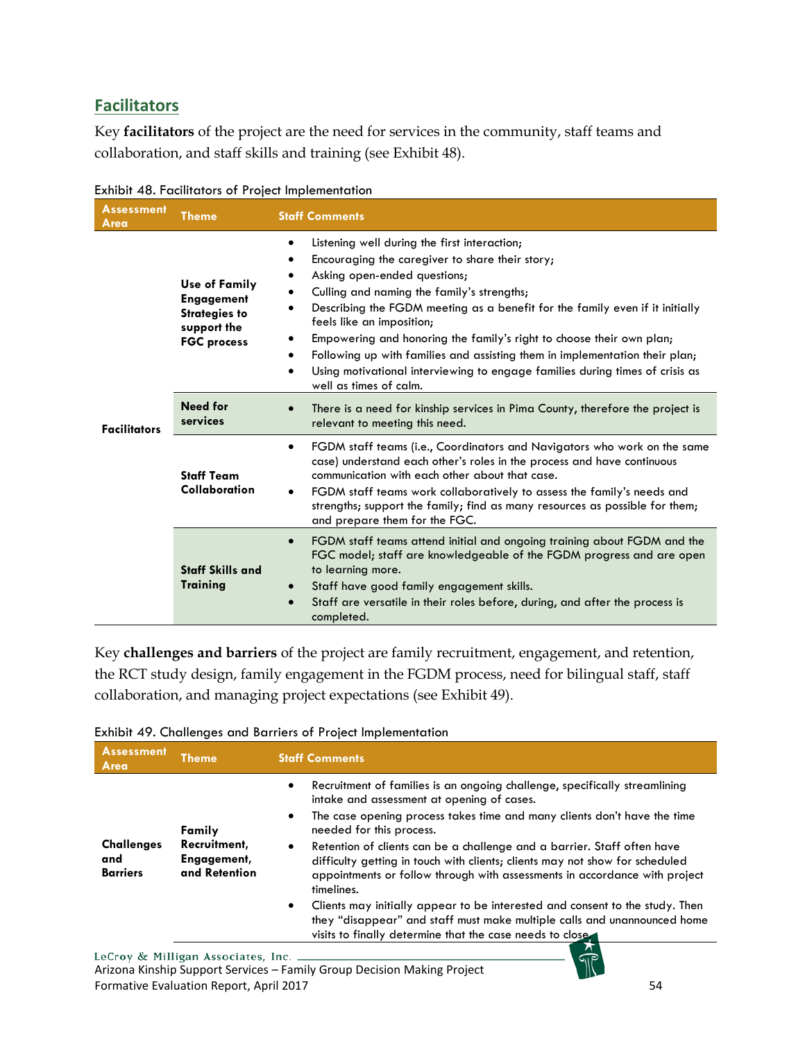## Facilitators

Key **facilitators** of the project are the need for services in the community, staff teams and collaboration, and staff skills and training (see Exhibit 48).

Exhibit 48. Facilitators of Project Implementation

| Assessment Area | Theme | Staff Comments |
|---|---|---|
| Facilitators | **Use of Family Engagement Strategies to support the FGC process** | • Listening well during the first interaction;<br>• Encouraging the caregiver to share their story;<br>• Asking open-ended questions;<br>• Culling and naming the family's strengths;<br>• Describing the FGDM meeting as a benefit for the family even if it initially feels like an imposition;<br>• Empowering and honoring the family's right to choose their own plan;<br>• Following up with families and assisting them in implementation their plan;<br>• Using motivational interviewing to engage families during times of crisis as well as times of calm. |
| | **Need for services** | • There is a need for kinship services in Pima County, therefore the project is relevant to meeting this need. |
| | **Staff Team Collaboration** | • FGDM staff teams (i.e., Coordinators and Navigators who work on the same case) understand each other's roles in the process and have continuous communication with each other about that case.<br>• FGDM staff teams work collaboratively to assess the family's needs and strengths; support the family; find as many resources as possible for them; and prepare them for the FGC. |
| | **Staff Skills and Training** | • FGDM staff teams attend initial and ongoing training about FGDM and the FGC model; staff are knowledgeable of the FGDM progress and are open to learning more.<br>• Staff have good family engagement skills.<br>• Staff are versatile in their roles before, during, and after the process is completed. |

Key **challenges and barriers** of the project are family recruitment, engagement, and retention, the RCT study design, family engagement in the FGDM process, need for bilingual staff, staff collaboration, and managing project expectations (see Exhibit 49).

Exhibit 49. Challenges and Barriers of Project Implementation

| Assessment Area | Theme | Staff Comments |
|---|---|---|
| **Challenges and Barriers** | **Family Recruitment, Engagement, and Retention** | • Recruitment of families is an ongoing challenge, specifically streamlining intake and assessment at opening of cases.<br>• The case opening process takes time and many clients don't have the time needed for this process.<br>• Retention of clients can be a challenge and a barrier. Staff often have difficulty getting in touch with clients; clients may not show for scheduled appointments or follow through with assessments in accordance with project timelines.<br>• Clients may initially appear to be interested and consent to the study. Then they "disappear" and staff must make multiple calls and unannounced home visits to finally determine that the case needs to close. |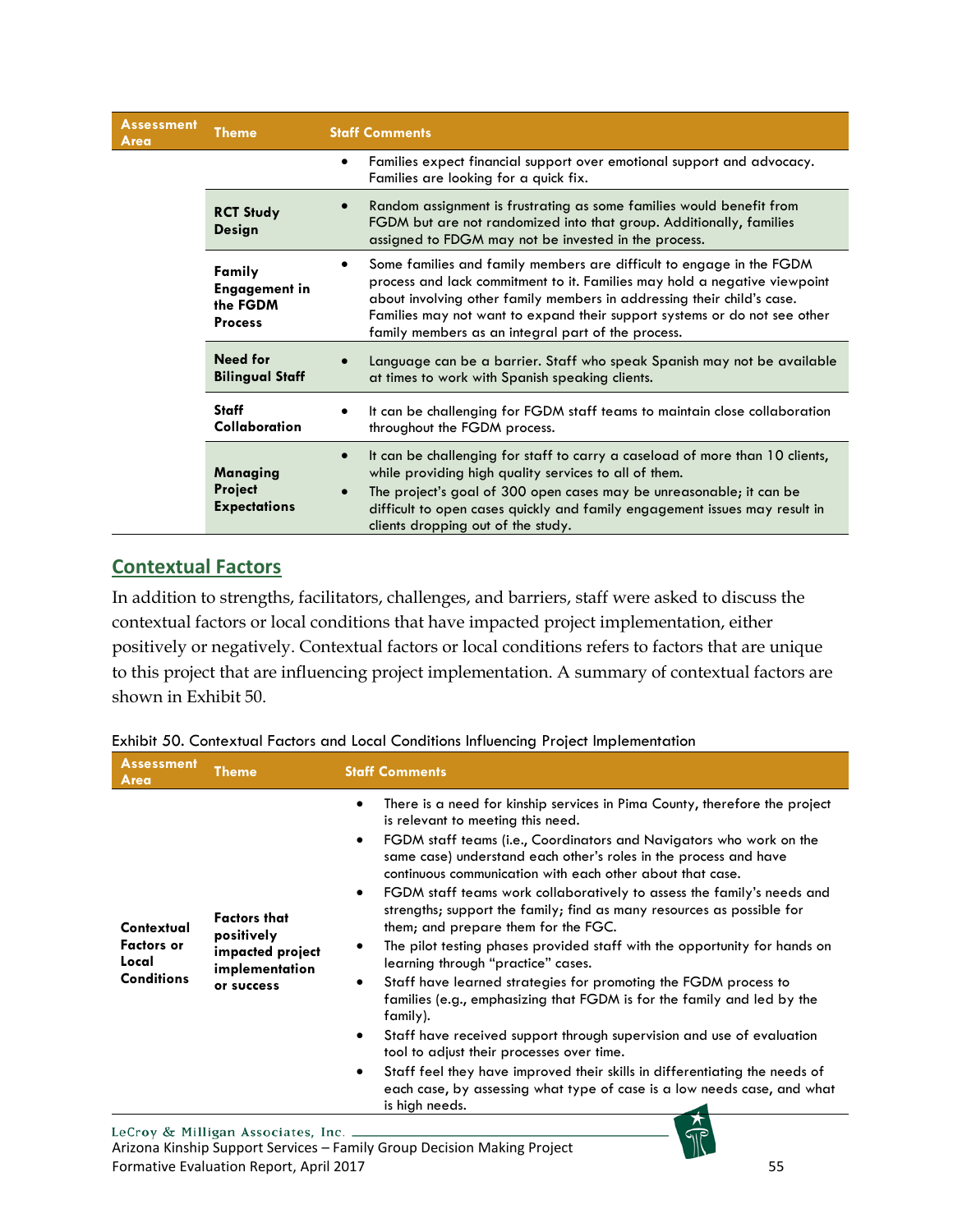| Assessment Area | Theme | Staff Comments |
|---|---|---|
| | | • Families expect financial support over emotional support and advocacy. Families are looking for a quick fix. |
| | **RCT Study Design** | • Random assignment is frustrating as some families would benefit from FGDM but are not randomized into that group. Additionally, families assigned to FDGM may not be invested in the process. |
| | **Family Engagement in the FGDM Process** | • Some families and family members are difficult to engage in the FGDM process and lack commitment to it. Families may hold a negative viewpoint about involving other family members in addressing their child's case. Families may not want to expand their support systems or do not see other family members as an integral part of the process. |
| | **Need for Bilingual Staff** | • Language can be a barrier. Staff who speak Spanish may not be available at times to work with Spanish speaking clients. |
| | **Staff Collaboration** | • It can be challenging for FGDM staff teams to maintain close collaboration throughout the FGDM process. |
| | **Managing Project Expectations** | • It can be challenging for staff to carry a caseload of more than 10 clients, while providing high quality services to all of them.<br>• The project's goal of 300 open cases may be unreasonable; it can be difficult to open cases quickly and family engagement issues may result in clients dropping out of the study. |

## Contextual Factors

In addition to strengths, facilitators, challenges, and barriers, staff were asked to discuss the contextual factors or local conditions that have impacted project implementation, either positively or negatively. Contextual factors or local conditions refers to factors that are unique to this project that are influencing project implementation. A summary of contextual factors are shown in Exhibit 50.

Exhibit 50. Contextual Factors and Local Conditions Influencing Project Implementation

| Assessment Area | Theme | Staff Comments |
|---|---|---|
| **Contextual Factors or Local Conditions** | **Factors that positively impacted project implementation or success** | • There is a need for kinship services in Pima County, therefore the project is relevant to meeting this need.<br>• FGDM staff teams (i.e., Coordinators and Navigators who work on the same case) understand each other's roles in the process and have continuous communication with each other about that case.<br>• FGDM staff teams work collaboratively to assess the family's needs and strengths; support the family; find as many resources as possible for them; and prepare them for the FGC.<br>• The pilot testing phases provided staff with the opportunity for hands on learning through "practice" cases.<br>• Staff have learned strategies for promoting the FGDM process to families (e.g., emphasizing that FGDM is for the family and led by the family).<br>• Staff have received support through supervision and use of evaluation tool to adjust their processes over time.<br>• Staff feel they have improved their skills in differentiating the needs of each case, by assessing what type of case is a low needs case, and what is high needs. |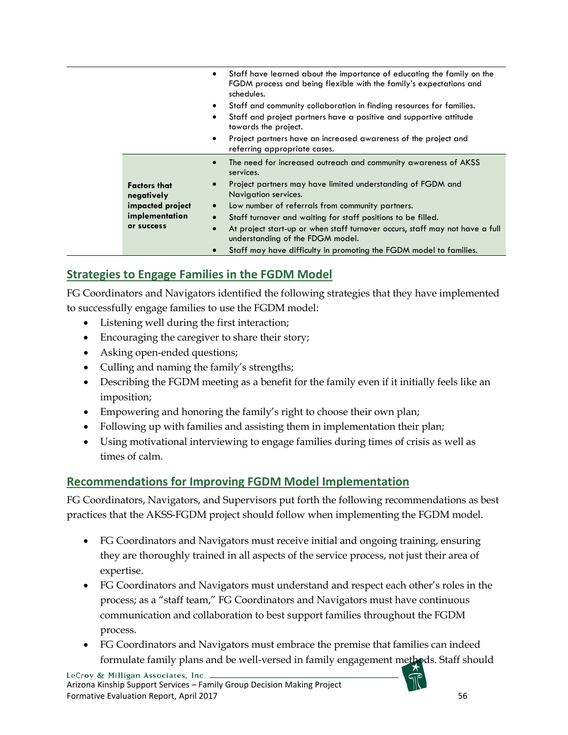| | |
|---|---|
| | • Staff have learned about the importance of educating the family on the FGDM process and being flexible with the family's expectations and schedules.<br>• Staff and community collaboration in finding resources for families.<br>• Staff and project partners have a positive and supportive attitude towards the project.<br>• Project partners have an increased awareness of the project and referring appropriate cases. |
| **Factors that negatively impacted project implementation or success** | • The need for increased outreach and community awareness of AKSS services.<br>• Project partners may have limited understanding of FGDM and Navigation services.<br>• Low number of referrals from community partners.<br>• Staff turnover and waiting for staff positions to be filled.<br>• At project start-up or when staff turnover occurs, staff may not have a full understanding of the FDGM model.<br>• Staff may have difficulty in promoting the FGDM model to families. |

## Strategies to Engage Families in the FGDM Model

FG Coordinators and Navigators identified the following strategies that they have implemented to successfully engage families to use the FGDM model:

- Listening well during the first interaction;
- Encouraging the caregiver to share their story;
- Asking open-ended questions;
- Culling and naming the family's strengths;
- Describing the FGDM meeting as a benefit for the family even if it initially feels like an imposition;
- Empowering and honoring the family's right to choose their own plan;
- Following up with families and assisting them in implementation their plan;
- Using motivational interviewing to engage families during times of crisis as well as times of calm.

## Recommendations for Improving FGDM Model Implementation

FG Coordinators, Navigators, and Supervisors put forth the following recommendations as best practices that the AKSS-FGDM project should follow when implementing the FGDM model.

- FG Coordinators and Navigators must receive initial and ongoing training, ensuring they are thoroughly trained in all aspects of the service process, not just their area of expertise.
- FG Coordinators and Navigators must understand and respect each other's roles in the process; as a "staff team," FG Coordinators and Navigators must have continuous communication and collaboration to best support families throughout the FGDM process.
- FG Coordinators and Navigators must embrace the premise that families can indeed formulate family plans and be well-versed in family engagement methods. Staff should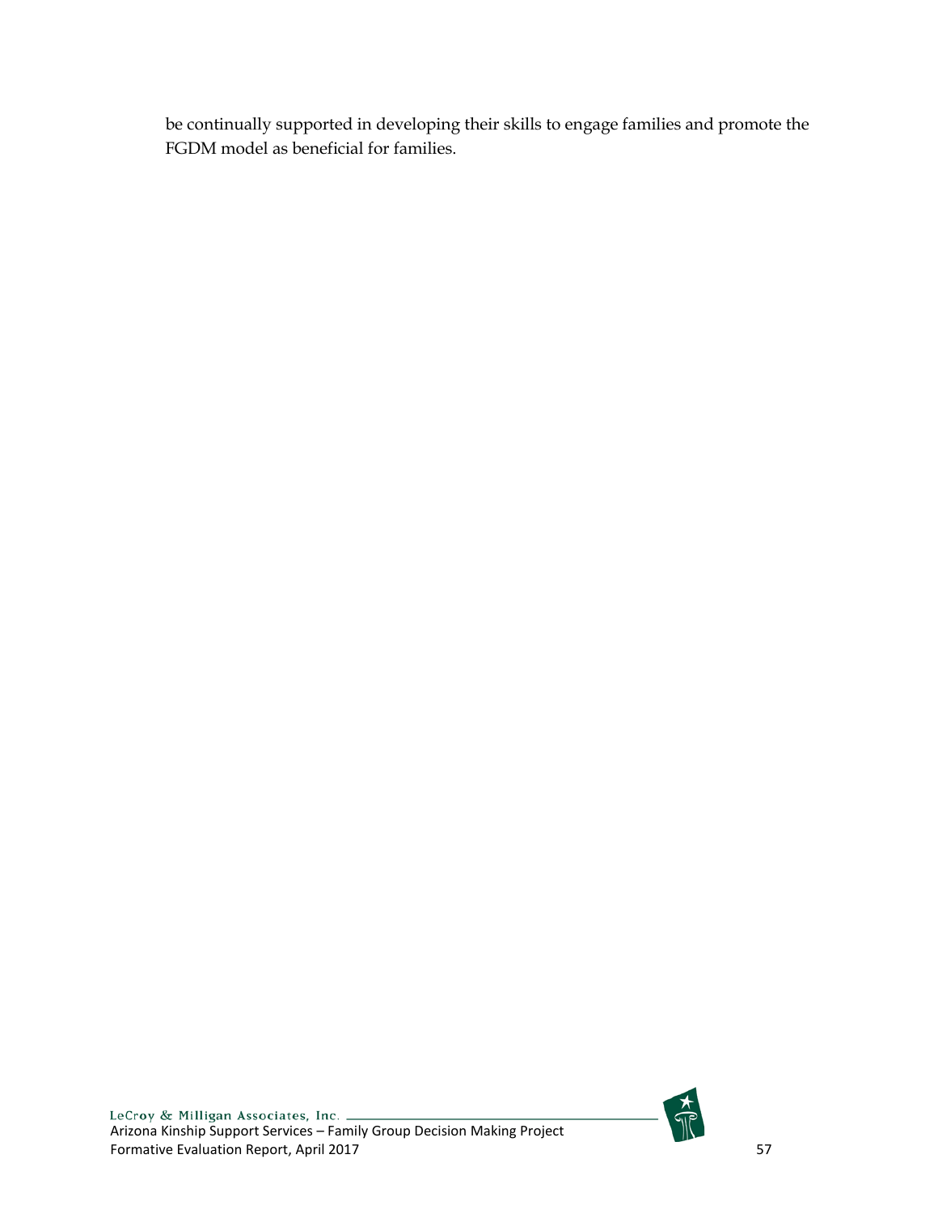be continually supported in developing their skills to engage families and promote the FGDM model as beneficial for families.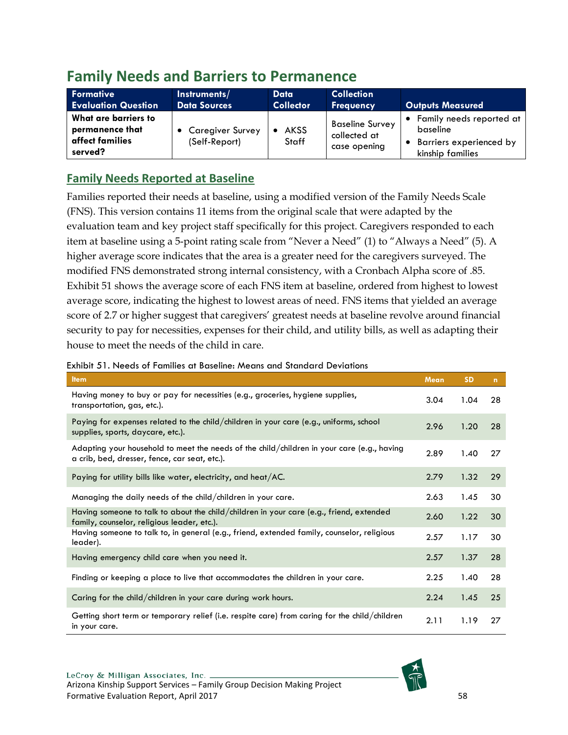# Family Needs and Barriers to Permanence

| Formative Evaluation Question | Instruments/ Data Sources | Data Collector | Collection Frequency | Outputs Measured |
|---|---|---|---|---|
| **What are barriers to permanence that affect families served?** | • Caregiver Survey (Self-Report) | • AKSS Staff | Baseline Survey collected at case opening | • Family needs reported at baseline<br>• Barriers experienced by kinship families |

## Family Needs Reported at Baseline

Families reported their needs at baseline, using a modified version of the Family Needs Scale (FNS). This version contains 11 items from the original scale that were adapted by the evaluation team and key project staff specifically for this project. Caregivers responded to each item at baseline using a 5-point rating scale from "Never a Need" (1) to "Always a Need" (5). A higher average score indicates that the area is a greater need for the caregivers surveyed. The modified FNS demonstrated strong internal consistency, with a Cronbach Alpha score of .85. Exhibit 51 shows the average score of each FNS item at baseline, ordered from highest to lowest average score, indicating the highest to lowest areas of need. FNS items that yielded an average score of 2.7 or higher suggest that caregivers' greatest needs at baseline revolve around financial security to pay for necessities, expenses for their child, and utility bills, as well as adapting their house to meet the needs of the child in care.

Exhibit 51. Needs of Families at Baseline: Means and Standard Deviations

| Item | Mean | SD | n |
|---|---|---|---|
| Having money to buy or pay for necessities (e.g., groceries, hygiene supplies, transportation, gas, etc.). | 3.04 | 1.04 | 28 |
| Paying for expenses related to the child/children in your care (e.g., uniforms, school supplies, sports, daycare, etc.). | 2.96 | 1.20 | 28 |
| Adapting your household to meet the needs of the child/children in your care (e.g., having a crib, bed, dresser, fence, car seat, etc.). | 2.89 | 1.40 | 27 |
| Paying for utility bills like water, electricity, and heat/AC. | 2.79 | 1.32 | 29 |
| Managing the daily needs of the child/children in your care. | 2.63 | 1.45 | 30 |
| Having someone to talk to about the child/children in your care (e.g., friend, extended family, counselor, religious leader, etc.). | 2.60 | 1.22 | 30 |
| Having someone to talk to, in general (e.g., friend, extended family, counselor, religious leader). | 2.57 | 1.17 | 30 |
| Having emergency child care when you need it. | 2.57 | 1.37 | 28 |
| Finding or keeping a place to live that accommodates the children in your care. | 2.25 | 1.40 | 28 |
| Caring for the child/children in your care during work hours. | 2.24 | 1.45 | 25 |
| Getting short term or temporary relief (i.e. respite care) from caring for the child/children in your care. | 2.11 | 1.19 | 27 |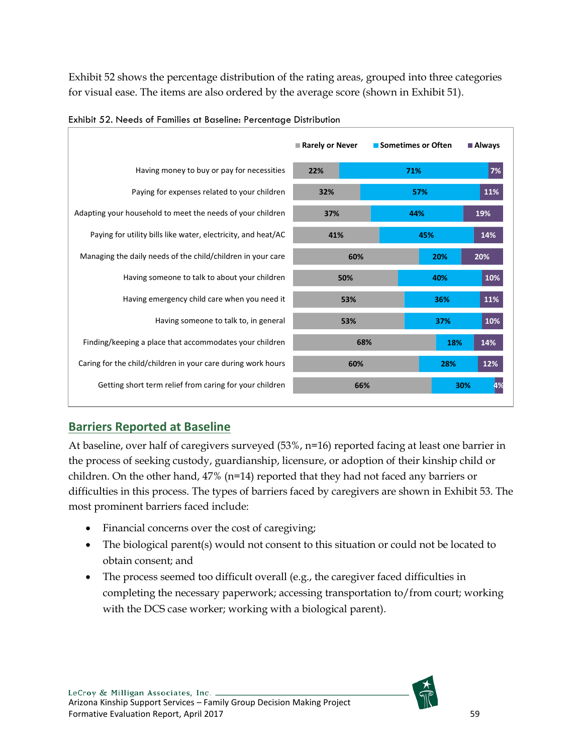Exhibit 52 shows the percentage distribution of the rating areas, grouped into three categories for visual ease. The items are also ordered by the average score (shown in Exhibit 51).

Exhibit 52. Needs of Families at Baseline: Percentage Distribution

| | Rarely or Never | Sometimes or Often | Always |
|---|---|---|---|
| Having money to buy or pay for necessities | 22% | 71% | 7% |
| Paying for expenses related to your children | 32% | 57% | 11% |
| Adapting your household to meet the needs of your children | 37% | 44% | 19% |
| Paying for utility bills like water, electricity, and heat/AC | 41% | 45% | 14% |
| Managing the daily needs of the child/children in your care | 60% | 20% | 20% |
| Having someone to talk to about your children | 50% | 40% | 10% |
| Having emergency child care when you need it | 53% | 36% | 11% |
| Having someone to talk to, in general | 53% | 37% | 10% |
| Finding/keeping a place that accommodates your children | 68% | 18% | 14% |
| Caring for the child/children in your care during work hours | 60% | 28% | 12% |
| Getting short term relief from caring for your children | 66% | 30% | 4% |

## Barriers Reported at Baseline

At baseline, over half of caregivers surveyed (53%, n=16) reported facing at least one barrier in the process of seeking custody, guardianship, licensure, or adoption of their kinship child or children. On the other hand, 47% (n=14) reported that they had not faced any barriers or difficulties in this process. The types of barriers faced by caregivers are shown in Exhibit 53. The most prominent barriers faced include:

- Financial concerns over the cost of caregiving;
- The biological parent(s) would not consent to this situation or could not be located to obtain consent; and
- The process seemed too difficult overall (e.g., the caregiver faced difficulties in completing the necessary paperwork; accessing transportation to/from court; working with the DCS case worker; working with a biological parent).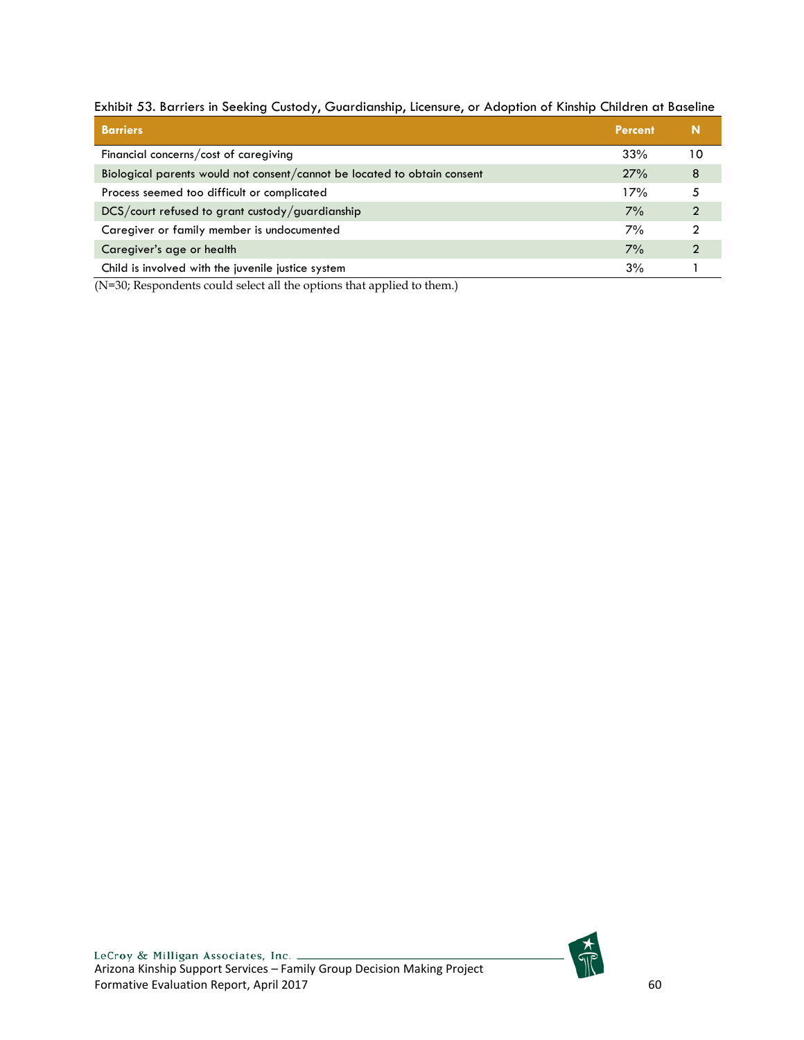Exhibit 53. Barriers in Seeking Custody, Guardianship, Licensure, or Adoption of Kinship Children at Baseline

| Barriers | Percent | N |
|---|---|---|
| Financial concerns/cost of caregiving | 33% | 10 |
| Biological parents would not consent/cannot be located to obtain consent | 27% | 8 |
| Process seemed too difficult or complicated | 17% | 5 |
| DCS/court refused to grant custody/guardianship | 7% | 2 |
| Caregiver or family member is undocumented | 7% | 2 |
| Caregiver's age or health | 7% | 2 |
| Child is involved with the juvenile justice system | 3% | 1 |

(N=30; Respondents could select all the options that applied to them.)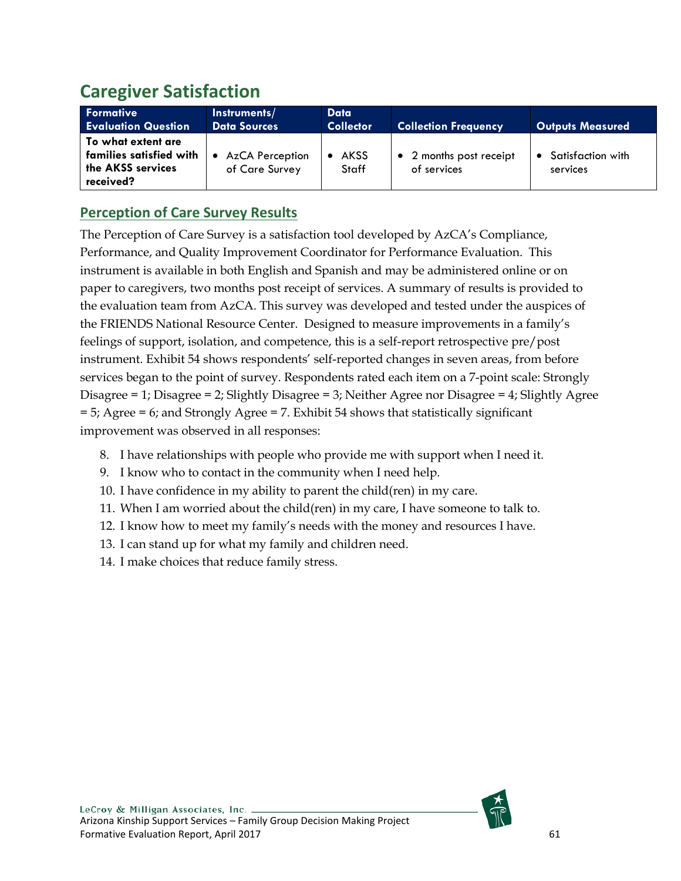## Caregiver Satisfaction

| Formative Evaluation Question | Instruments/ Data Sources | Data Collector | Collection Frequency | Outputs Measured |
|---|---|---|---|---|
| **To what extent are families satisfied with the AKSS services received?** | • AzCA Perception of Care Survey | • AKSS Staff | • 2 months post receipt of services | • Satisfaction with services |

### Perception of Care Survey Results

The Perception of Care Survey is a satisfaction tool developed by AzCA's Compliance, Performance, and Quality Improvement Coordinator for Performance Evaluation. This instrument is available in both English and Spanish and may be administered online or on paper to caregivers, two months post receipt of services. A summary of results is provided to the evaluation team from AzCA. This survey was developed and tested under the auspices of the FRIENDS National Resource Center. Designed to measure improvements in a family's feelings of support, isolation, and competence, this is a self-report retrospective pre/post instrument. Exhibit 54 shows respondents' self-reported changes in seven areas, from before services began to the point of survey. Respondents rated each item on a 7-point scale: Strongly Disagree = 1; Disagree = 2; Slightly Disagree = 3; Neither Agree nor Disagree = 4; Slightly Agree = 5; Agree = 6; and Strongly Agree = 7. Exhibit 54 shows that statistically significant improvement was observed in all responses:

8. I have relationships with people who provide me with support when I need it.
9. I know who to contact in the community when I need help.
10. I have confidence in my ability to parent the child(ren) in my care.
11. When I am worried about the child(ren) in my care, I have someone to talk to.
12. I know how to meet my family's needs with the money and resources I have.
13. I can stand up for what my family and children need.
14. I make choices that reduce family stress.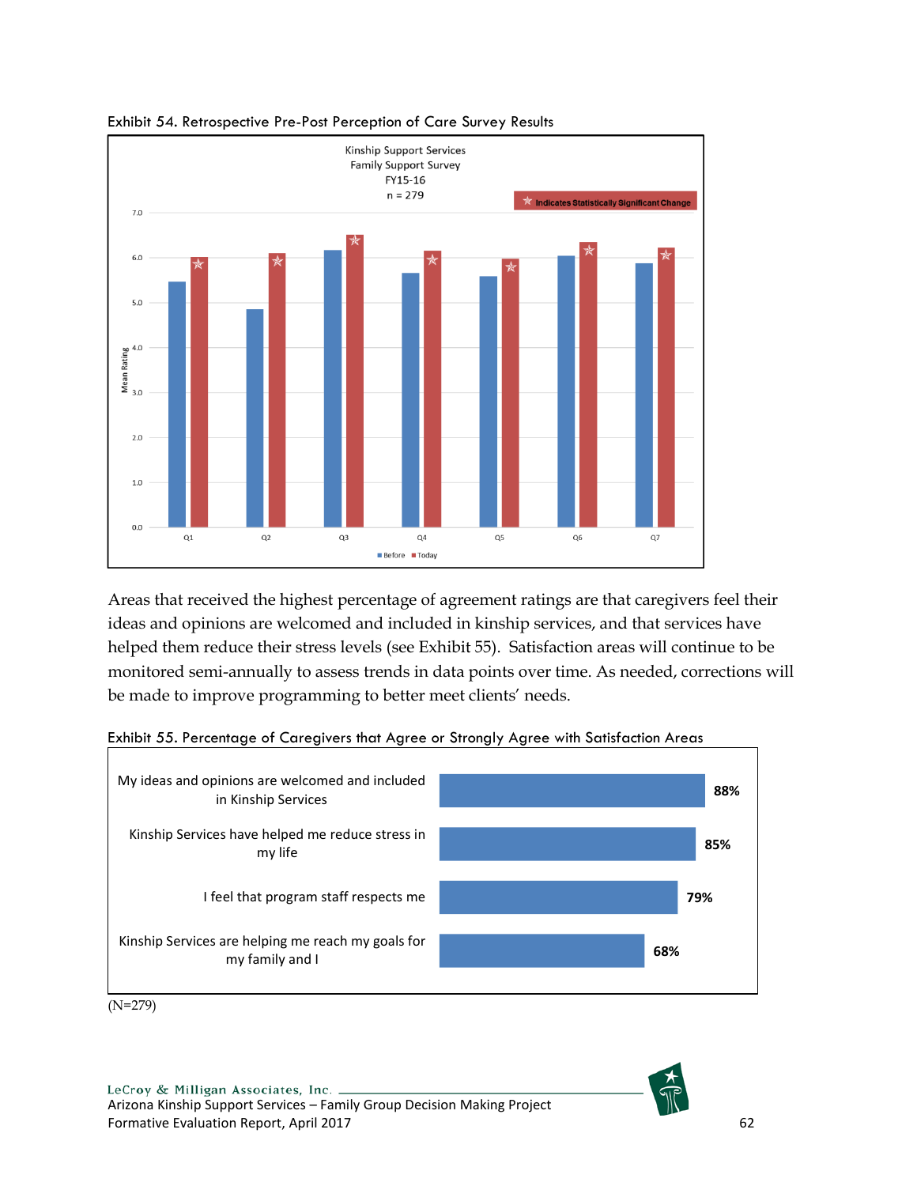Exhibit 54. Retrospective Pre-Post Perception of Care Survey Results

Areas that received the highest percentage of agreement ratings are that caregivers feel their ideas and opinions are welcomed and included in kinship services, and that services have helped them reduce their stress levels (see Exhibit 55). Satisfaction areas will continue to be monitored semi-annually to assess trends in data points over time. As needed, corrections will be made to improve programming to better meet clients' needs.

Exhibit 55. Percentage of Caregivers that Agree or Strongly Agree with Satisfaction Areas

| Satisfaction Area | Percentage |
|---|---|
| My ideas and opinions are welcomed and included in Kinship Services | 88% |
| Kinship Services have helped me reduce stress in my life | 85% |
| I feel that program staff respects me | 79% |
| Kinship Services are helping me reach my goals for my family and I | 68% |

(N=279)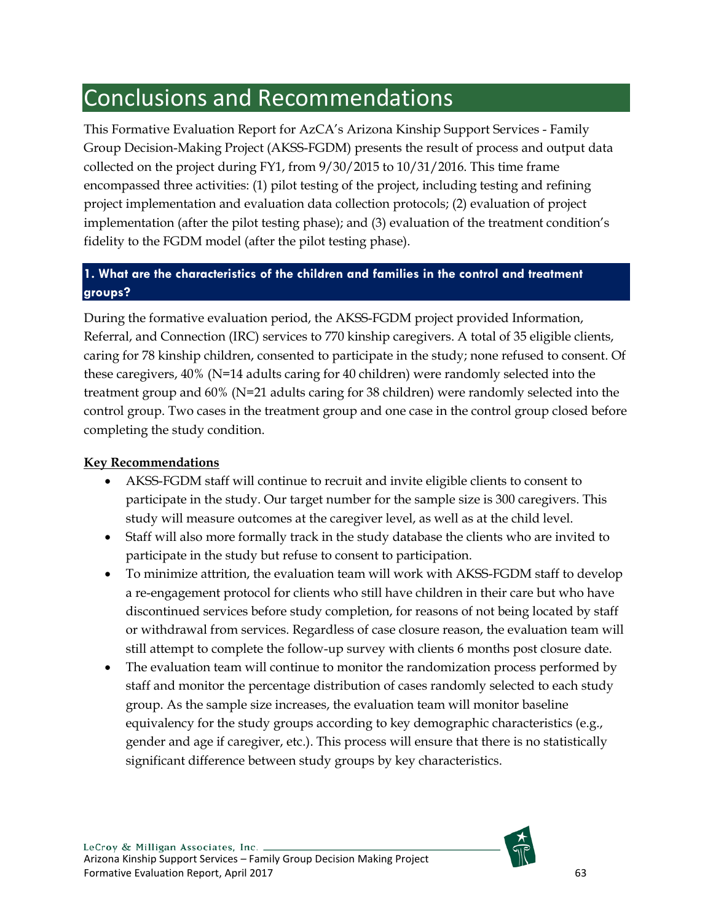# Conclusions and Recommendations

This Formative Evaluation Report for AzCA's Arizona Kinship Support Services - Family Group Decision-Making Project (AKSS-FGDM) presents the result of process and output data collected on the project during FY1, from 9/30/2015 to 10/31/2016. This time frame encompassed three activities: (1) pilot testing of the project, including testing and refining project implementation and evaluation data collection protocols; (2) evaluation of project implementation (after the pilot testing phase); and (3) evaluation of the treatment condition's fidelity to the FGDM model (after the pilot testing phase).

### 1. What are the characteristics of the children and families in the control and treatment groups?

During the formative evaluation period, the AKSS-FGDM project provided Information, Referral, and Connection (IRC) services to 770 kinship caregivers. A total of 35 eligible clients, caring for 78 kinship children, consented to participate in the study; none refused to consent. Of these caregivers, 40% (N=14 adults caring for 40 children) were randomly selected into the treatment group and 60% (N=21 adults caring for 38 children) were randomly selected into the control group. Two cases in the treatment group and one case in the control group closed before completing the study condition.

**Key Recommendations**

- AKSS-FGDM staff will continue to recruit and invite eligible clients to consent to participate in the study. Our target number for the sample size is 300 caregivers. This study will measure outcomes at the caregiver level, as well as at the child level.
- Staff will also more formally track in the study database the clients who are invited to participate in the study but refuse to consent to participation.
- To minimize attrition, the evaluation team will work with AKSS-FGDM staff to develop a re-engagement protocol for clients who still have children in their care but who have discontinued services before study completion, for reasons of not being located by staff or withdrawal from services. Regardless of case closure reason, the evaluation team will still attempt to complete the follow-up survey with clients 6 months post closure date.
- The evaluation team will continue to monitor the randomization process performed by staff and monitor the percentage distribution of cases randomly selected to each study group. As the sample size increases, the evaluation team will monitor baseline equivalency for the study groups according to key demographic characteristics (e.g., gender and age if caregiver, etc.). This process will ensure that there is no statistically significant difference between study groups by key characteristics.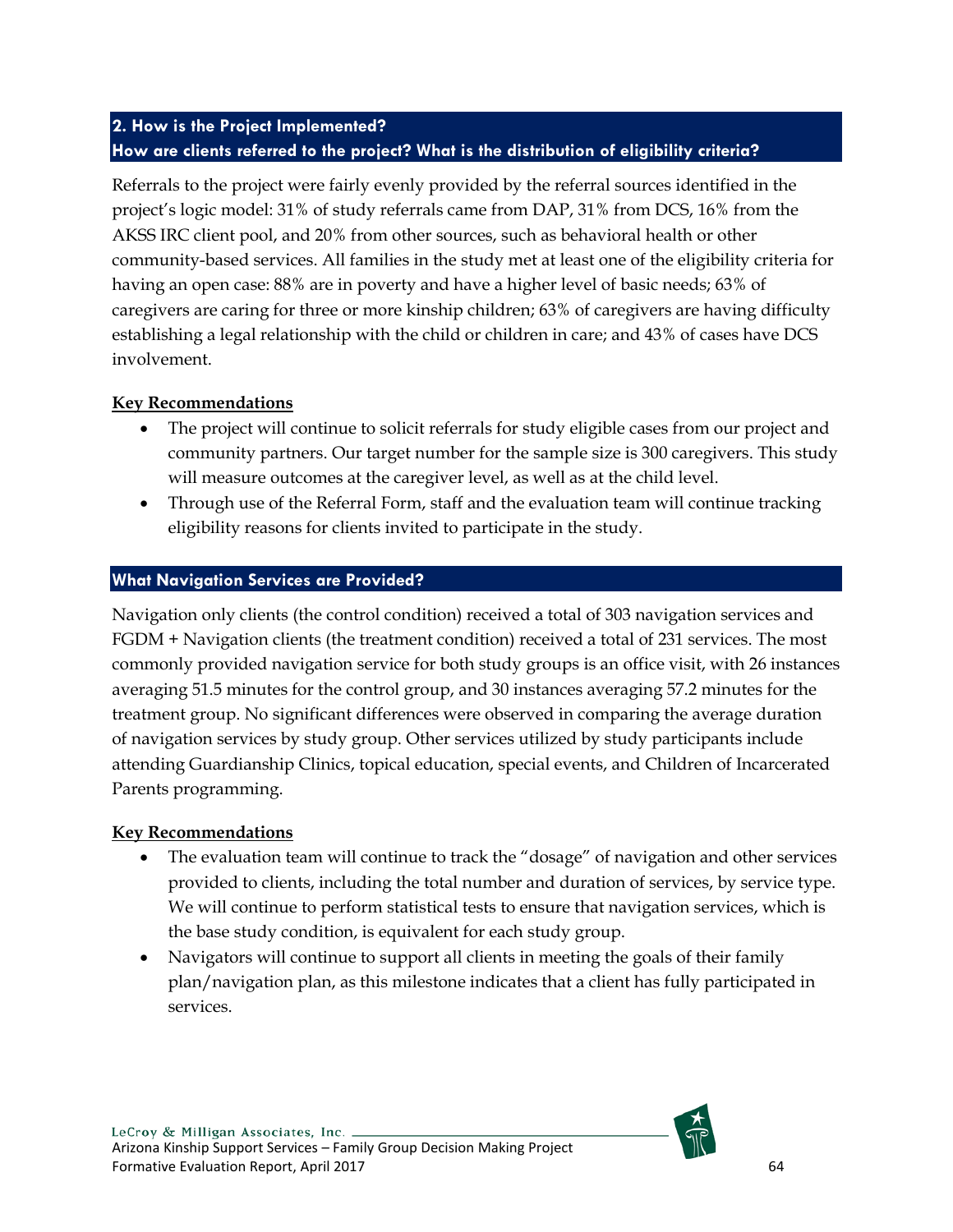## 2. How is the Project Implemented?

### How are clients referred to the project? What is the distribution of eligibility criteria?

Referrals to the project were fairly evenly provided by the referral sources identified in the project's logic model: 31% of study referrals came from DAP, 31% from DCS, 16% from the AKSS IRC client pool, and 20% from other sources, such as behavioral health or other community-based services. All families in the study met at least one of the eligibility criteria for having an open case: 88% are in poverty and have a higher level of basic needs; 63% of caregivers are caring for three or more kinship children; 63% of caregivers are having difficulty establishing a legal relationship with the child or children in care; and 43% of cases have DCS involvement.

**Key Recommendations**

- The project will continue to solicit referrals for study eligible cases from our project and community partners. Our target number for the sample size is 300 caregivers. This study will measure outcomes at the caregiver level, as well as at the child level.
- Through use of the Referral Form, staff and the evaluation team will continue tracking eligibility reasons for clients invited to participate in the study.

### What Navigation Services are Provided?

Navigation only clients (the control condition) received a total of 303 navigation services and FGDM + Navigation clients (the treatment condition) received a total of 231 services. The most commonly provided navigation service for both study groups is an office visit, with 26 instances averaging 51.5 minutes for the control group, and 30 instances averaging 57.2 minutes for the treatment group. No significant differences were observed in comparing the average duration of navigation services by study group. Other services utilized by study participants include attending Guardianship Clinics, topical education, special events, and Children of Incarcerated Parents programming.

**Key Recommendations**

- The evaluation team will continue to track the "dosage" of navigation and other services provided to clients, including the total number and duration of services, by service type. We will continue to perform statistical tests to ensure that navigation services, which is the base study condition, is equivalent for each study group.
- Navigators will continue to support all clients in meeting the goals of their family plan/navigation plan, as this milestone indicates that a client has fully participated in services.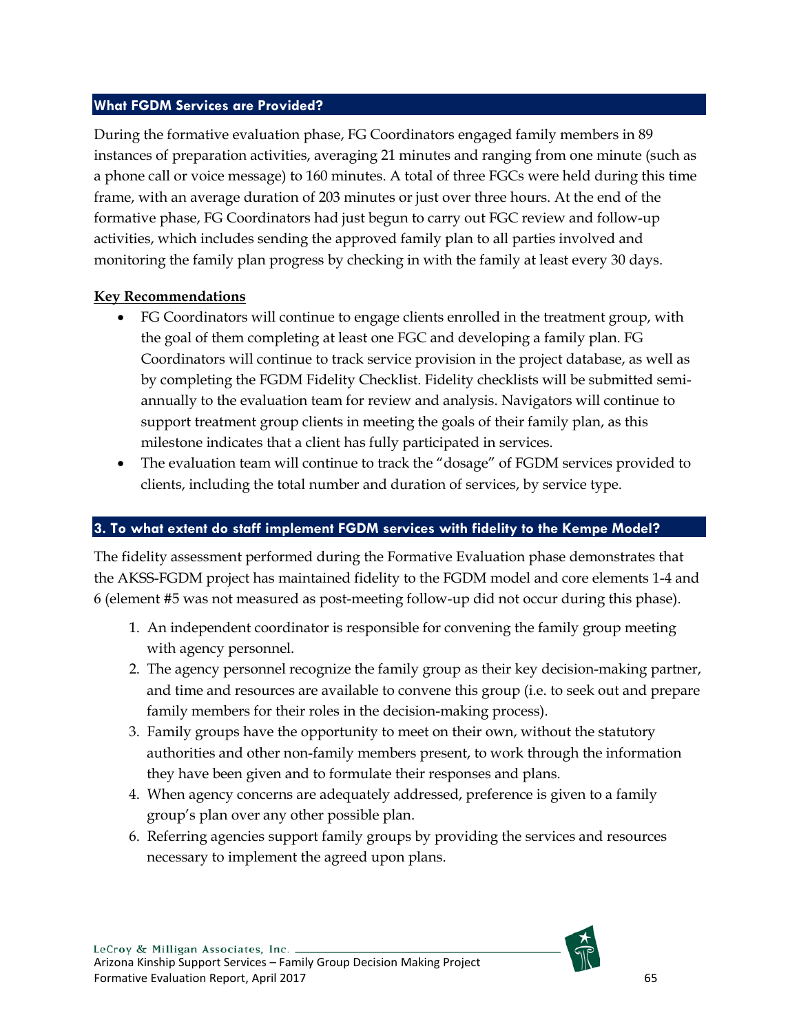## What FGDM Services are Provided?

During the formative evaluation phase, FG Coordinators engaged family members in 89 instances of preparation activities, averaging 21 minutes and ranging from one minute (such as a phone call or voice message) to 160 minutes. A total of three FGCs were held during this time frame, with an average duration of 203 minutes or just over three hours. At the end of the formative phase, FG Coordinators had just begun to carry out FGC review and follow-up activities, which includes sending the approved family plan to all parties involved and monitoring the family plan progress by checking in with the family at least every 30 days.

**Key Recommendations**

- FG Coordinators will continue to engage clients enrolled in the treatment group, with the goal of them completing at least one FGC and developing a family plan. FG Coordinators will continue to track service provision in the project database, as well as by completing the FGDM Fidelity Checklist. Fidelity checklists will be submitted semi-annually to the evaluation team for review and analysis. Navigators will continue to support treatment group clients in meeting the goals of their family plan, as this milestone indicates that a client has fully participated in services.
- The evaluation team will continue to track the "dosage" of FGDM services provided to clients, including the total number and duration of services, by service type.

## 3. To what extent do staff implement FGDM services with fidelity to the Kempe Model?

The fidelity assessment performed during the Formative Evaluation phase demonstrates that the AKSS-FGDM project has maintained fidelity to the FGDM model and core elements 1-4 and 6 (element #5 was not measured as post-meeting follow-up did not occur during this phase).

1. An independent coordinator is responsible for convening the family group meeting with agency personnel.
2. The agency personnel recognize the family group as their key decision-making partner, and time and resources are available to convene this group (i.e. to seek out and prepare family members for their roles in the decision-making process).
3. Family groups have the opportunity to meet on their own, without the statutory authorities and other non-family members present, to work through the information they have been given and to formulate their responses and plans.
4. When agency concerns are adequately addressed, preference is given to a family group's plan over any other possible plan.

6. Referring agencies support family groups by providing the services and resources necessary to implement the agreed upon plans.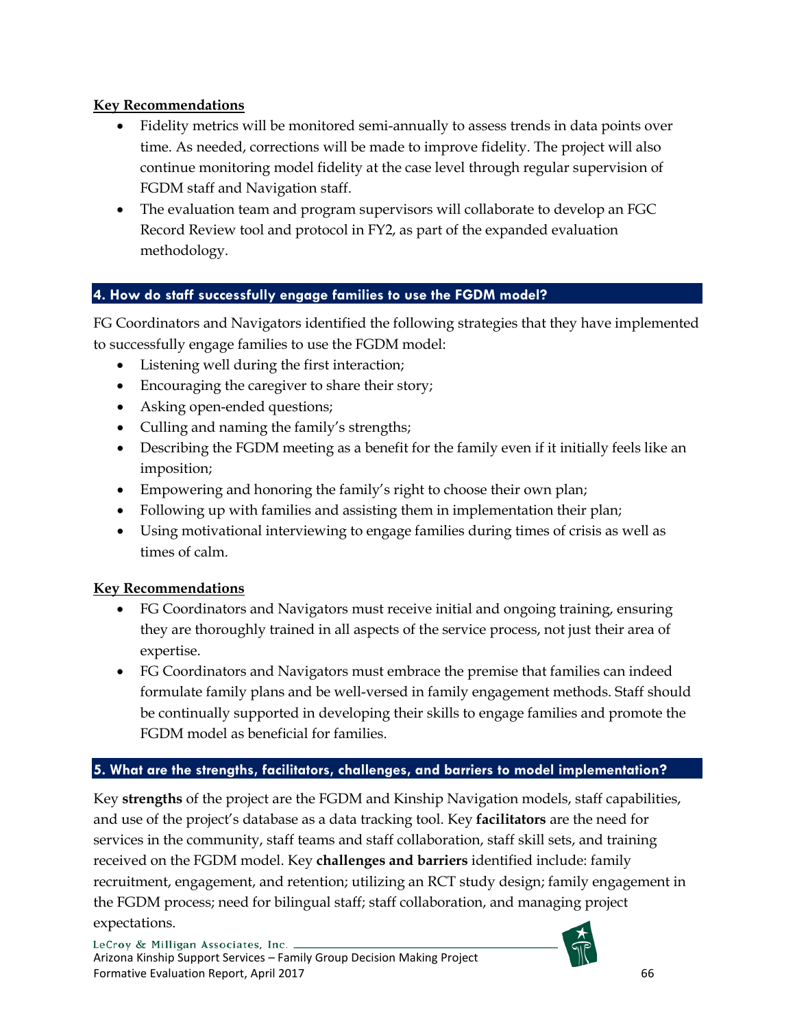**Key Recommendations**

- Fidelity metrics will be monitored semi-annually to assess trends in data points over time. As needed, corrections will be made to improve fidelity. The project will also continue monitoring model fidelity at the case level through regular supervision of FGDM staff and Navigation staff.
- The evaluation team and program supervisors will collaborate to develop an FGC Record Review tool and protocol in FY2, as part of the expanded evaluation methodology.

## 4. How do staff successfully engage families to use the FGDM model?

FG Coordinators and Navigators identified the following strategies that they have implemented to successfully engage families to use the FGDM model:

- Listening well during the first interaction;
- Encouraging the caregiver to share their story;
- Asking open-ended questions;
- Culling and naming the family's strengths;
- Describing the FGDM meeting as a benefit for the family even if it initially feels like an imposition;
- Empowering and honoring the family's right to choose their own plan;
- Following up with families and assisting them in implementation their plan;
- Using motivational interviewing to engage families during times of crisis as well as times of calm.

**Key Recommendations**

- FG Coordinators and Navigators must receive initial and ongoing training, ensuring they are thoroughly trained in all aspects of the service process, not just their area of expertise.
- FG Coordinators and Navigators must embrace the premise that families can indeed formulate family plans and be well-versed in family engagement methods. Staff should be continually supported in developing their skills to engage families and promote the FGDM model as beneficial for families.

## 5. What are the strengths, facilitators, challenges, and barriers to model implementation?

Key **strengths** of the project are the FGDM and Kinship Navigation models, staff capabilities, and use of the project's database as a data tracking tool. Key **facilitators** are the need for services in the community, staff teams and staff collaboration, staff skill sets, and training received on the FGDM model. Key **challenges and barriers** identified include: family recruitment, engagement, and retention; utilizing an RCT study design; family engagement in the FGDM process; need for bilingual staff; staff collaboration, and managing project expectations.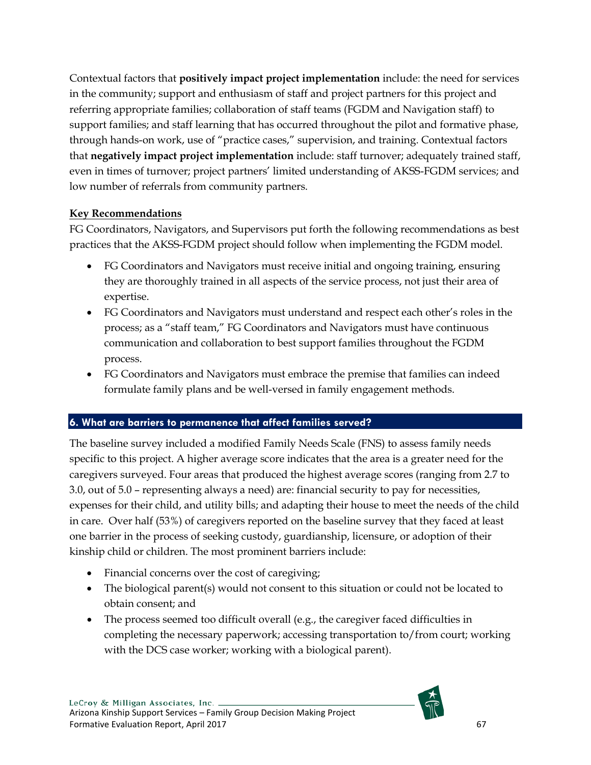Contextual factors that **positively impact project implementation** include: the need for services in the community; support and enthusiasm of staff and project partners for this project and referring appropriate families; collaboration of staff teams (FGDM and Navigation staff) to support families; and staff learning that has occurred throughout the pilot and formative phase, through hands-on work, use of "practice cases," supervision, and training. Contextual factors that **negatively impact project implementation** include: staff turnover; adequately trained staff, even in times of turnover; project partners' limited understanding of AKSS-FGDM services; and low number of referrals from community partners.

**Key Recommendations**

FG Coordinators, Navigators, and Supervisors put forth the following recommendations as best practices that the AKSS-FGDM project should follow when implementing the FGDM model.

- FG Coordinators and Navigators must receive initial and ongoing training, ensuring they are thoroughly trained in all aspects of the service process, not just their area of expertise.
- FG Coordinators and Navigators must understand and respect each other's roles in the process; as a "staff team," FG Coordinators and Navigators must have continuous communication and collaboration to best support families throughout the FGDM process.
- FG Coordinators and Navigators must embrace the premise that families can indeed formulate family plans and be well-versed in family engagement methods.

### 6. What are barriers to permanence that affect families served?

The baseline survey included a modified Family Needs Scale (FNS) to assess family needs specific to this project. A higher average score indicates that the area is a greater need for the caregivers surveyed. Four areas that produced the highest average scores (ranging from 2.7 to 3.0, out of 5.0 – representing always a need) are: financial security to pay for necessities, expenses for their child, and utility bills; and adapting their house to meet the needs of the child in care. Over half (53%) of caregivers reported on the baseline survey that they faced at least one barrier in the process of seeking custody, guardianship, licensure, or adoption of their kinship child or children. The most prominent barriers include:

- Financial concerns over the cost of caregiving;
- The biological parent(s) would not consent to this situation or could not be located to obtain consent; and
- The process seemed too difficult overall (e.g., the caregiver faced difficulties in completing the necessary paperwork; accessing transportation to/from court; working with the DCS case worker; working with a biological parent).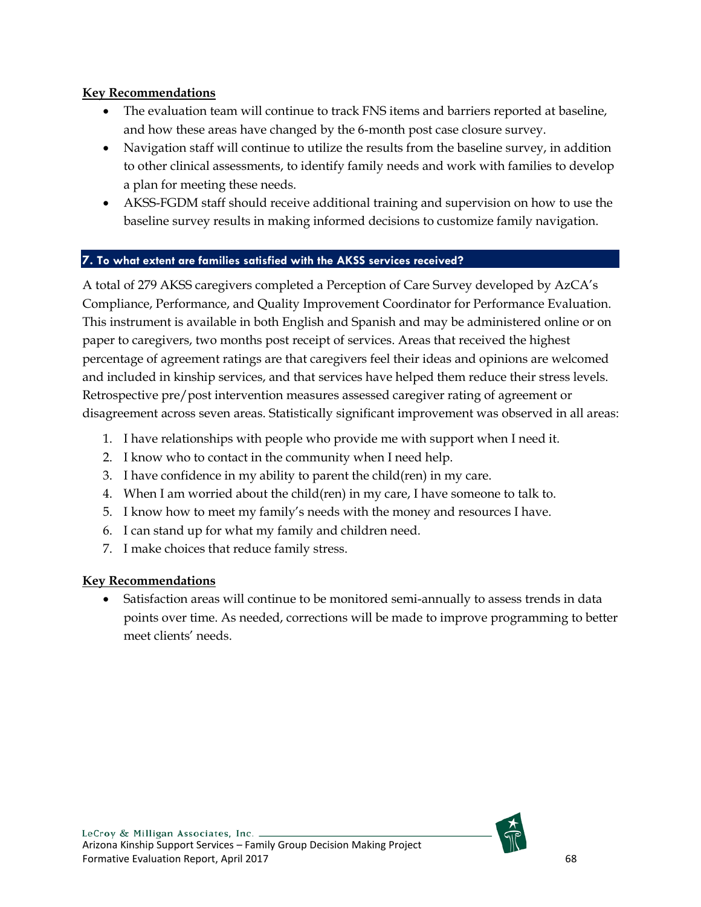**Key Recommendations**

- The evaluation team will continue to track FNS items and barriers reported at baseline, and how these areas have changed by the 6-month post case closure survey.
- Navigation staff will continue to utilize the results from the baseline survey, in addition to other clinical assessments, to identify family needs and work with families to develop a plan for meeting these needs.
- AKSS-FGDM staff should receive additional training and supervision on how to use the baseline survey results in making informed decisions to customize family navigation.

## 7. To what extent are families satisfied with the AKSS services received?

A total of 279 AKSS caregivers completed a Perception of Care Survey developed by AzCA's Compliance, Performance, and Quality Improvement Coordinator for Performance Evaluation. This instrument is available in both English and Spanish and may be administered online or on paper to caregivers, two months post receipt of services. Areas that received the highest percentage of agreement ratings are that caregivers feel their ideas and opinions are welcomed and included in kinship services, and that services have helped them reduce their stress levels. Retrospective pre/post intervention measures assessed caregiver rating of agreement or disagreement across seven areas. Statistically significant improvement was observed in all areas:

1. I have relationships with people who provide me with support when I need it.
2. I know who to contact in the community when I need help.
3. I have confidence in my ability to parent the child(ren) in my care.
4. When I am worried about the child(ren) in my care, I have someone to talk to.
5. I know how to meet my family's needs with the money and resources I have.
6. I can stand up for what my family and children need.
7. I make choices that reduce family stress.

**Key Recommendations**

- Satisfaction areas will continue to be monitored semi-annually to assess trends in data points over time. As needed, corrections will be made to improve programming to better meet clients' needs.